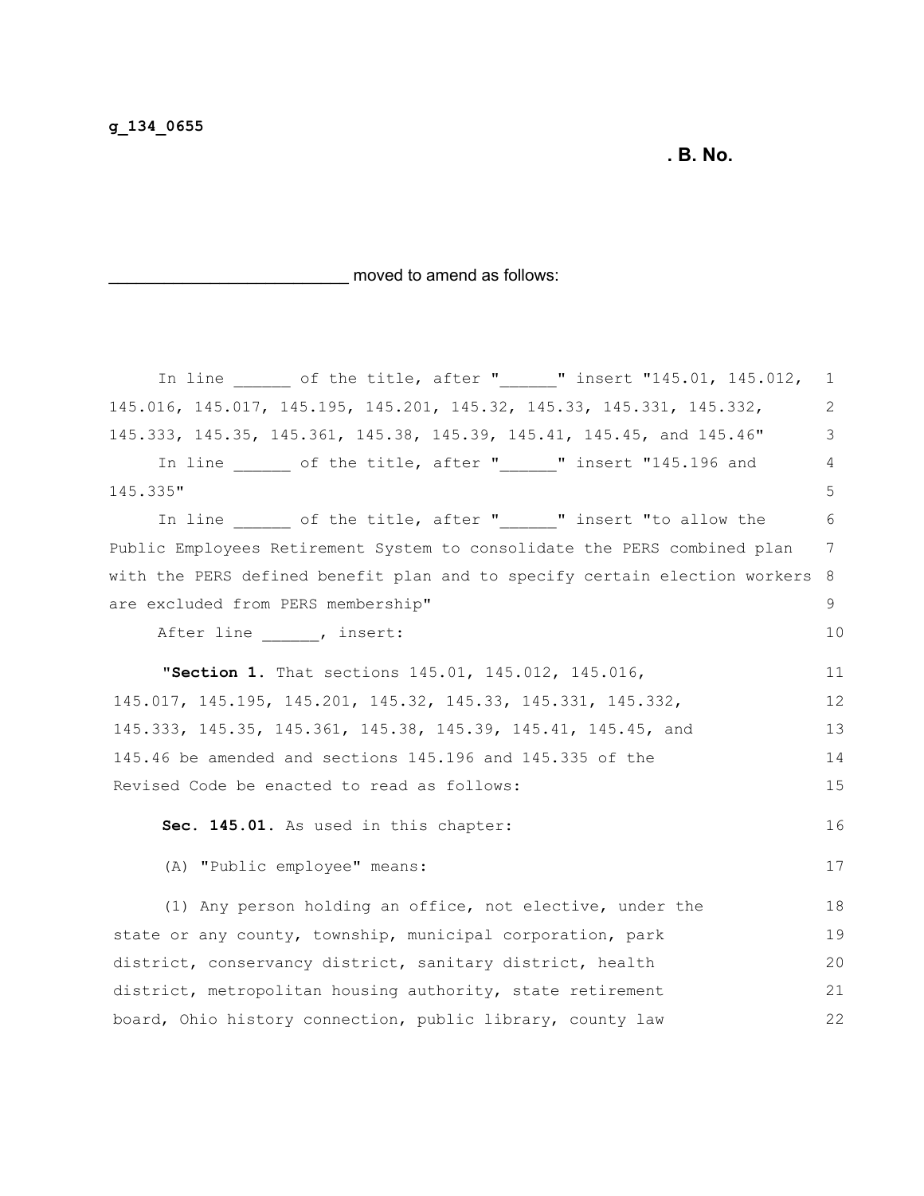g_134_0655

**. B. No.**

__________________________ moved to amend as follows:

In line ______ of the title, after "______" insert "145.01, 145.012, 145.016, 145.017, 145.195, 145.201, 145.32, 145.33, 145.331, 145.332, 145.333, 145.35, 145.361, 145.38, 145.39, 145.41, 145.45, and 145.46"

In line ______ of the title, after "______" insert "145.196 and 145.335"

In line ______ of the title, after "______" insert "to allow the Public Employees Retirement System to consolidate the PERS combined plan with the PERS defined benefit plan and to specify certain election workers are excluded from PERS membership"

After line ______, insert:

"**Section 1.** That sections 145.01, 145.012, 145.016, 145.017, 145.195, 145.201, 145.32, 145.33, 145.331, 145.332, 145.333, 145.35, 145.361, 145.38, 145.39, 145.41, 145.45, and 145.46 be amended and sections 145.196 and 145.335 of the Revised Code be enacted to read as follows:

**Sec. 145.01.** As used in this chapter:

(A) "Public employee" means:

(1) Any person holding an office, not elective, under the state or any county, township, municipal corporation, park district, conservancy district, sanitary district, health district, metropolitan housing authority, state retirement board, Ohio history connection, public library, county law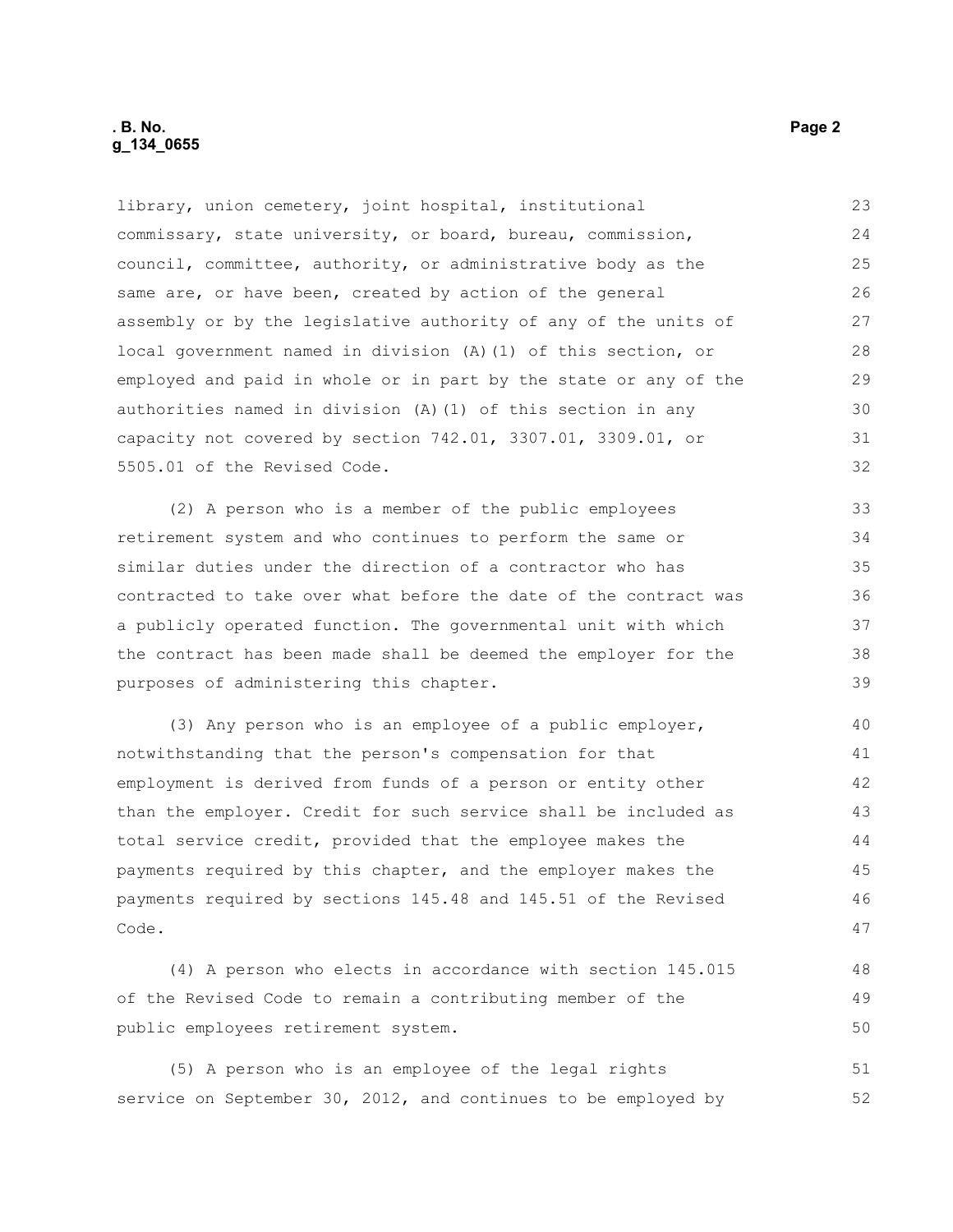library, union cemetery, joint hospital, institutional commissary, state university, or board, bureau, commission, council, committee, authority, or administrative body as the same are, or have been, created by action of the general assembly or by the legislative authority of any of the units of local government named in division (A)(1) of this section, or employed and paid in whole or in part by the state or any of the authorities named in division (A)(1) of this section in any capacity not covered by section 742.01, 3307.01, 3309.01, or 5505.01 of the Revised Code.

(2) A person who is a member of the public employees retirement system and who continues to perform the same or similar duties under the direction of a contractor who has contracted to take over what before the date of the contract was a publicly operated function. The governmental unit with which the contract has been made shall be deemed the employer for the purposes of administering this chapter.

(3) Any person who is an employee of a public employer, notwithstanding that the person's compensation for that employment is derived from funds of a person or entity other than the employer. Credit for such service shall be included as total service credit, provided that the employee makes the payments required by this chapter, and the employer makes the payments required by sections 145.48 and 145.51 of the Revised Code.

(4) A person who elects in accordance with section 145.015 of the Revised Code to remain a contributing member of the public employees retirement system.

(5) A person who is an employee of the legal rights service on September 30, 2012, and continues to be employed by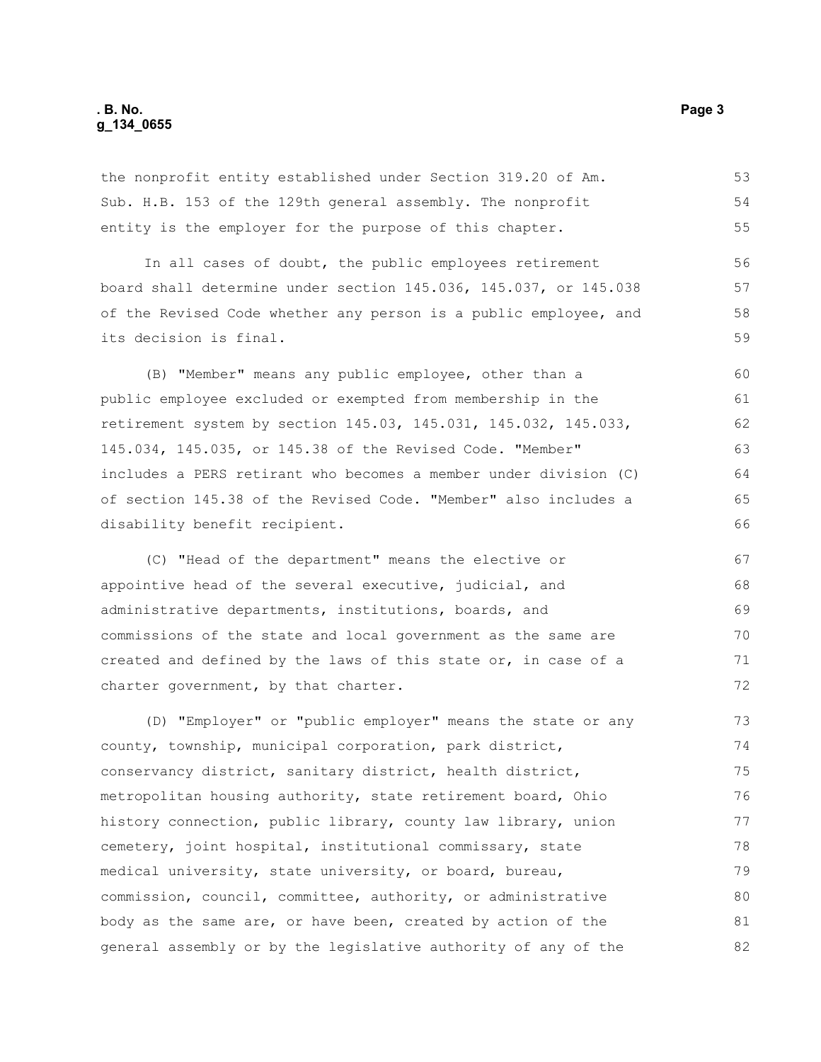the nonprofit entity established under Section 319.20 of Am. Sub. H.B. 153 of the 129th general assembly. The nonprofit entity is the employer for the purpose of this chapter.

In all cases of doubt, the public employees retirement board shall determine under section 145.036, 145.037, or 145.038 of the Revised Code whether any person is a public employee, and its decision is final.

(B) "Member" means any public employee, other than a public employee excluded or exempted from membership in the retirement system by section 145.03, 145.031, 145.032, 145.033, 145.034, 145.035, or 145.38 of the Revised Code. "Member" includes a PERS retirant who becomes a member under division (C) of section 145.38 of the Revised Code. "Member" also includes a disability benefit recipient.

(C) "Head of the department" means the elective or appointive head of the several executive, judicial, and administrative departments, institutions, boards, and commissions of the state and local government as the same are created and defined by the laws of this state or, in case of a charter government, by that charter.

(D) "Employer" or "public employer" means the state or any county, township, municipal corporation, park district, conservancy district, sanitary district, health district, metropolitan housing authority, state retirement board, Ohio history connection, public library, county law library, union cemetery, joint hospital, institutional commissary, state medical university, state university, or board, bureau, commission, council, committee, authority, or administrative body as the same are, or have been, created by action of the general assembly or by the legislative authority of any of the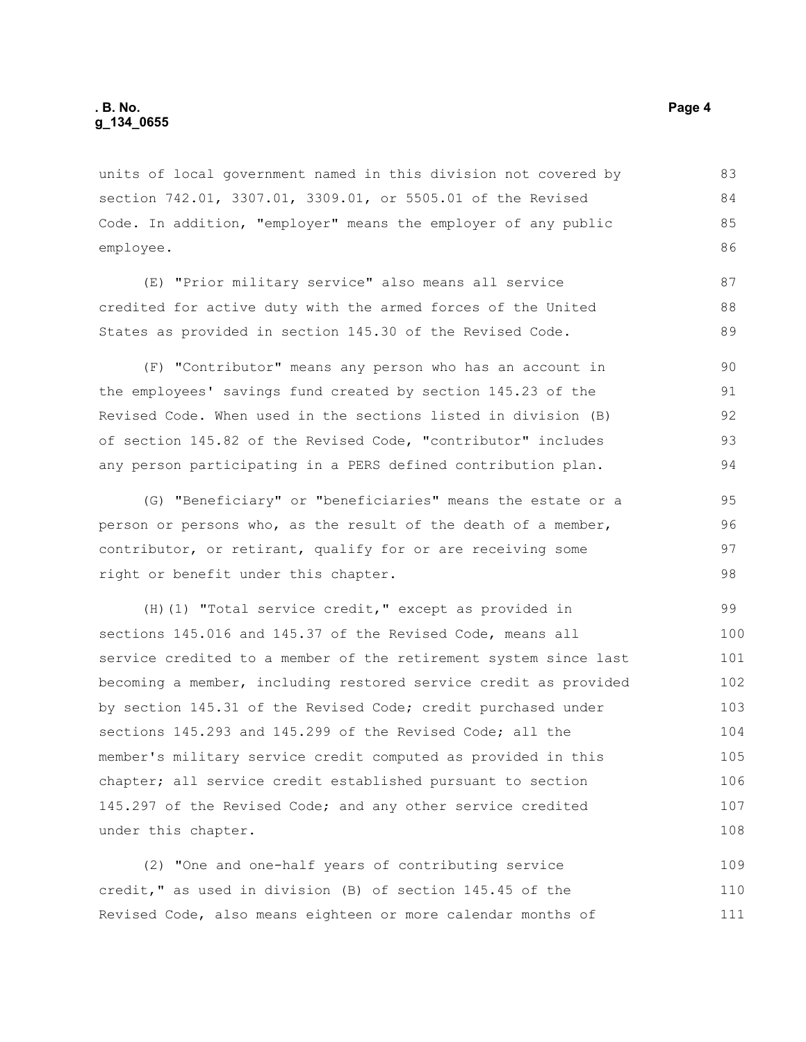units of local government named in this division not covered by section 742.01, 3307.01, 3309.01, or 5505.01 of the Revised Code. In addition, "employer" means the employer of any public employee.

(E) "Prior military service" also means all service credited for active duty with the armed forces of the United States as provided in section 145.30 of the Revised Code.

(F) "Contributor" means any person who has an account in the employees' savings fund created by section 145.23 of the Revised Code. When used in the sections listed in division (B) of section 145.82 of the Revised Code, "contributor" includes any person participating in a PERS defined contribution plan.

(G) "Beneficiary" or "beneficiaries" means the estate or a person or persons who, as the result of the death of a member, contributor, or retirant, qualify for or are receiving some right or benefit under this chapter.

(H)(1) "Total service credit," except as provided in sections 145.016 and 145.37 of the Revised Code, means all service credited to a member of the retirement system since last becoming a member, including restored service credit as provided by section 145.31 of the Revised Code; credit purchased under sections 145.293 and 145.299 of the Revised Code; all the member's military service credit computed as provided in this chapter; all service credit established pursuant to section 145.297 of the Revised Code; and any other service credited under this chapter.

(2) "One and one-half years of contributing service credit," as used in division (B) of section 145.45 of the Revised Code, also means eighteen or more calendar months of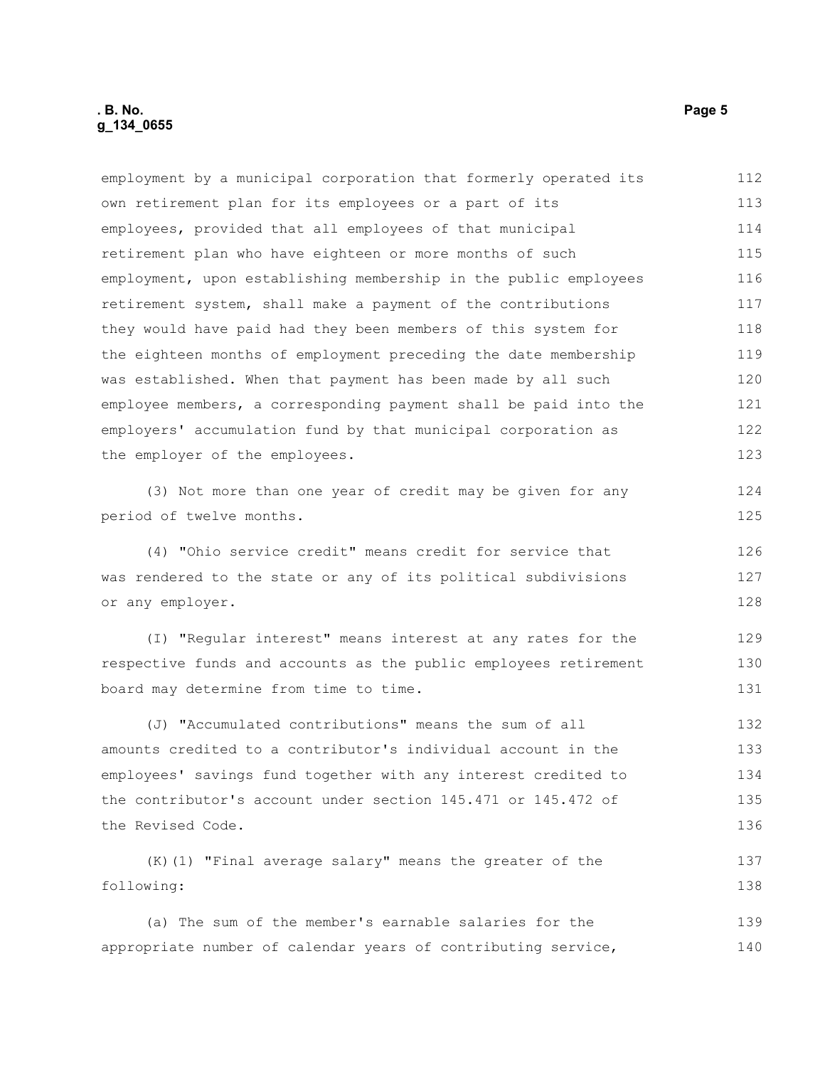employment by a municipal corporation that formerly operated its own retirement plan for its employees or a part of its employees, provided that all employees of that municipal retirement plan who have eighteen or more months of such employment, upon establishing membership in the public employees retirement system, shall make a payment of the contributions they would have paid had they been members of this system for the eighteen months of employment preceding the date membership was established. When that payment has been made by all such employee members, a corresponding payment shall be paid into the employers' accumulation fund by that municipal corporation as the employer of the employees.

(3) Not more than one year of credit may be given for any period of twelve months.

(4) "Ohio service credit" means credit for service that was rendered to the state or any of its political subdivisions or any employer.

(I) "Regular interest" means interest at any rates for the respective funds and accounts as the public employees retirement board may determine from time to time.

(J) "Accumulated contributions" means the sum of all amounts credited to a contributor's individual account in the employees' savings fund together with any interest credited to the contributor's account under section 145.471 or 145.472 of the Revised Code.

(K)(1) "Final average salary" means the greater of the following:

(a) The sum of the member's earnable salaries for the appropriate number of calendar years of contributing service,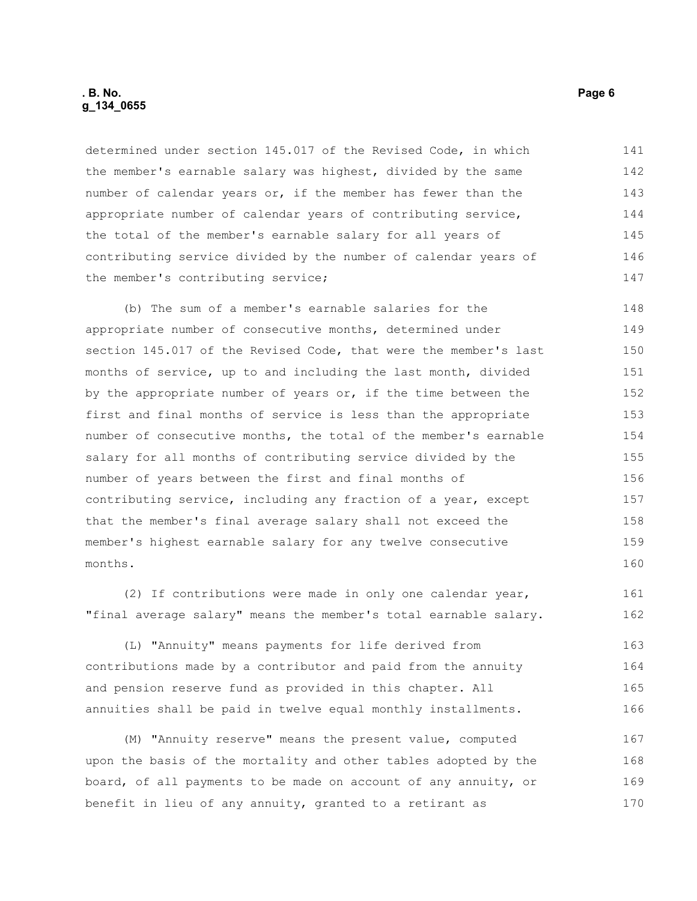determined under section 145.017 of the Revised Code, in which the member's earnable salary was highest, divided by the same number of calendar years or, if the member has fewer than the appropriate number of calendar years of contributing service, the total of the member's earnable salary for all years of contributing service divided by the number of calendar years of the member's contributing service;

(b) The sum of a member's earnable salaries for the appropriate number of consecutive months, determined under section 145.017 of the Revised Code, that were the member's last months of service, up to and including the last month, divided by the appropriate number of years or, if the time between the first and final months of service is less than the appropriate number of consecutive months, the total of the member's earnable salary for all months of contributing service divided by the number of years between the first and final months of contributing service, including any fraction of a year, except that the member's final average salary shall not exceed the member's highest earnable salary for any twelve consecutive months.

(2) If contributions were made in only one calendar year, "final average salary" means the member's total earnable salary.

(L) "Annuity" means payments for life derived from contributions made by a contributor and paid from the annuity and pension reserve fund as provided in this chapter. All annuities shall be paid in twelve equal monthly installments.

(M) "Annuity reserve" means the present value, computed upon the basis of the mortality and other tables adopted by the board, of all payments to be made on account of any annuity, or benefit in lieu of any annuity, granted to a retirant as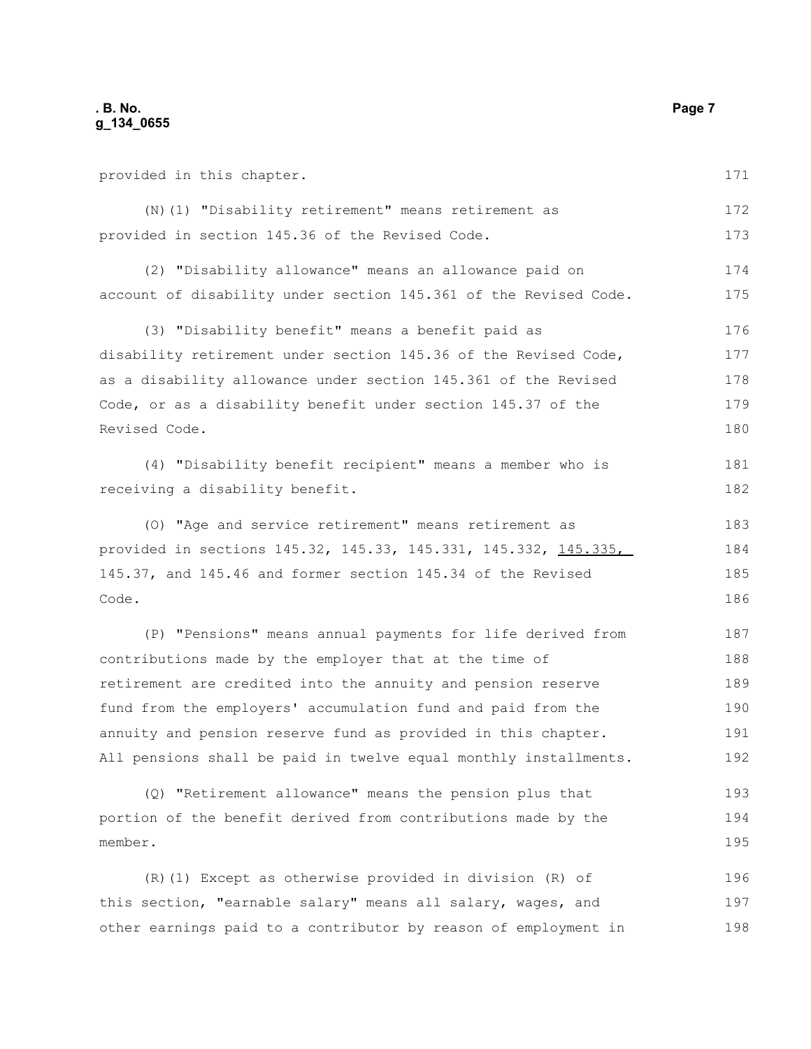provided in this chapter.

(N)(1) "Disability retirement" means retirement as provided in section 145.36 of the Revised Code.

(2) "Disability allowance" means an allowance paid on account of disability under section 145.361 of the Revised Code.

(3) "Disability benefit" means a benefit paid as disability retirement under section 145.36 of the Revised Code, as a disability allowance under section 145.361 of the Revised Code, or as a disability benefit under section 145.37 of the Revised Code.

(4) "Disability benefit recipient" means a member who is receiving a disability benefit.

(O) "Age and service retirement" means retirement as provided in sections 145.32, 145.33, 145.331, 145.332, <u>145.335,</u> 145.37, and 145.46 and former section 145.34 of the Revised Code.

(P) "Pensions" means annual payments for life derived from contributions made by the employer that at the time of retirement are credited into the annuity and pension reserve fund from the employers' accumulation fund and paid from the annuity and pension reserve fund as provided in this chapter. All pensions shall be paid in twelve equal monthly installments.

(Q) "Retirement allowance" means the pension plus that portion of the benefit derived from contributions made by the member.

(R)(1) Except as otherwise provided in division (R) of this section, "earnable salary" means all salary, wages, and other earnings paid to a contributor by reason of employment in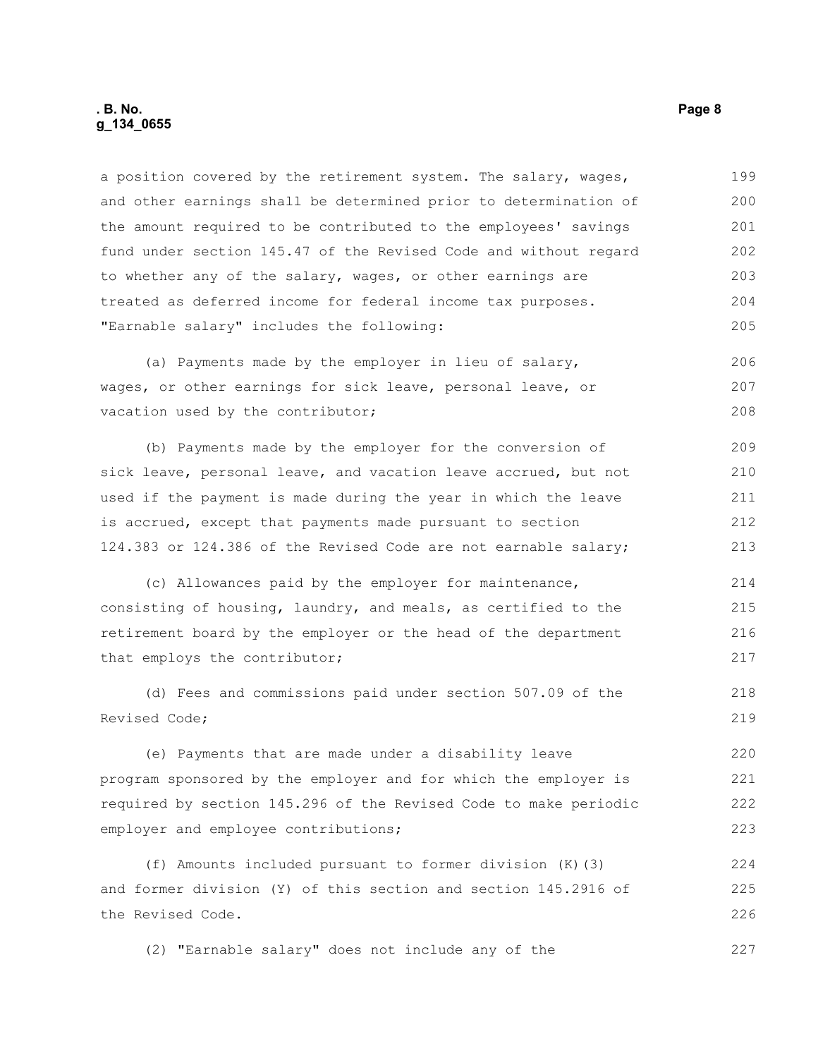a position covered by the retirement system. The salary, wages, and other earnings shall be determined prior to determination of the amount required to be contributed to the employees' savings fund under section 145.47 of the Revised Code and without regard to whether any of the salary, wages, or other earnings are treated as deferred income for federal income tax purposes. "Earnable salary" includes the following:

(a) Payments made by the employer in lieu of salary, wages, or other earnings for sick leave, personal leave, or vacation used by the contributor;

(b) Payments made by the employer for the conversion of sick leave, personal leave, and vacation leave accrued, but not used if the payment is made during the year in which the leave is accrued, except that payments made pursuant to section 124.383 or 124.386 of the Revised Code are not earnable salary;

(c) Allowances paid by the employer for maintenance, consisting of housing, laundry, and meals, as certified to the retirement board by the employer or the head of the department that employs the contributor;

(d) Fees and commissions paid under section 507.09 of the Revised Code;

(e) Payments that are made under a disability leave program sponsored by the employer and for which the employer is required by section 145.296 of the Revised Code to make periodic employer and employee contributions;

(f) Amounts included pursuant to former division (K)(3) and former division (Y) of this section and section 145.2916 of the Revised Code.

(2) "Earnable salary" does not include any of the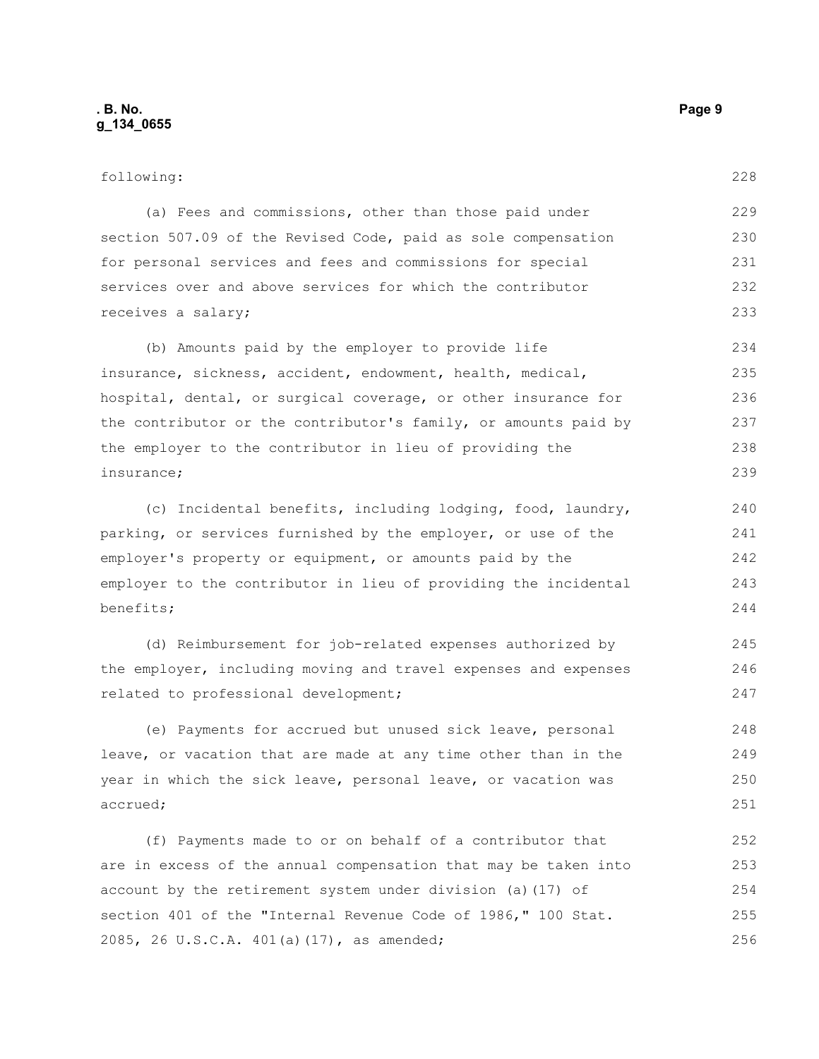following:

(a) Fees and commissions, other than those paid under section 507.09 of the Revised Code, paid as sole compensation for personal services and fees and commissions for special services over and above services for which the contributor receives a salary;

(b) Amounts paid by the employer to provide life insurance, sickness, accident, endowment, health, medical, hospital, dental, or surgical coverage, or other insurance for the contributor or the contributor's family, or amounts paid by the employer to the contributor in lieu of providing the insurance;

(c) Incidental benefits, including lodging, food, laundry, parking, or services furnished by the employer, or use of the employer's property or equipment, or amounts paid by the employer to the contributor in lieu of providing the incidental benefits;

(d) Reimbursement for job-related expenses authorized by the employer, including moving and travel expenses and expenses related to professional development;

(e) Payments for accrued but unused sick leave, personal leave, or vacation that are made at any time other than in the year in which the sick leave, personal leave, or vacation was accrued;

(f) Payments made to or on behalf of a contributor that are in excess of the annual compensation that may be taken into account by the retirement system under division (a)(17) of section 401 of the "Internal Revenue Code of 1986," 100 Stat. 2085, 26 U.S.C.A. 401(a)(17), as amended;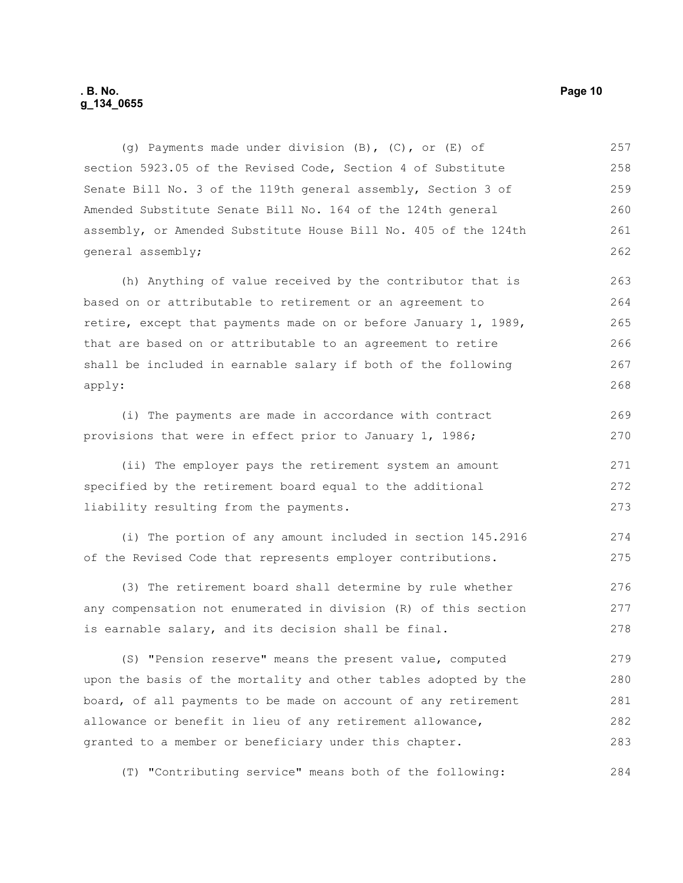(g) Payments made under division (B), (C), or (E) of section 5923.05 of the Revised Code, Section 4 of Substitute Senate Bill No. 3 of the 119th general assembly, Section 3 of Amended Substitute Senate Bill No. 164 of the 124th general assembly, or Amended Substitute House Bill No. 405 of the 124th general assembly;

(h) Anything of value received by the contributor that is based on or attributable to retirement or an agreement to retire, except that payments made on or before January 1, 1989, that are based on or attributable to an agreement to retire shall be included in earnable salary if both of the following apply:

(i) The payments are made in accordance with contract provisions that were in effect prior to January 1, 1986;

(ii) The employer pays the retirement system an amount specified by the retirement board equal to the additional liability resulting from the payments.

(i) The portion of any amount included in section 145.2916 of the Revised Code that represents employer contributions.

(3) The retirement board shall determine by rule whether any compensation not enumerated in division (R) of this section is earnable salary, and its decision shall be final.

(S) "Pension reserve" means the present value, computed upon the basis of the mortality and other tables adopted by the board, of all payments to be made on account of any retirement allowance or benefit in lieu of any retirement allowance, granted to a member or beneficiary under this chapter.

(T) "Contributing service" means both of the following: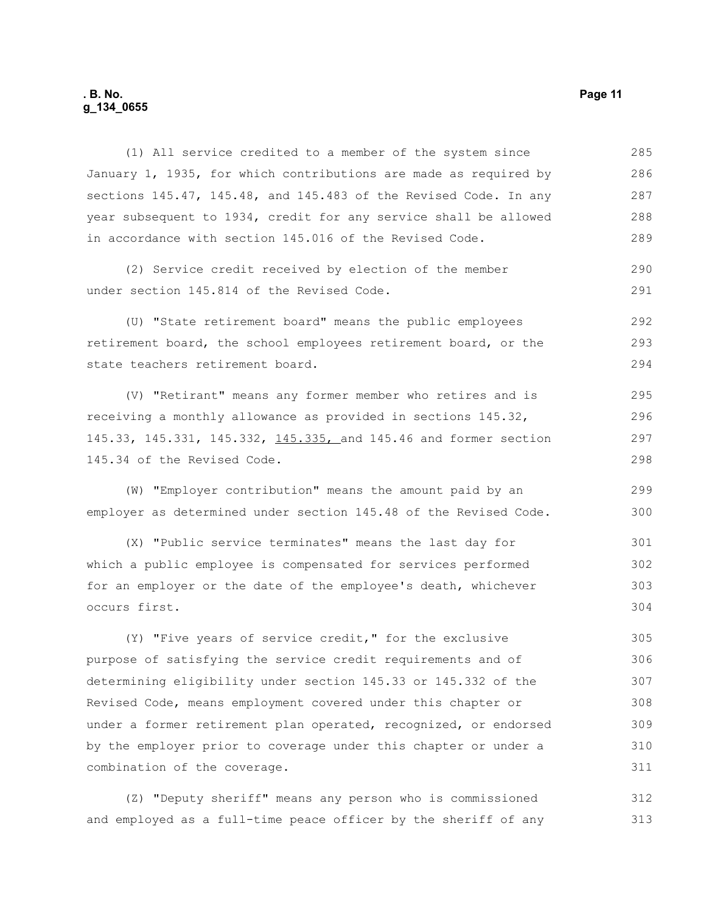(1) All service credited to a member of the system since January 1, 1935, for which contributions are made as required by sections 145.47, 145.48, and 145.483 of the Revised Code. In any year subsequent to 1934, credit for any service shall be allowed in accordance with section 145.016 of the Revised Code.

(2) Service credit received by election of the member under section 145.814 of the Revised Code.

(U) "State retirement board" means the public employees retirement board, the school employees retirement board, or the state teachers retirement board.

(V) "Retirant" means any former member who retires and is receiving a monthly allowance as provided in sections 145.32, 145.33, 145.331, 145.332, 145.335, and 145.46 and former section 145.34 of the Revised Code.

(W) "Employer contribution" means the amount paid by an employer as determined under section 145.48 of the Revised Code.

(X) "Public service terminates" means the last day for which a public employee is compensated for services performed for an employer or the date of the employee's death, whichever occurs first.

(Y) "Five years of service credit," for the exclusive purpose of satisfying the service credit requirements and of determining eligibility under section 145.33 or 145.332 of the Revised Code, means employment covered under this chapter or under a former retirement plan operated, recognized, or endorsed by the employer prior to coverage under this chapter or under a combination of the coverage.

(Z) "Deputy sheriff" means any person who is commissioned and employed as a full-time peace officer by the sheriff of any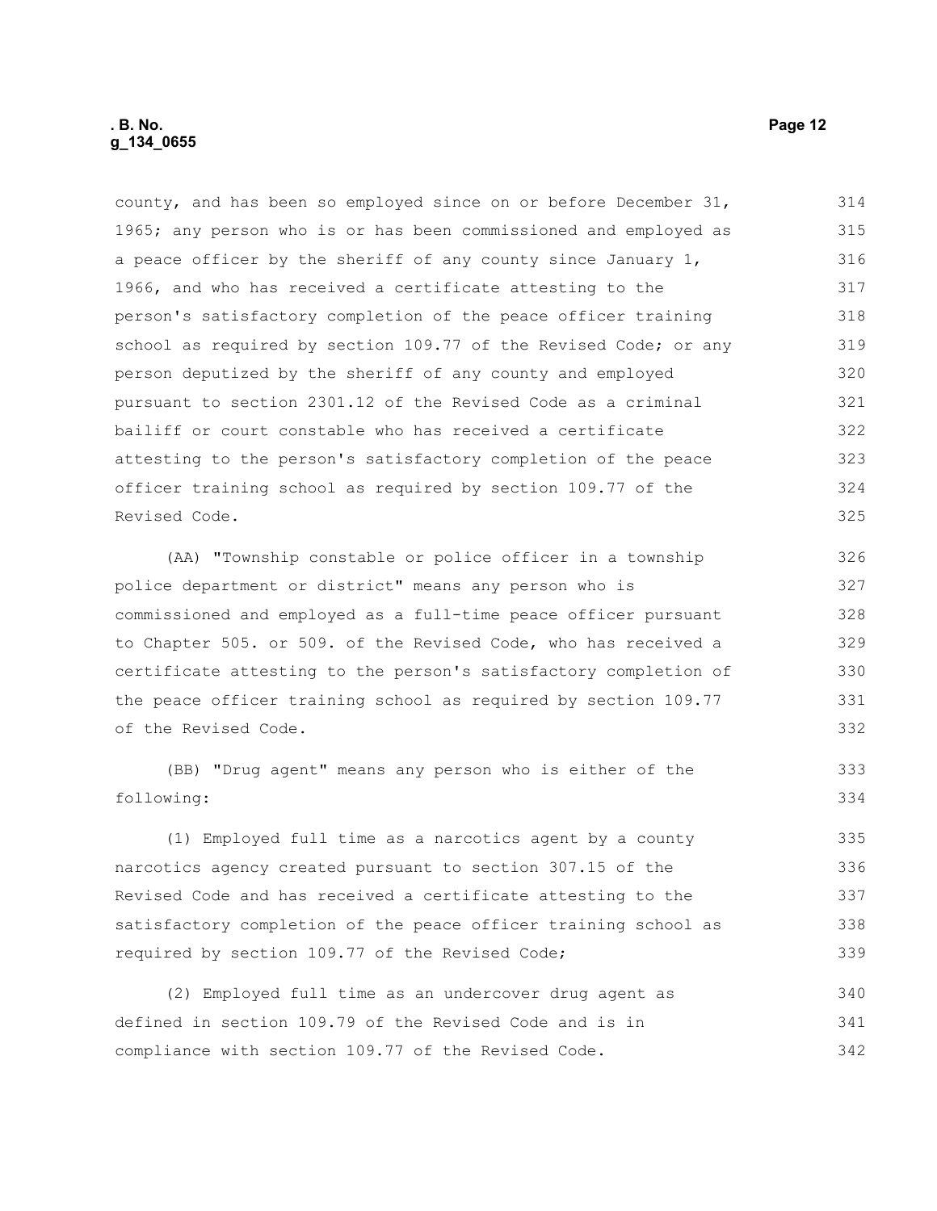county, and has been so employed since on or before December 31, 1965; any person who is or has been commissioned and employed as a peace officer by the sheriff of any county since January 1, 1966, and who has received a certificate attesting to the person's satisfactory completion of the peace officer training school as required by section 109.77 of the Revised Code; or any person deputized by the sheriff of any county and employed pursuant to section 2301.12 of the Revised Code as a criminal bailiff or court constable who has received a certificate attesting to the person's satisfactory completion of the peace officer training school as required by section 109.77 of the Revised Code.

(AA) "Township constable or police officer in a township police department or district" means any person who is commissioned and employed as a full-time peace officer pursuant to Chapter 505. or 509. of the Revised Code, who has received a certificate attesting to the person's satisfactory completion of the peace officer training school as required by section 109.77 of the Revised Code.

(BB) "Drug agent" means any person who is either of the following:

(1) Employed full time as a narcotics agent by a county narcotics agency created pursuant to section 307.15 of the Revised Code and has received a certificate attesting to the satisfactory completion of the peace officer training school as required by section 109.77 of the Revised Code;

(2) Employed full time as an undercover drug agent as defined in section 109.79 of the Revised Code and is in compliance with section 109.77 of the Revised Code.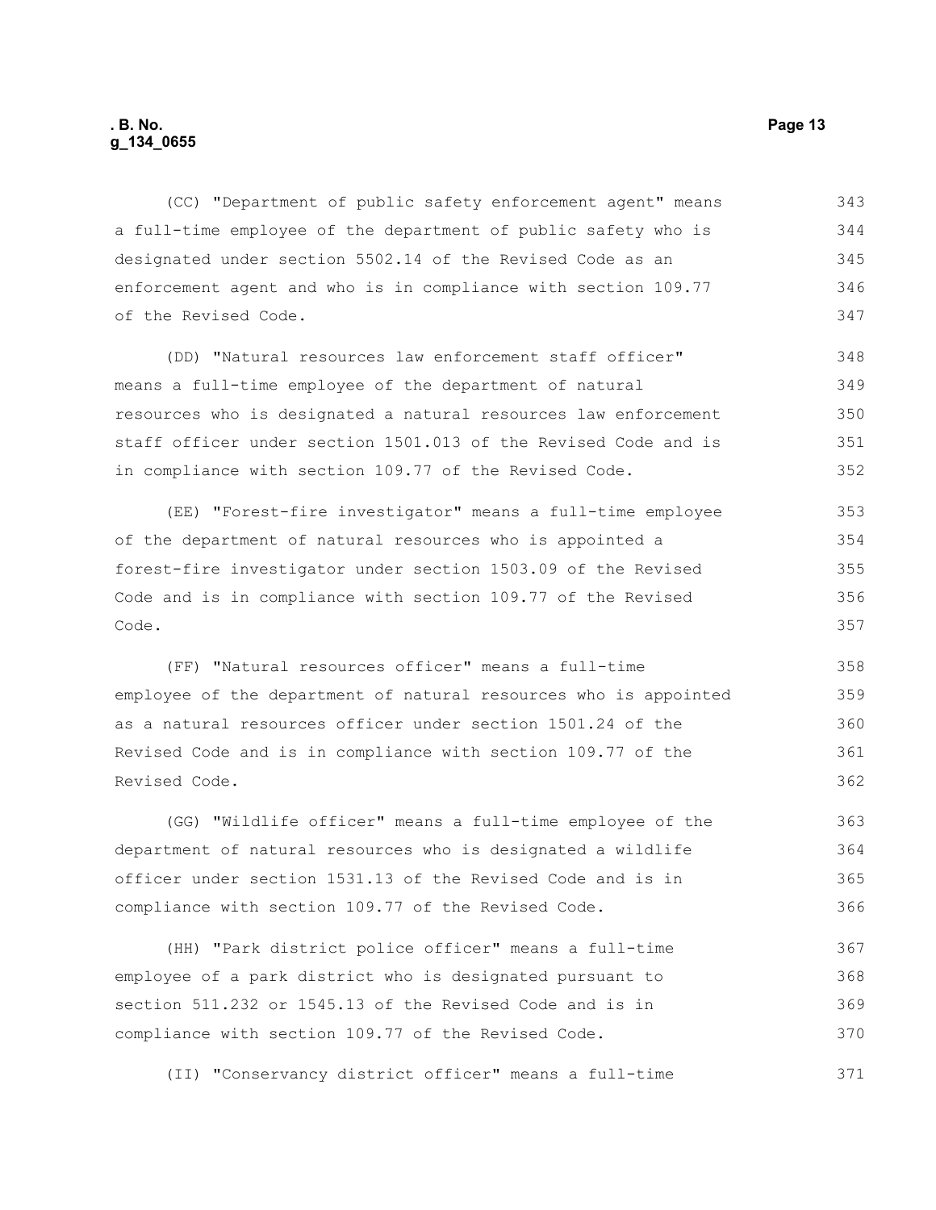(CC) "Department of public safety enforcement agent" means a full-time employee of the department of public safety who is designated under section 5502.14 of the Revised Code as an enforcement agent and who is in compliance with section 109.77 of the Revised Code.

(DD) "Natural resources law enforcement staff officer" means a full-time employee of the department of natural resources who is designated a natural resources law enforcement staff officer under section 1501.013 of the Revised Code and is in compliance with section 109.77 of the Revised Code.

(EE) "Forest-fire investigator" means a full-time employee of the department of natural resources who is appointed a forest-fire investigator under section 1503.09 of the Revised Code and is in compliance with section 109.77 of the Revised Code.

(FF) "Natural resources officer" means a full-time employee of the department of natural resources who is appointed as a natural resources officer under section 1501.24 of the Revised Code and is in compliance with section 109.77 of the Revised Code.

(GG) "Wildlife officer" means a full-time employee of the department of natural resources who is designated a wildlife officer under section 1531.13 of the Revised Code and is in compliance with section 109.77 of the Revised Code.

(HH) "Park district police officer" means a full-time employee of a park district who is designated pursuant to section 511.232 or 1545.13 of the Revised Code and is in compliance with section 109.77 of the Revised Code.

(II) "Conservancy district officer" means a full-time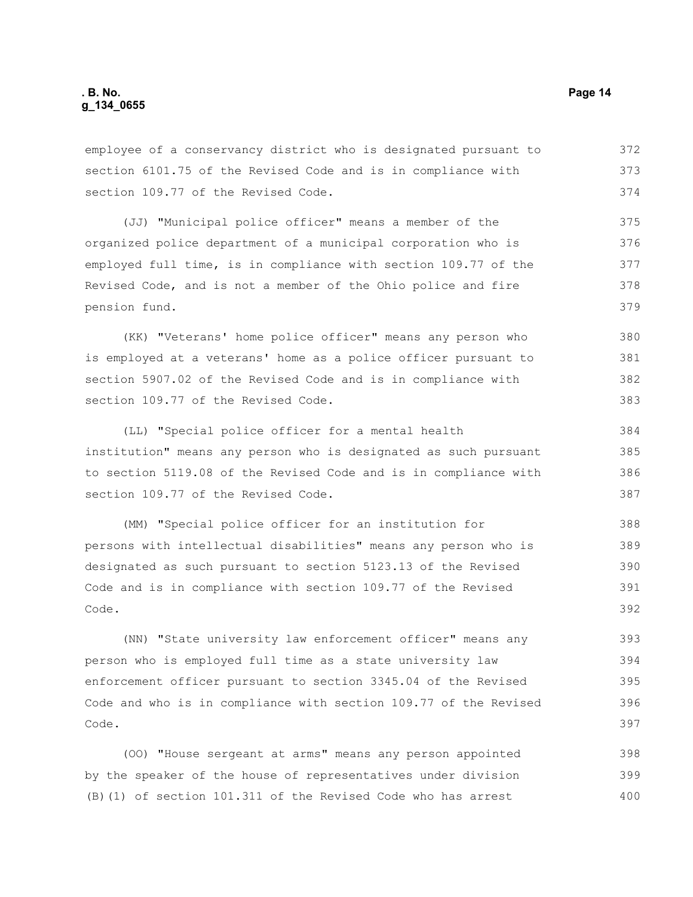employee of a conservancy district who is designated pursuant to section 6101.75 of the Revised Code and is in compliance with section 109.77 of the Revised Code.

(JJ) "Municipal police officer" means a member of the organized police department of a municipal corporation who is employed full time, is in compliance with section 109.77 of the Revised Code, and is not a member of the Ohio police and fire pension fund.

(KK) "Veterans' home police officer" means any person who is employed at a veterans' home as a police officer pursuant to section 5907.02 of the Revised Code and is in compliance with section 109.77 of the Revised Code.

(LL) "Special police officer for a mental health institution" means any person who is designated as such pursuant to section 5119.08 of the Revised Code and is in compliance with section 109.77 of the Revised Code.

(MM) "Special police officer for an institution for persons with intellectual disabilities" means any person who is designated as such pursuant to section 5123.13 of the Revised Code and is in compliance with section 109.77 of the Revised Code.

(NN) "State university law enforcement officer" means any person who is employed full time as a state university law enforcement officer pursuant to section 3345.04 of the Revised Code and who is in compliance with section 109.77 of the Revised Code.

(OO) "House sergeant at arms" means any person appointed by the speaker of the house of representatives under division (B)(1) of section 101.311 of the Revised Code who has arrest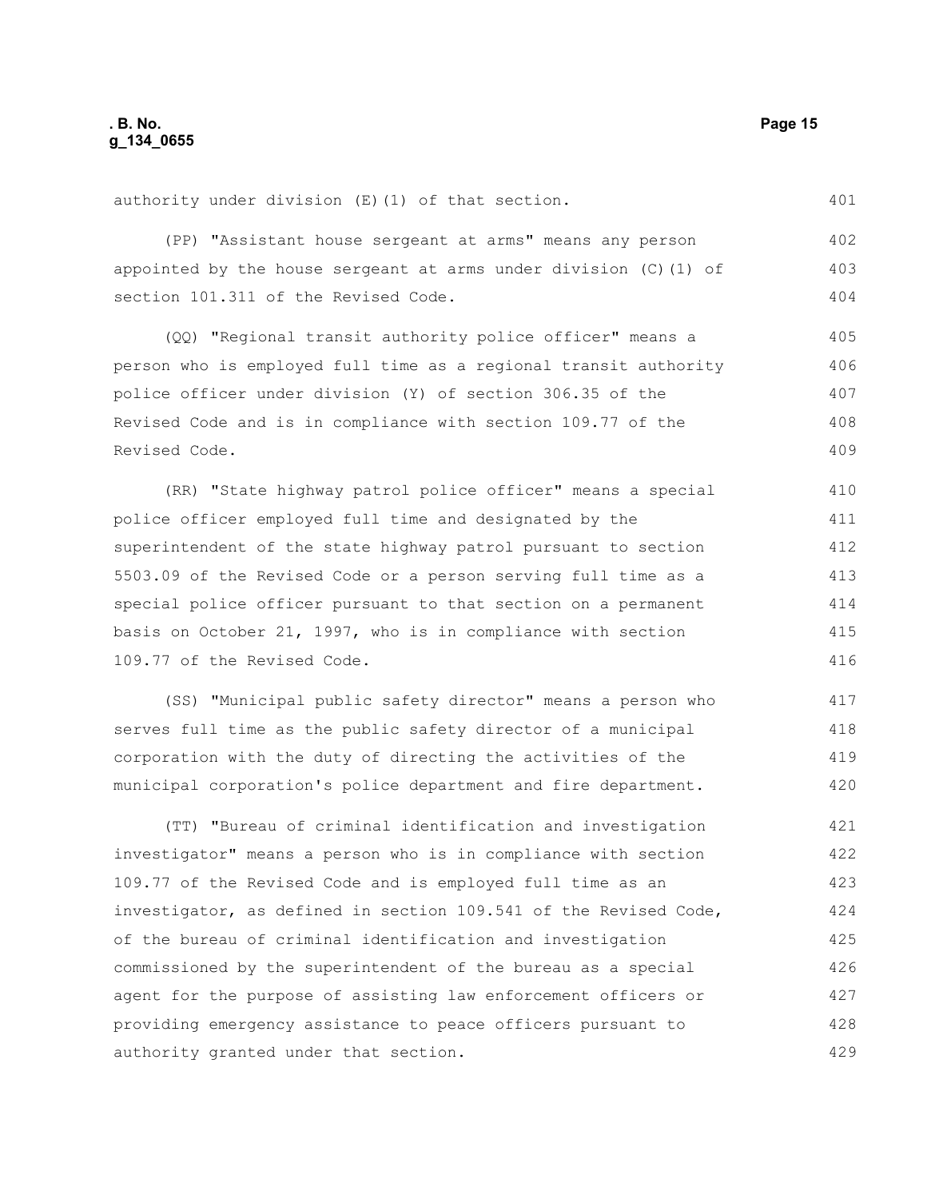authority under division (E)(1) of that section.

(PP) "Assistant house sergeant at arms" means any person appointed by the house sergeant at arms under division (C)(1) of section 101.311 of the Revised Code.

(QQ) "Regional transit authority police officer" means a person who is employed full time as a regional transit authority police officer under division (Y) of section 306.35 of the Revised Code and is in compliance with section 109.77 of the Revised Code.

(RR) "State highway patrol police officer" means a special police officer employed full time and designated by the superintendent of the state highway patrol pursuant to section 5503.09 of the Revised Code or a person serving full time as a special police officer pursuant to that section on a permanent basis on October 21, 1997, who is in compliance with section 109.77 of the Revised Code.

(SS) "Municipal public safety director" means a person who serves full time as the public safety director of a municipal corporation with the duty of directing the activities of the municipal corporation's police department and fire department.

(TT) "Bureau of criminal identification and investigation investigator" means a person who is in compliance with section 109.77 of the Revised Code and is employed full time as an investigator, as defined in section 109.541 of the Revised Code, of the bureau of criminal identification and investigation commissioned by the superintendent of the bureau as a special agent for the purpose of assisting law enforcement officers or providing emergency assistance to peace officers pursuant to authority granted under that section.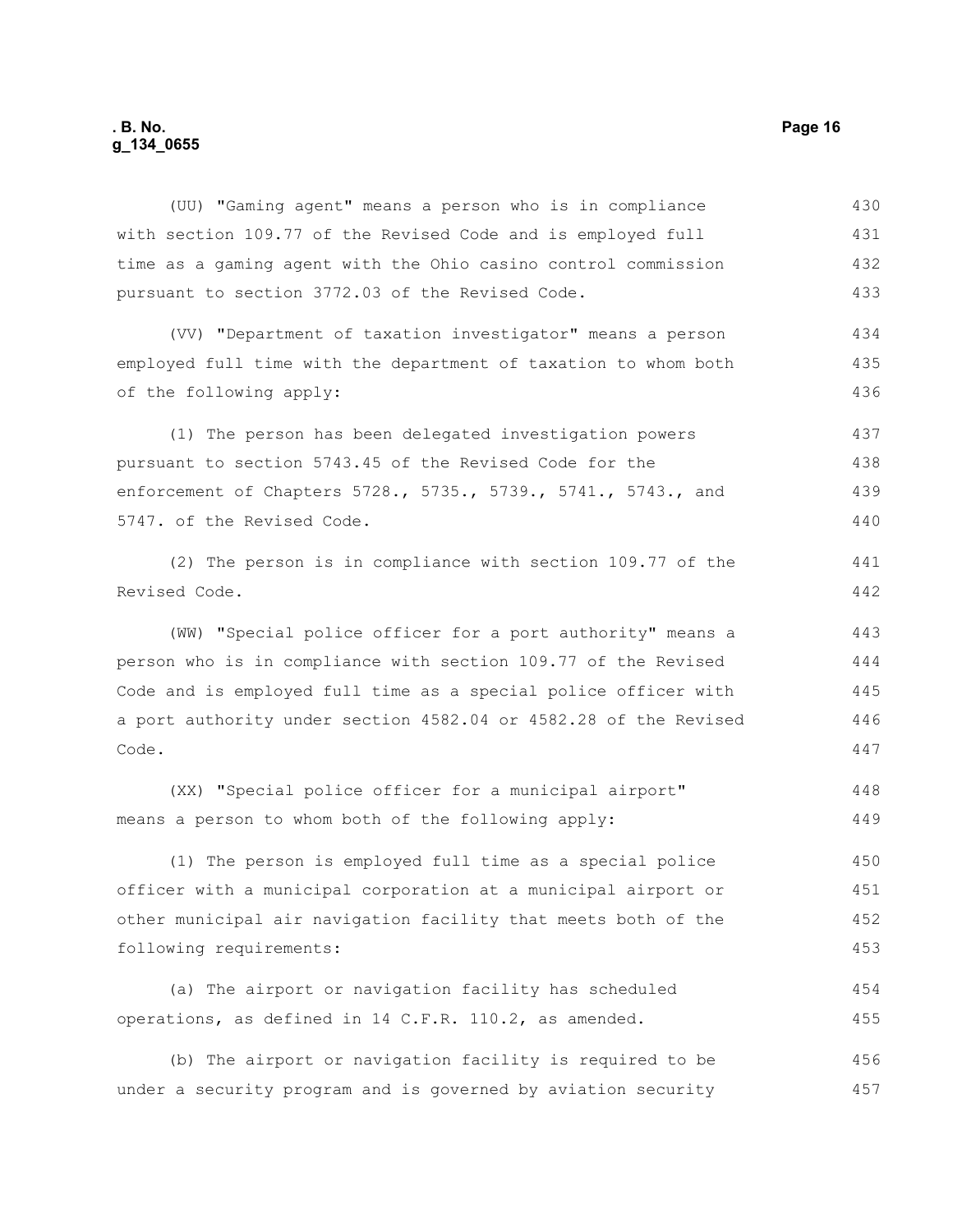(UU) "Gaming agent" means a person who is in compliance with section 109.77 of the Revised Code and is employed full time as a gaming agent with the Ohio casino control commission pursuant to section 3772.03 of the Revised Code.

(VV) "Department of taxation investigator" means a person employed full time with the department of taxation to whom both of the following apply:

(1) The person has been delegated investigation powers pursuant to section 5743.45 of the Revised Code for the enforcement of Chapters 5728., 5735., 5739., 5741., 5743., and 5747. of the Revised Code.

(2) The person is in compliance with section 109.77 of the Revised Code.

(WW) "Special police officer for a port authority" means a person who is in compliance with section 109.77 of the Revised Code and is employed full time as a special police officer with a port authority under section 4582.04 or 4582.28 of the Revised Code.

(XX) "Special police officer for a municipal airport" means a person to whom both of the following apply:

(1) The person is employed full time as a special police officer with a municipal corporation at a municipal airport or other municipal air navigation facility that meets both of the following requirements:

(a) The airport or navigation facility has scheduled operations, as defined in 14 C.F.R. 110.2, as amended.

(b) The airport or navigation facility is required to be under a security program and is governed by aviation security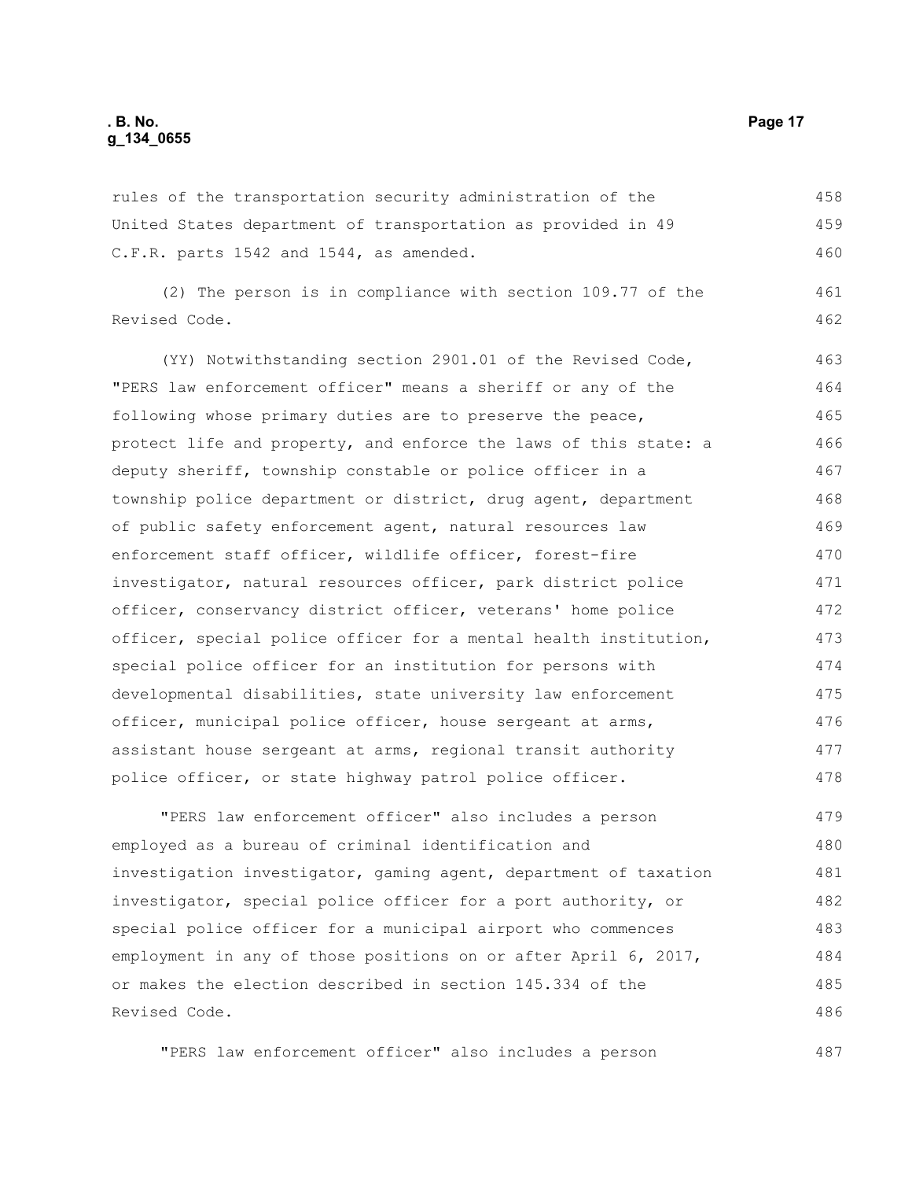rules of the transportation security administration of the United States department of transportation as provided in 49 C.F.R. parts 1542 and 1544, as amended.

(2) The person is in compliance with section 109.77 of the Revised Code.

(YY) Notwithstanding section 2901.01 of the Revised Code, "PERS law enforcement officer" means a sheriff or any of the following whose primary duties are to preserve the peace, protect life and property, and enforce the laws of this state: a deputy sheriff, township constable or police officer in a township police department or district, drug agent, department of public safety enforcement agent, natural resources law enforcement staff officer, wildlife officer, forest-fire investigator, natural resources officer, park district police officer, conservancy district officer, veterans' home police officer, special police officer for a mental health institution, special police officer for an institution for persons with developmental disabilities, state university law enforcement officer, municipal police officer, house sergeant at arms, assistant house sergeant at arms, regional transit authority police officer, or state highway patrol police officer.

"PERS law enforcement officer" also includes a person employed as a bureau of criminal identification and investigation investigator, gaming agent, department of taxation investigator, special police officer for a port authority, or special police officer for a municipal airport who commences employment in any of those positions on or after April 6, 2017, or makes the election described in section 145.334 of the Revised Code.

"PERS law enforcement officer" also includes a person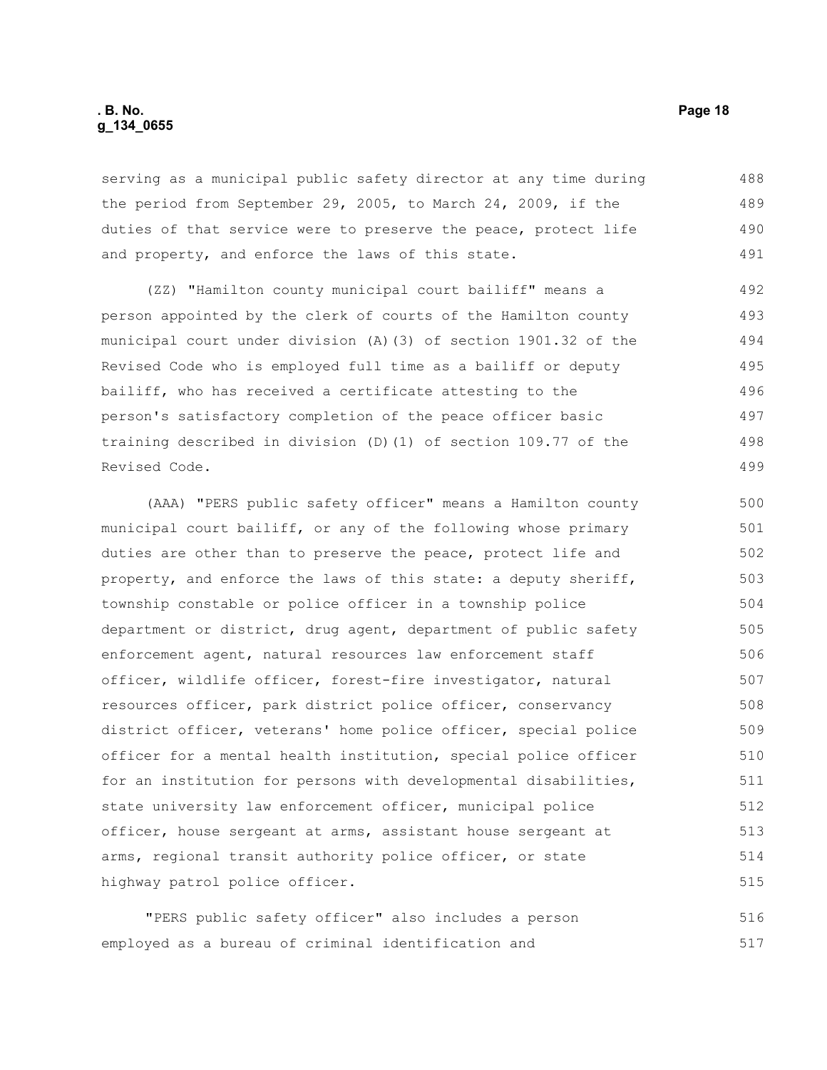serving as a municipal public safety director at any time during the period from September 29, 2005, to March 24, 2009, if the duties of that service were to preserve the peace, protect life and property, and enforce the laws of this state.

(ZZ) "Hamilton county municipal court bailiff" means a person appointed by the clerk of courts of the Hamilton county municipal court under division (A)(3) of section 1901.32 of the Revised Code who is employed full time as a bailiff or deputy bailiff, who has received a certificate attesting to the person's satisfactory completion of the peace officer basic training described in division (D)(1) of section 109.77 of the Revised Code.

(AAA) "PERS public safety officer" means a Hamilton county municipal court bailiff, or any of the following whose primary duties are other than to preserve the peace, protect life and property, and enforce the laws of this state: a deputy sheriff, township constable or police officer in a township police department or district, drug agent, department of public safety enforcement agent, natural resources law enforcement staff officer, wildlife officer, forest-fire investigator, natural resources officer, park district police officer, conservancy district officer, veterans' home police officer, special police officer for a mental health institution, special police officer for an institution for persons with developmental disabilities, state university law enforcement officer, municipal police officer, house sergeant at arms, assistant house sergeant at arms, regional transit authority police officer, or state highway patrol police officer.

"PERS public safety officer" also includes a person employed as a bureau of criminal identification and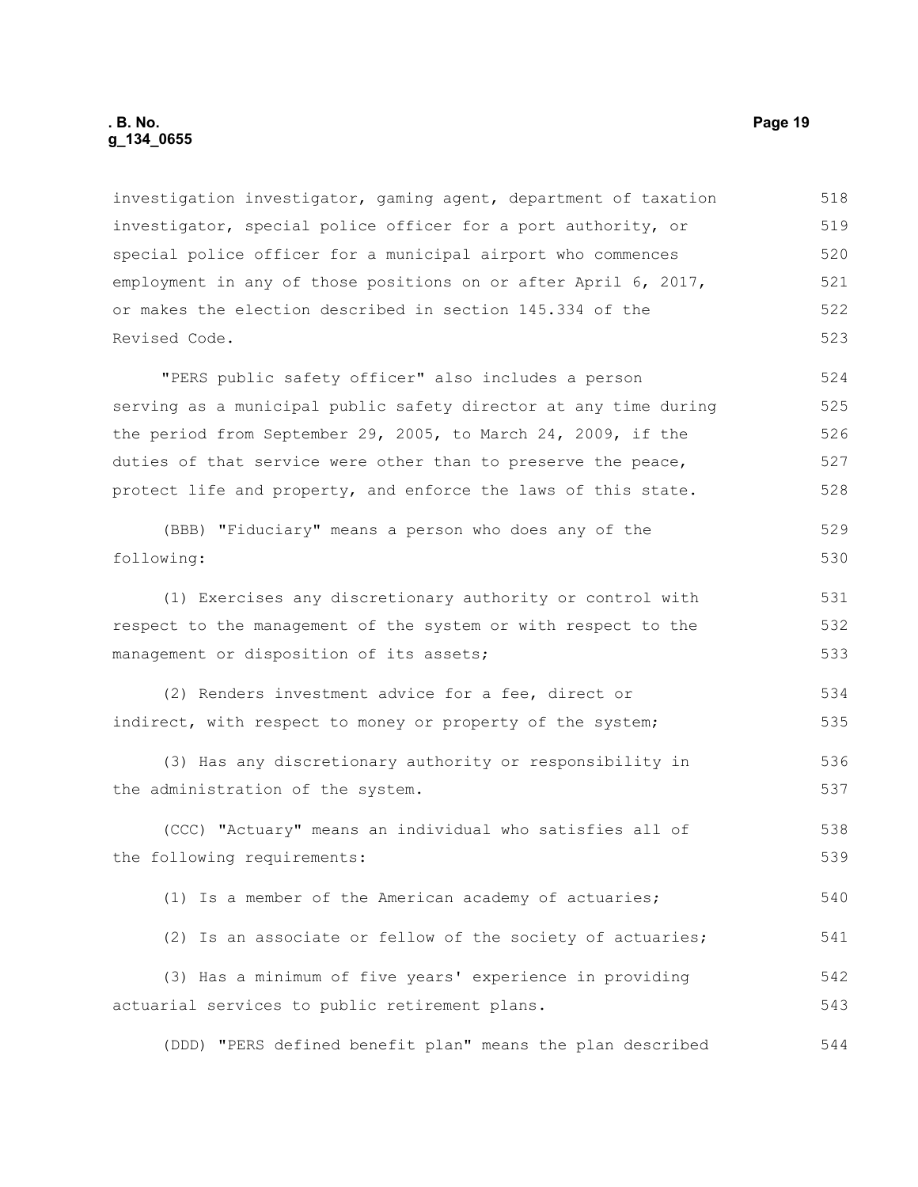investigation investigator, gaming agent, department of taxation investigator, special police officer for a port authority, or special police officer for a municipal airport who commences employment in any of those positions on or after April 6, 2017, or makes the election described in section 145.334 of the Revised Code.

"PERS public safety officer" also includes a person serving as a municipal public safety director at any time during the period from September 29, 2005, to March 24, 2009, if the duties of that service were other than to preserve the peace, protect life and property, and enforce the laws of this state.

(BBB) "Fiduciary" means a person who does any of the following:

(1) Exercises any discretionary authority or control with respect to the management of the system or with respect to the management or disposition of its assets;

(2) Renders investment advice for a fee, direct or indirect, with respect to money or property of the system;

(3) Has any discretionary authority or responsibility in the administration of the system.

(CCC) "Actuary" means an individual who satisfies all of the following requirements:

(1) Is a member of the American academy of actuaries;

(2) Is an associate or fellow of the society of actuaries;

(3) Has a minimum of five years' experience in providing actuarial services to public retirement plans.

(DDD) "PERS defined benefit plan" means the plan described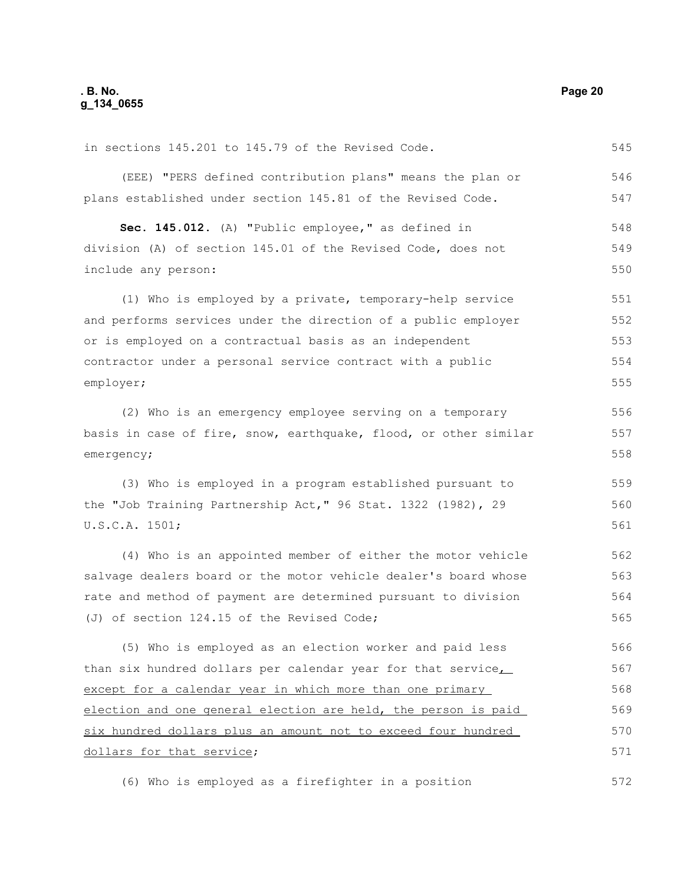in sections 145.201 to 145.79 of the Revised Code.

(EEE) "PERS defined contribution plans" means the plan or plans established under section 145.81 of the Revised Code.

**Sec. 145.012.** (A) "Public employee," as defined in division (A) of section 145.01 of the Revised Code, does not include any person:

(1) Who is employed by a private, temporary-help service and performs services under the direction of a public employer or is employed on a contractual basis as an independent contractor under a personal service contract with a public employer;

(2) Who is an emergency employee serving on a temporary basis in case of fire, snow, earthquake, flood, or other similar emergency;

(3) Who is employed in a program established pursuant to the "Job Training Partnership Act," 96 Stat. 1322 (1982), 29 U.S.C.A. 1501;

(4) Who is an appointed member of either the motor vehicle salvage dealers board or the motor vehicle dealer's board whose rate and method of payment are determined pursuant to division (J) of section 124.15 of the Revised Code;

(5) Who is employed as an election worker and paid less than six hundred dollars per calendar year for that service, except for a calendar year in which more than one primary election and one general election are held, the person is paid six hundred dollars plus an amount not to exceed four hundred dollars for that service;

(6) Who is employed as a firefighter in a position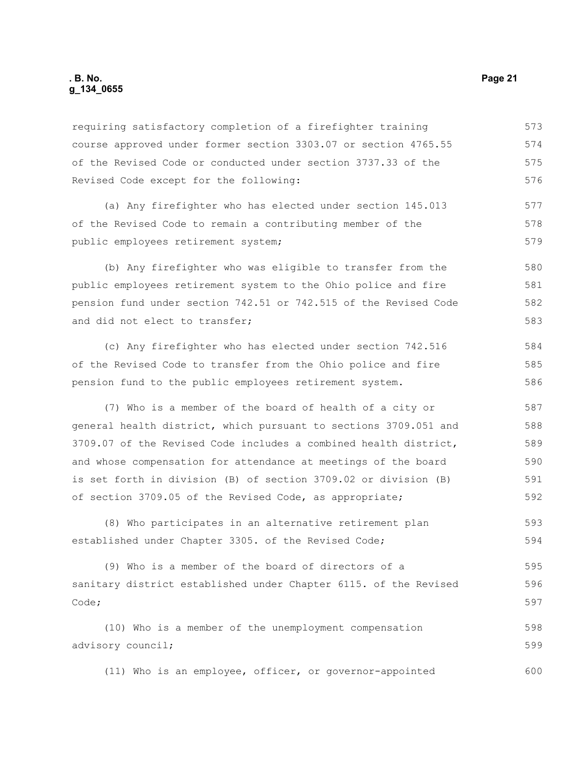requiring satisfactory completion of a firefighter training course approved under former section 3303.07 or section 4765.55 of the Revised Code or conducted under section 3737.33 of the Revised Code except for the following:

(a) Any firefighter who has elected under section 145.013 of the Revised Code to remain a contributing member of the public employees retirement system;

(b) Any firefighter who was eligible to transfer from the public employees retirement system to the Ohio police and fire pension fund under section 742.51 or 742.515 of the Revised Code and did not elect to transfer;

(c) Any firefighter who has elected under section 742.516 of the Revised Code to transfer from the Ohio police and fire pension fund to the public employees retirement system.

(7) Who is a member of the board of health of a city or general health district, which pursuant to sections 3709.051 and 3709.07 of the Revised Code includes a combined health district, and whose compensation for attendance at meetings of the board is set forth in division (B) of section 3709.02 or division (B) of section 3709.05 of the Revised Code, as appropriate;

(8) Who participates in an alternative retirement plan established under Chapter 3305. of the Revised Code;

(9) Who is a member of the board of directors of a sanitary district established under Chapter 6115. of the Revised Code;

(10) Who is a member of the unemployment compensation advisory council;

(11) Who is an employee, officer, or governor-appointed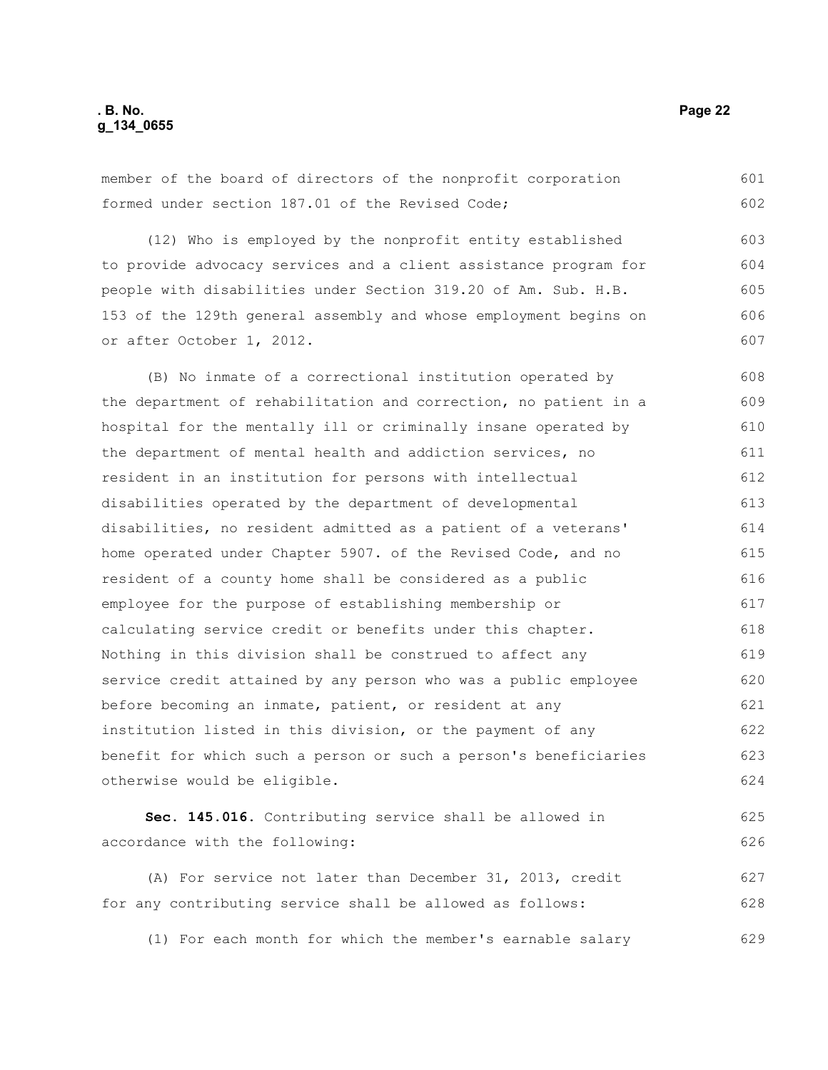member of the board of directors of the nonprofit corporation formed under section 187.01 of the Revised Code;

(12) Who is employed by the nonprofit entity established to provide advocacy services and a client assistance program for people with disabilities under Section 319.20 of Am. Sub. H.B. 153 of the 129th general assembly and whose employment begins on or after October 1, 2012.

(B) No inmate of a correctional institution operated by the department of rehabilitation and correction, no patient in a hospital for the mentally ill or criminally insane operated by the department of mental health and addiction services, no resident in an institution for persons with intellectual disabilities operated by the department of developmental disabilities, no resident admitted as a patient of a veterans' home operated under Chapter 5907. of the Revised Code, and no resident of a county home shall be considered as a public employee for the purpose of establishing membership or calculating service credit or benefits under this chapter. Nothing in this division shall be construed to affect any service credit attained by any person who was a public employee before becoming an inmate, patient, or resident at any institution listed in this division, or the payment of any benefit for which such a person or such a person's beneficiaries otherwise would be eligible.

**Sec. 145.016.** Contributing service shall be allowed in accordance with the following:

(A) For service not later than December 31, 2013, credit for any contributing service shall be allowed as follows:

(1) For each month for which the member's earnable salary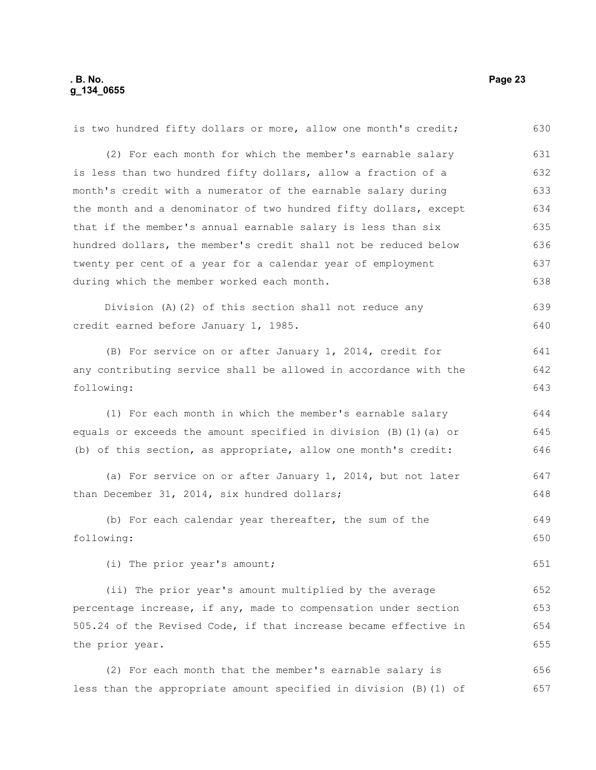is two hundred fifty dollars or more, allow one month's credit;

(2) For each month for which the member's earnable salary is less than two hundred fifty dollars, allow a fraction of a month's credit with a numerator of the earnable salary during the month and a denominator of two hundred fifty dollars, except that if the member's annual earnable salary is less than six hundred dollars, the member's credit shall not be reduced below twenty per cent of a year for a calendar year of employment during which the member worked each month.

Division (A)(2) of this section shall not reduce any credit earned before January 1, 1985.

(B) For service on or after January 1, 2014, credit for any contributing service shall be allowed in accordance with the following:

(1) For each month in which the member's earnable salary equals or exceeds the amount specified in division (B)(1)(a) or (b) of this section, as appropriate, allow one month's credit:

(a) For service on or after January 1, 2014, but not later than December 31, 2014, six hundred dollars;

(b) For each calendar year thereafter, the sum of the following:

(i) The prior year's amount;

(ii) The prior year's amount multiplied by the average percentage increase, if any, made to compensation under section 505.24 of the Revised Code, if that increase became effective in the prior year.

(2) For each month that the member's earnable salary is less than the appropriate amount specified in division (B)(1) of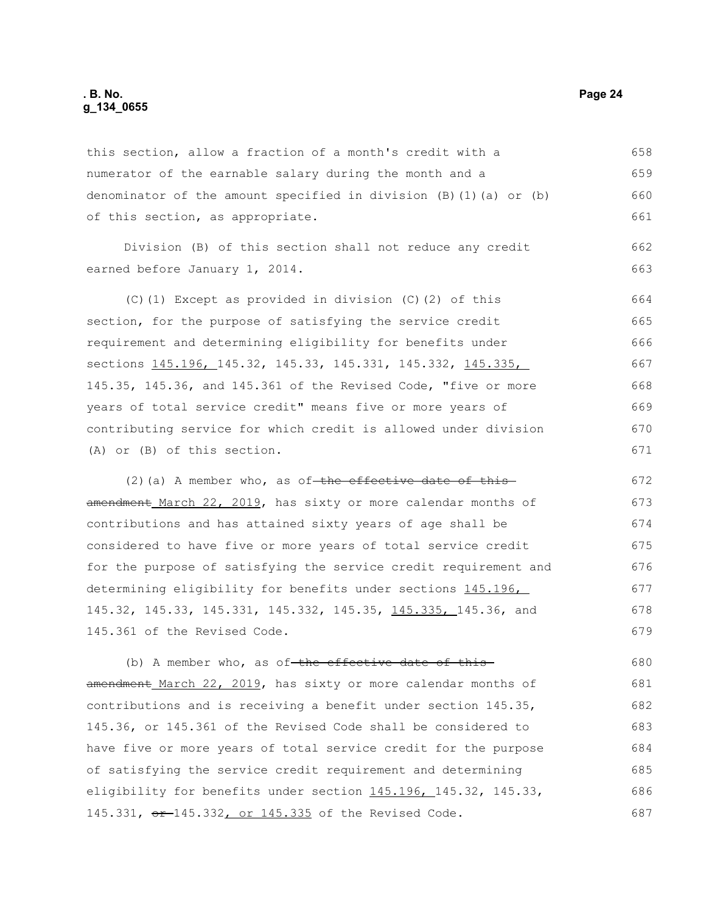this section, allow a fraction of a month's credit with a numerator of the earnable salary during the month and a denominator of the amount specified in division (B)(1)(a) or (b) of this section, as appropriate.

Division (B) of this section shall not reduce any credit earned before January 1, 2014.

(C)(1) Except as provided in division (C)(2) of this section, for the purpose of satisfying the service credit requirement and determining eligibility for benefits under sections 145.196, 145.32, 145.33, 145.331, 145.332, 145.335, 145.35, 145.36, and 145.361 of the Revised Code, "five or more years of total service credit" means five or more years of contributing service for which credit is allowed under division (A) or (B) of this section.

(2)(a) A member who, as of ~~the effective date of this amendment~~ March 22, 2019, has sixty or more calendar months of contributions and has attained sixty years of age shall be considered to have five or more years of total service credit for the purpose of satisfying the service credit requirement and determining eligibility for benefits under sections 145.196, 145.32, 145.33, 145.331, 145.332, 145.35, 145.335, 145.36, and 145.361 of the Revised Code.

(b) A member who, as of ~~the effective date of this amendment~~ March 22, 2019, has sixty or more calendar months of contributions and is receiving a benefit under section 145.35, 145.36, or 145.361 of the Revised Code shall be considered to have five or more years of total service credit for the purpose of satisfying the service credit requirement and determining eligibility for benefits under section 145.196, 145.32, 145.33, 145.331, ~~or~~ 145.332, or 145.335 of the Revised Code.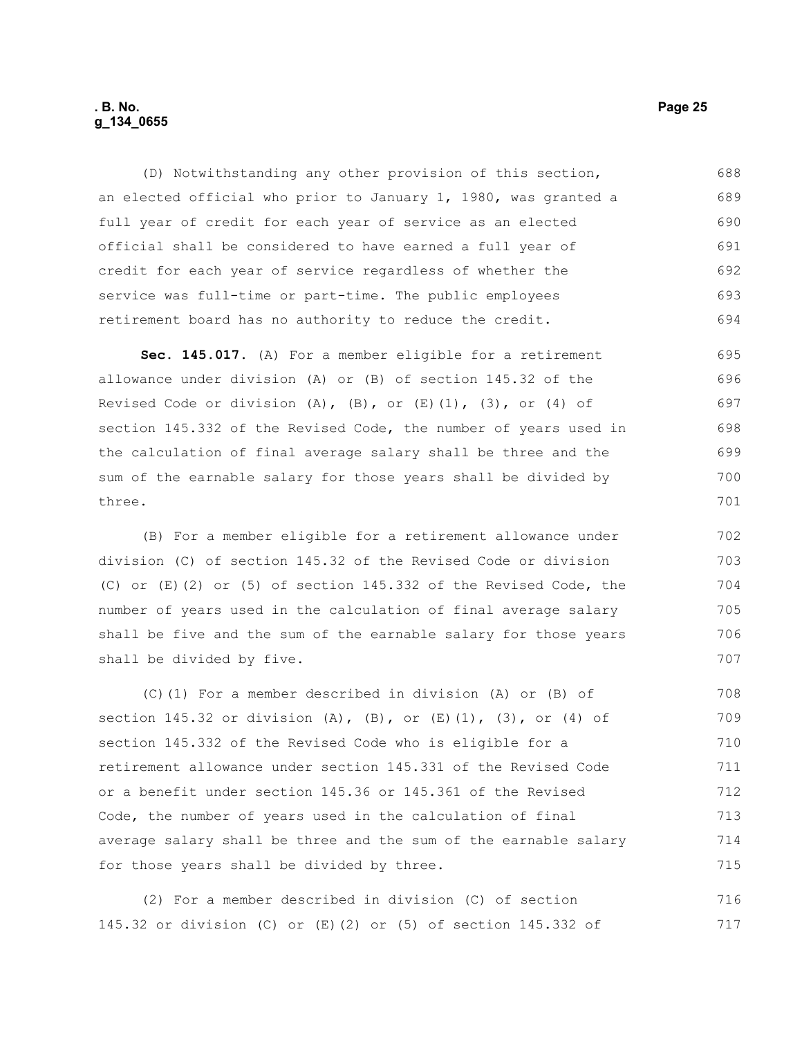(D) Notwithstanding any other provision of this section, an elected official who prior to January 1, 1980, was granted a full year of credit for each year of service as an elected official shall be considered to have earned a full year of credit for each year of service regardless of whether the service was full-time or part-time. The public employees retirement board has no authority to reduce the credit.

**Sec. 145.017.** (A) For a member eligible for a retirement allowance under division (A) or (B) of section 145.32 of the Revised Code or division (A), (B), or (E)(1), (3), or (4) of section 145.332 of the Revised Code, the number of years used in the calculation of final average salary shall be three and the sum of the earnable salary for those years shall be divided by three.

(B) For a member eligible for a retirement allowance under division (C) of section 145.32 of the Revised Code or division (C) or (E)(2) or (5) of section 145.332 of the Revised Code, the number of years used in the calculation of final average salary shall be five and the sum of the earnable salary for those years shall be divided by five.

(C)(1) For a member described in division (A) or (B) of section 145.32 or division (A), (B), or (E)(1), (3), or (4) of section 145.332 of the Revised Code who is eligible for a retirement allowance under section 145.331 of the Revised Code or a benefit under section 145.36 or 145.361 of the Revised Code, the number of years used in the calculation of final average salary shall be three and the sum of the earnable salary for those years shall be divided by three.

(2) For a member described in division (C) of section 145.32 or division (C) or (E)(2) or (5) of section 145.332 of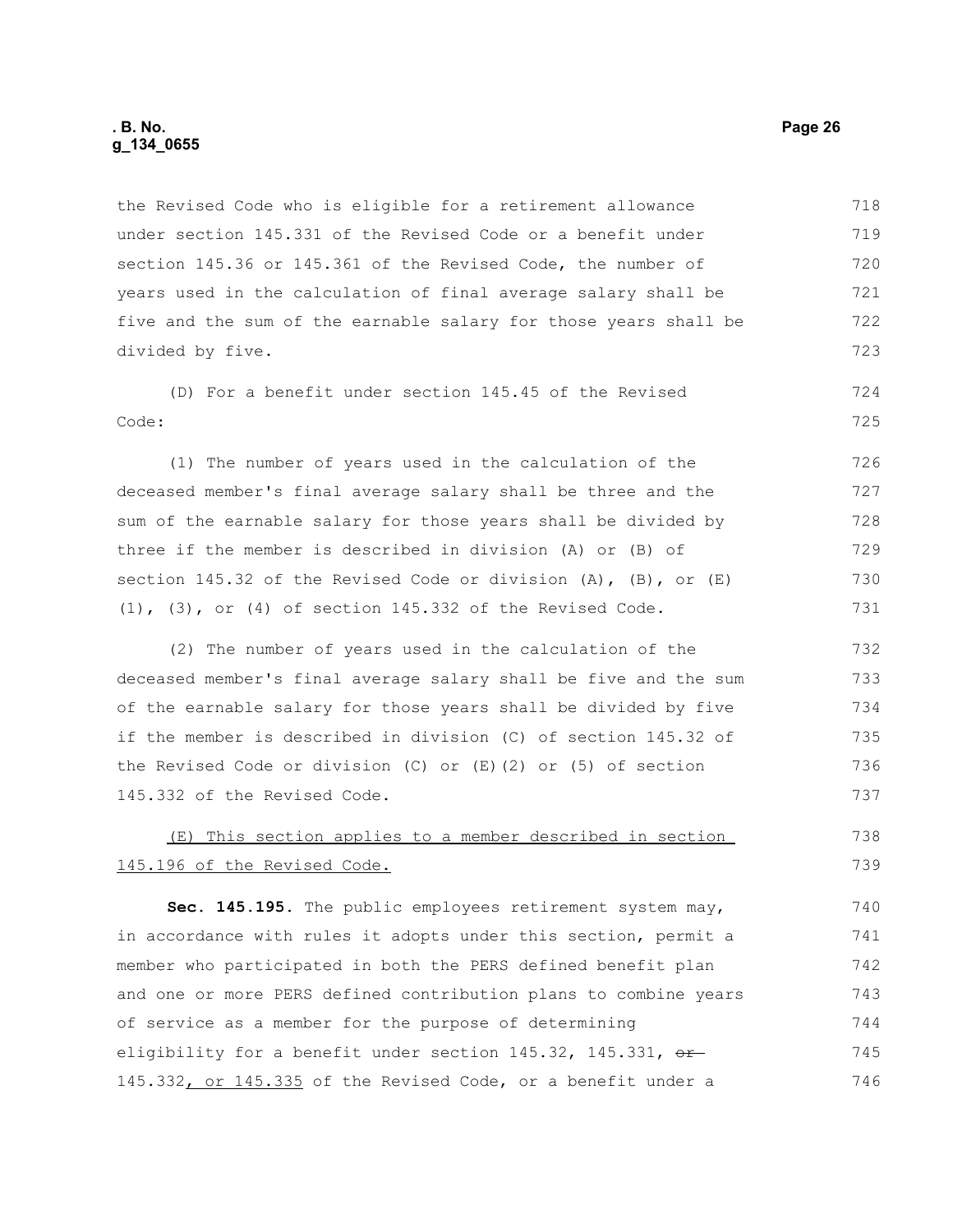the Revised Code who is eligible for a retirement allowance under section 145.331 of the Revised Code or a benefit under section 145.36 or 145.361 of the Revised Code, the number of years used in the calculation of final average salary shall be five and the sum of the earnable salary for those years shall be divided by five.

(D) For a benefit under section 145.45 of the Revised Code:

(1) The number of years used in the calculation of the deceased member's final average salary shall be three and the sum of the earnable salary for those years shall be divided by three if the member is described in division (A) or (B) of section 145.32 of the Revised Code or division (A), (B), or (E)(1), (3), or (4) of section 145.332 of the Revised Code.

(2) The number of years used in the calculation of the deceased member's final average salary shall be five and the sum of the earnable salary for those years shall be divided by five if the member is described in division (C) of section 145.32 of the Revised Code or division (C) or (E)(2) or (5) of section 145.332 of the Revised Code.

<u>(E) This section applies to a member described in section 145.196 of the Revised Code.</u>

**Sec. 145.195.** The public employees retirement system may, in accordance with rules it adopts under this section, permit a member who participated in both the PERS defined benefit plan and one or more PERS defined contribution plans to combine years of service as a member for the purpose of determining eligibility for a benefit under section 145.32, 145.331, ~~or~~ 145.332<u>, or 145.335</u> of the Revised Code, or a benefit under a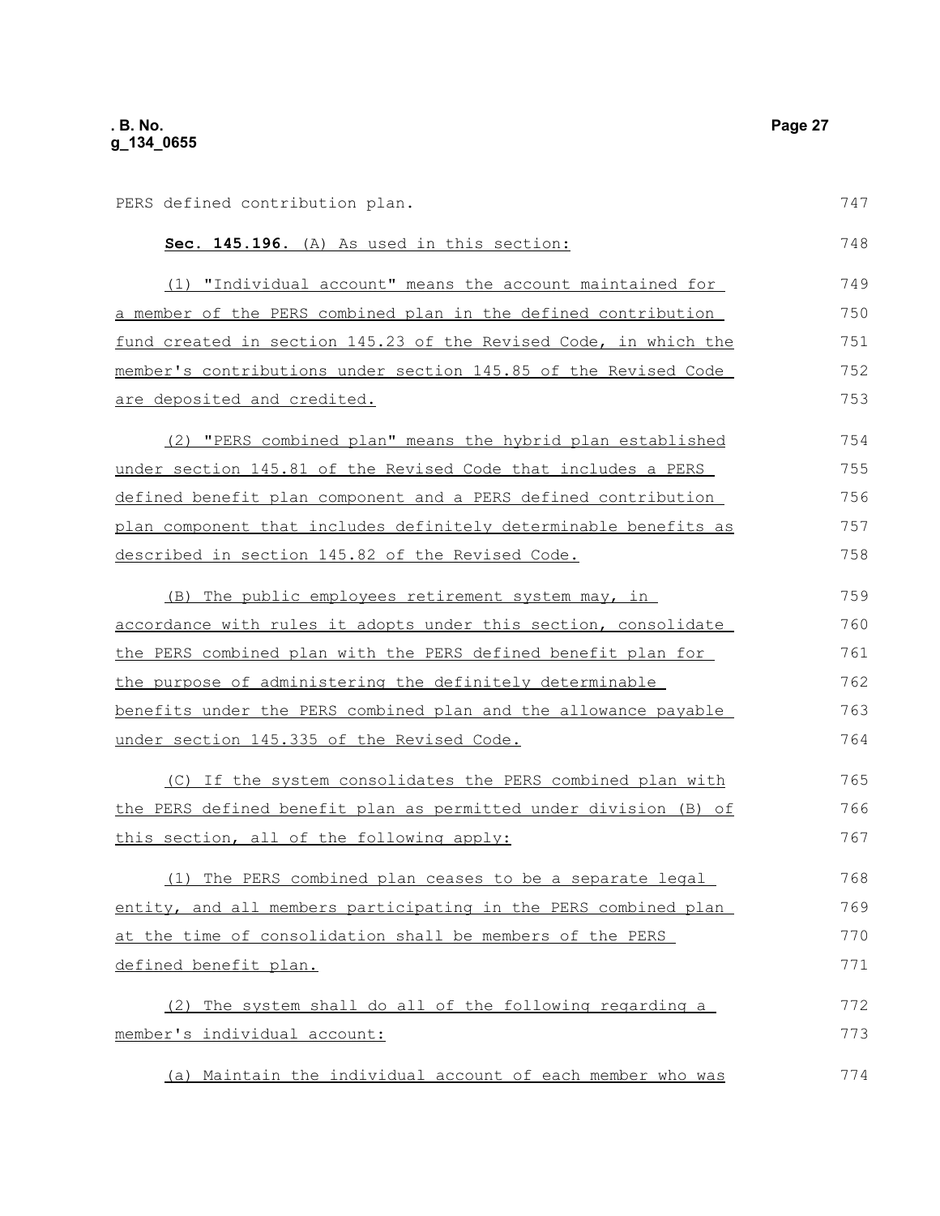PERS defined contribution plan.

**Sec. 145.196.** (A) As used in this section:

(1) "Individual account" means the account maintained for a member of the PERS combined plan in the defined contribution fund created in section 145.23 of the Revised Code, in which the member's contributions under section 145.85 of the Revised Code are deposited and credited.

(2) "PERS combined plan" means the hybrid plan established under section 145.81 of the Revised Code that includes a PERS defined benefit plan component and a PERS defined contribution plan component that includes definitely determinable benefits as described in section 145.82 of the Revised Code.

(B) The public employees retirement system may, in accordance with rules it adopts under this section, consolidate the PERS combined plan with the PERS defined benefit plan for the purpose of administering the definitely determinable benefits under the PERS combined plan and the allowance payable under section 145.335 of the Revised Code.

(C) If the system consolidates the PERS combined plan with the PERS defined benefit plan as permitted under division (B) of this section, all of the following apply:

(1) The PERS combined plan ceases to be a separate legal entity, and all members participating in the PERS combined plan at the time of consolidation shall be members of the PERS defined benefit plan.

(2) The system shall do all of the following regarding a member's individual account:

(a) Maintain the individual account of each member who was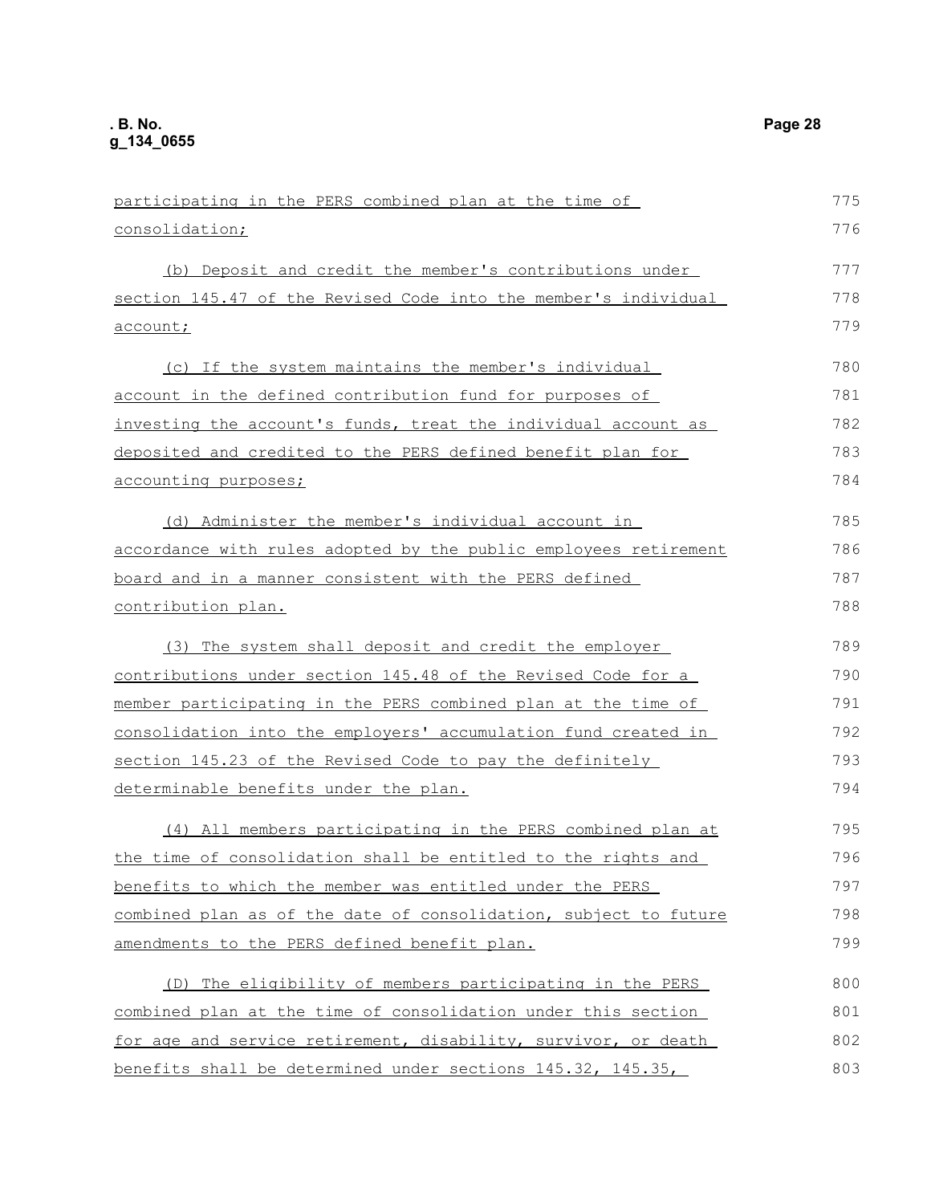participating in the PERS combined plan at the time of consolidation;

(b) Deposit and credit the member's contributions under section 145.47 of the Revised Code into the member's individual account;

(c) If the system maintains the member's individual account in the defined contribution fund for purposes of investing the account's funds, treat the individual account as deposited and credited to the PERS defined benefit plan for accounting purposes;

(d) Administer the member's individual account in accordance with rules adopted by the public employees retirement board and in a manner consistent with the PERS defined contribution plan.

(3) The system shall deposit and credit the employer contributions under section 145.48 of the Revised Code for a member participating in the PERS combined plan at the time of consolidation into the employers' accumulation fund created in section 145.23 of the Revised Code to pay the definitely determinable benefits under the plan.

(4) All members participating in the PERS combined plan at the time of consolidation shall be entitled to the rights and benefits to which the member was entitled under the PERS combined plan as of the date of consolidation, subject to future amendments to the PERS defined benefit plan.

(D) The eligibility of members participating in the PERS combined plan at the time of consolidation under this section for age and service retirement, disability, survivor, or death benefits shall be determined under sections 145.32, 145.35,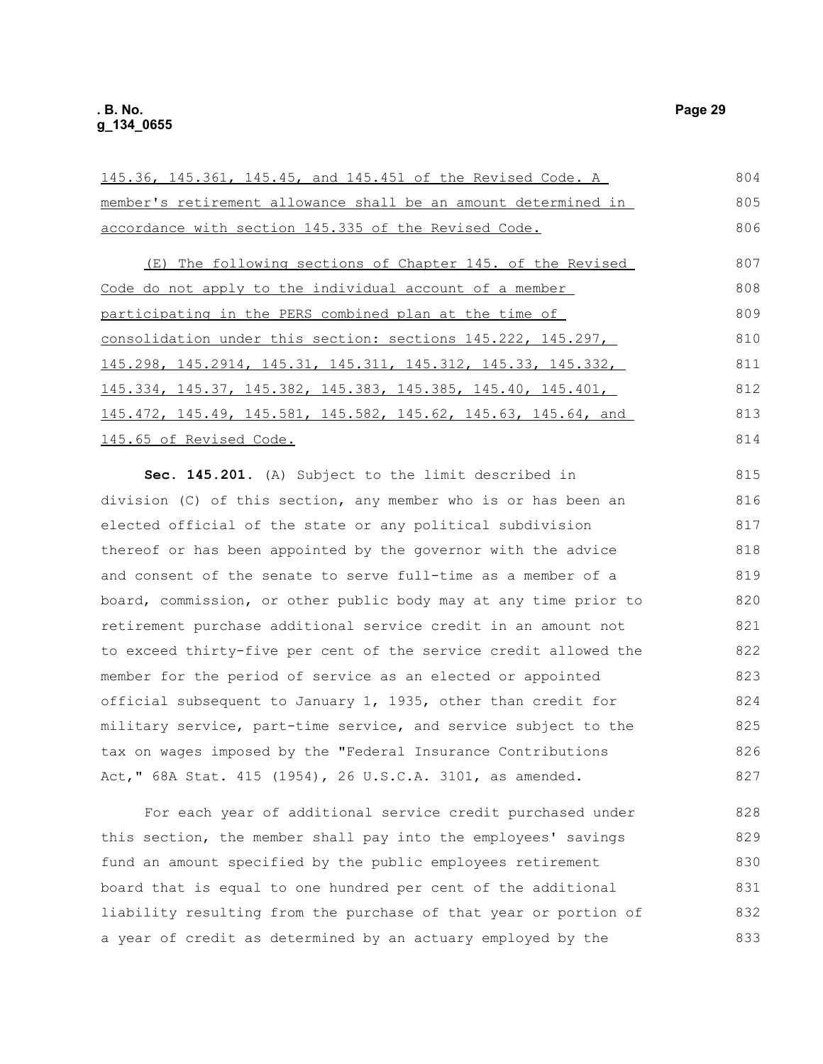145.36, 145.361, 145.45, and 145.451 of the Revised Code. A member's retirement allowance shall be an amount determined in accordance with section 145.335 of the Revised Code.

(E) The following sections of Chapter 145. of the Revised Code do not apply to the individual account of a member participating in the PERS combined plan at the time of consolidation under this section: sections 145.222, 145.297, 145.298, 145.2914, 145.31, 145.311, 145.312, 145.33, 145.332, 145.334, 145.37, 145.382, 145.383, 145.385, 145.40, 145.401, 145.472, 145.49, 145.581, 145.582, 145.62, 145.63, 145.64, and 145.65 of Revised Code.

**Sec. 145.201.** (A) Subject to the limit described in division (C) of this section, any member who is or has been an elected official of the state or any political subdivision thereof or has been appointed by the governor with the advice and consent of the senate to serve full-time as a member of a board, commission, or other public body may at any time prior to retirement purchase additional service credit in an amount not to exceed thirty-five per cent of the service credit allowed the member for the period of service as an elected or appointed official subsequent to January 1, 1935, other than credit for military service, part-time service, and service subject to the tax on wages imposed by the "Federal Insurance Contributions Act," 68A Stat. 415 (1954), 26 U.S.C.A. 3101, as amended.

For each year of additional service credit purchased under this section, the member shall pay into the employees' savings fund an amount specified by the public employees retirement board that is equal to one hundred per cent of the additional liability resulting from the purchase of that year or portion of a year of credit as determined by an actuary employed by the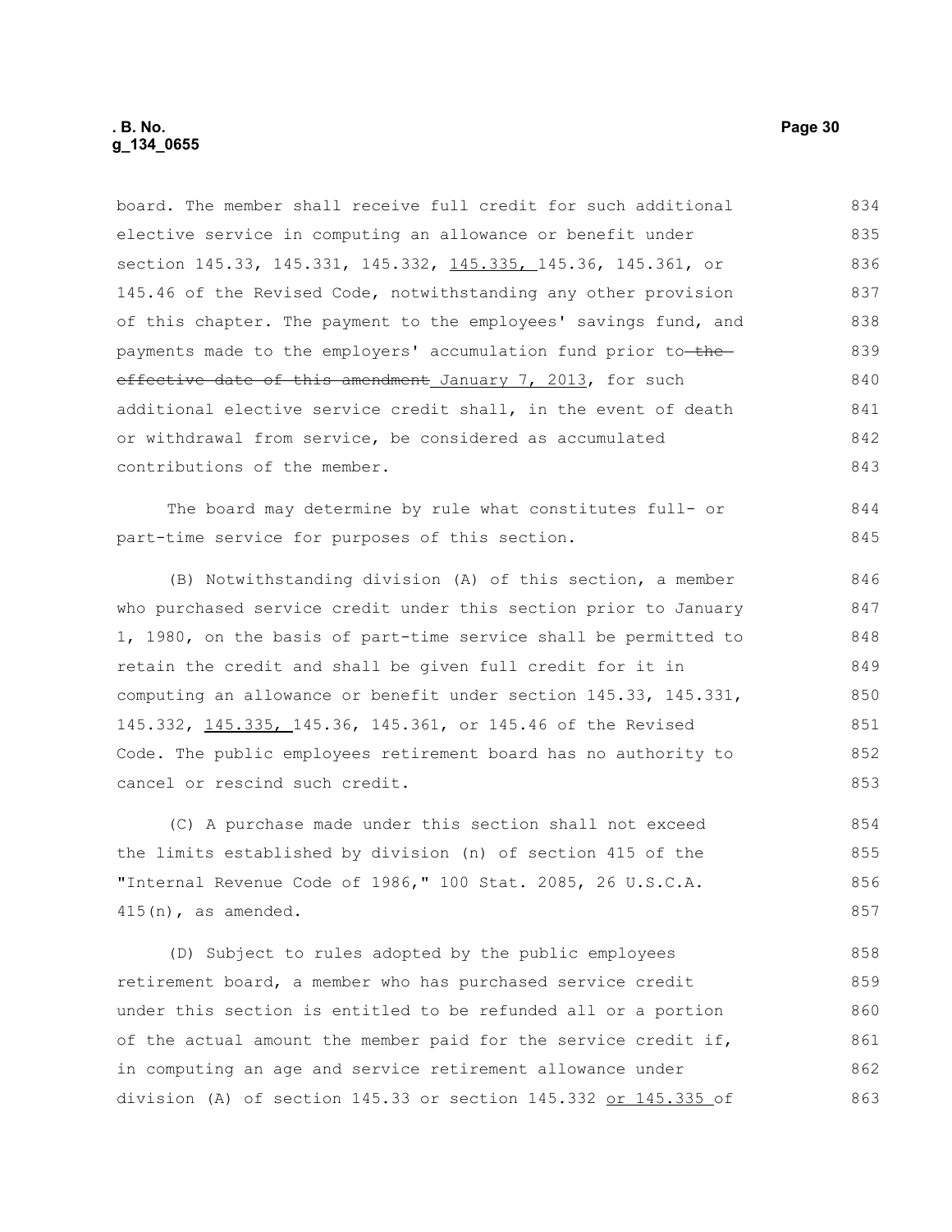board. The member shall receive full credit for such additional elective service in computing an allowance or benefit under section 145.33, 145.331, 145.332, 145.335, 145.36, 145.361, or 145.46 of the Revised Code, notwithstanding any other provision of this chapter. The payment to the employees' savings fund, and payments made to the employers' accumulation fund prior to ~~the effective date of this amendment~~ January 7, 2013, for such additional elective service credit shall, in the event of death or withdrawal from service, be considered as accumulated contributions of the member.

The board may determine by rule what constitutes full- or part-time service for purposes of this section.

(B) Notwithstanding division (A) of this section, a member who purchased service credit under this section prior to January 1, 1980, on the basis of part-time service shall be permitted to retain the credit and shall be given full credit for it in computing an allowance or benefit under section 145.33, 145.331, 145.332, 145.335, 145.36, 145.361, or 145.46 of the Revised Code. The public employees retirement board has no authority to cancel or rescind such credit.

(C) A purchase made under this section shall not exceed the limits established by division (n) of section 415 of the "Internal Revenue Code of 1986," 100 Stat. 2085, 26 U.S.C.A. 415(n), as amended.

(D) Subject to rules adopted by the public employees retirement board, a member who has purchased service credit under this section is entitled to be refunded all or a portion of the actual amount the member paid for the service credit if, in computing an age and service retirement allowance under division (A) of section 145.33 or section 145.332 or 145.335 of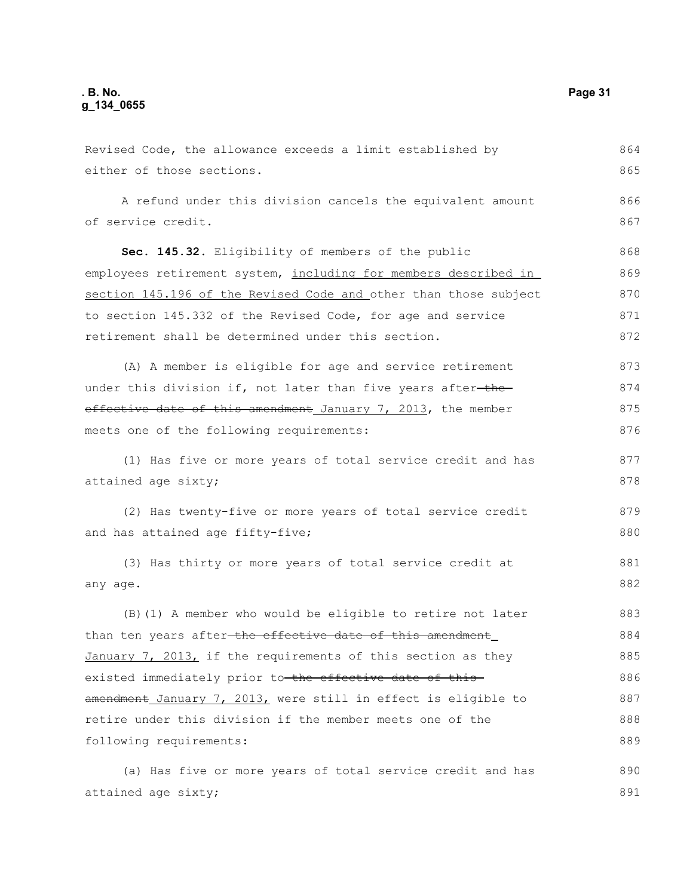Revised Code, the allowance exceeds a limit established by either of those sections.

A refund under this division cancels the equivalent amount of service credit.

**Sec. 145.32.** Eligibility of members of the public employees retirement system, including for members described in section 145.196 of the Revised Code and other than those subject to section 145.332 of the Revised Code, for age and service retirement shall be determined under this section.

(A) A member is eligible for age and service retirement under this division if, not later than five years after ~~the effective date of this amendment~~ January 7, 2013, the member meets one of the following requirements:

(1) Has five or more years of total service credit and has attained age sixty;

(2) Has twenty-five or more years of total service credit and has attained age fifty-five;

(3) Has thirty or more years of total service credit at any age.

(B)(1) A member who would be eligible to retire not later than ten years after ~~the effective date of this amendment~~ January 7, 2013, if the requirements of this section as they existed immediately prior to ~~the effective date of this amendment~~ January 7, 2013, were still in effect is eligible to retire under this division if the member meets one of the following requirements:

(a) Has five or more years of total service credit and has attained age sixty;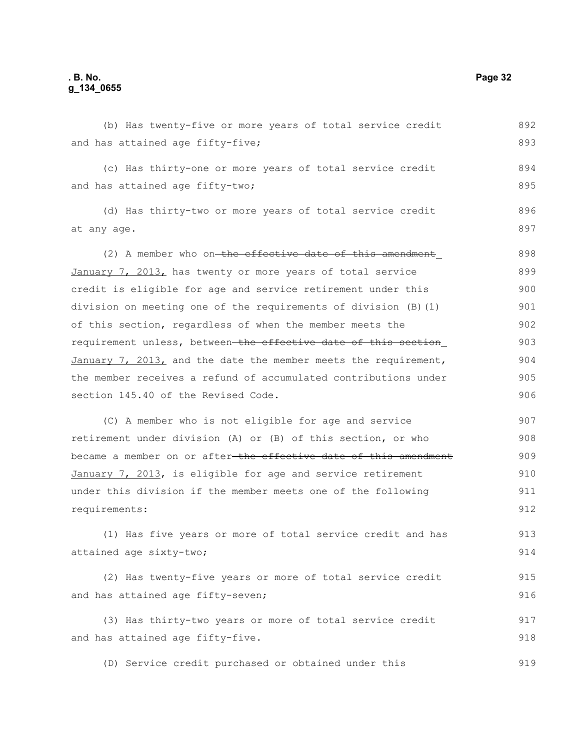(b) Has twenty-five or more years of total service credit and has attained age fifty-five;

(c) Has thirty-one or more years of total service credit and has attained age fifty-two;

(d) Has thirty-two or more years of total service credit at any age.

(2) A member who on ~~the effective date of this amendment~~ January 7, 2013, has twenty or more years of total service credit is eligible for age and service retirement under this division on meeting one of the requirements of division (B)(1) of this section, regardless of when the member meets the requirement unless, between ~~the effective date of this section~~ January 7, 2013, and the date the member meets the requirement, the member receives a refund of accumulated contributions under section 145.40 of the Revised Code.

(C) A member who is not eligible for age and service retirement under division (A) or (B) of this section, or who became a member on or after ~~the effective date of this amendment~~ January 7, 2013, is eligible for age and service retirement under this division if the member meets one of the following requirements:

(1) Has five years or more of total service credit and has attained age sixty-two;

(2) Has twenty-five years or more of total service credit and has attained age fifty-seven;

(3) Has thirty-two years or more of total service credit and has attained age fifty-five.

(D) Service credit purchased or obtained under this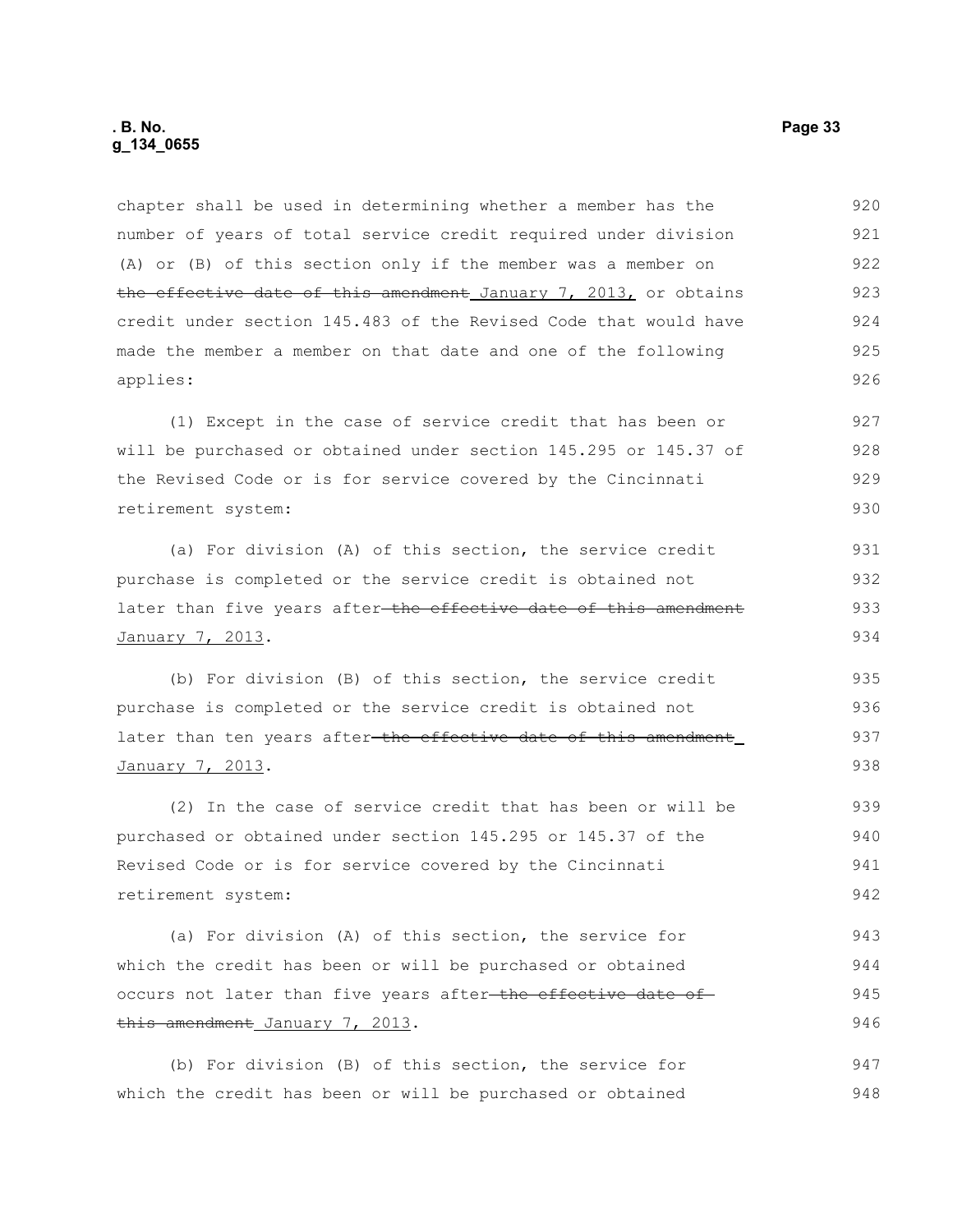chapter shall be used in determining whether a member has the number of years of total service credit required under division (A) or (B) of this section only if the member was a member on ~~the effective date of this amendment~~ January 7, 2013, or obtains credit under section 145.483 of the Revised Code that would have made the member a member on that date and one of the following applies:

(1) Except in the case of service credit that has been or will be purchased or obtained under section 145.295 or 145.37 of the Revised Code or is for service covered by the Cincinnati retirement system:

(a) For division (A) of this section, the service credit purchase is completed or the service credit is obtained not later than five years after ~~the effective date of this amendment~~ January 7, 2013.

(b) For division (B) of this section, the service credit purchase is completed or the service credit is obtained not later than ten years after ~~the effective date of this amendment~~ January 7, 2013.

(2) In the case of service credit that has been or will be purchased or obtained under section 145.295 or 145.37 of the Revised Code or is for service covered by the Cincinnati retirement system:

(a) For division (A) of this section, the service for which the credit has been or will be purchased or obtained occurs not later than five years after ~~the effective date of this amendment~~ January 7, 2013.

(b) For division (B) of this section, the service for which the credit has been or will be purchased or obtained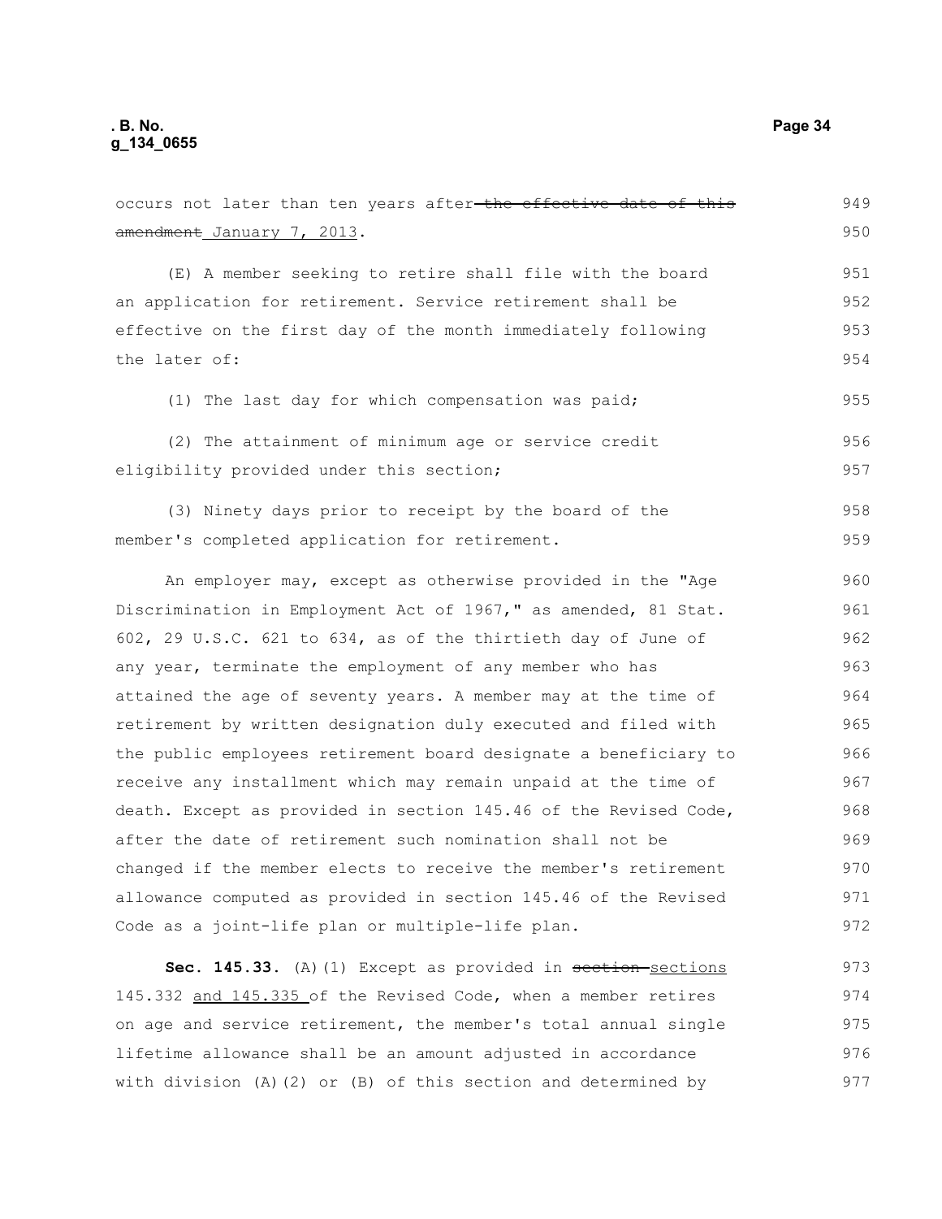occurs not later than ten years after ~~the effective date of this amendment~~ January 7, 2013.

(E) A member seeking to retire shall file with the board an application for retirement. Service retirement shall be effective on the first day of the month immediately following the later of:

(1) The last day for which compensation was paid;

(2) The attainment of minimum age or service credit eligibility provided under this section;

(3) Ninety days prior to receipt by the board of the member's completed application for retirement.

An employer may, except as otherwise provided in the "Age Discrimination in Employment Act of 1967," as amended, 81 Stat. 602, 29 U.S.C. 621 to 634, as of the thirtieth day of June of any year, terminate the employment of any member who has attained the age of seventy years. A member may at the time of retirement by written designation duly executed and filed with the public employees retirement board designate a beneficiary to receive any installment which may remain unpaid at the time of death. Except as provided in section 145.46 of the Revised Code, after the date of retirement such nomination shall not be changed if the member elects to receive the member's retirement allowance computed as provided in section 145.46 of the Revised Code as a joint-life plan or multiple-life plan.

**Sec. 145.33.** (A)(1) Except as provided in ~~section~~ sections 145.332 and 145.335 of the Revised Code, when a member retires on age and service retirement, the member's total annual single lifetime allowance shall be an amount adjusted in accordance with division (A)(2) or (B) of this section and determined by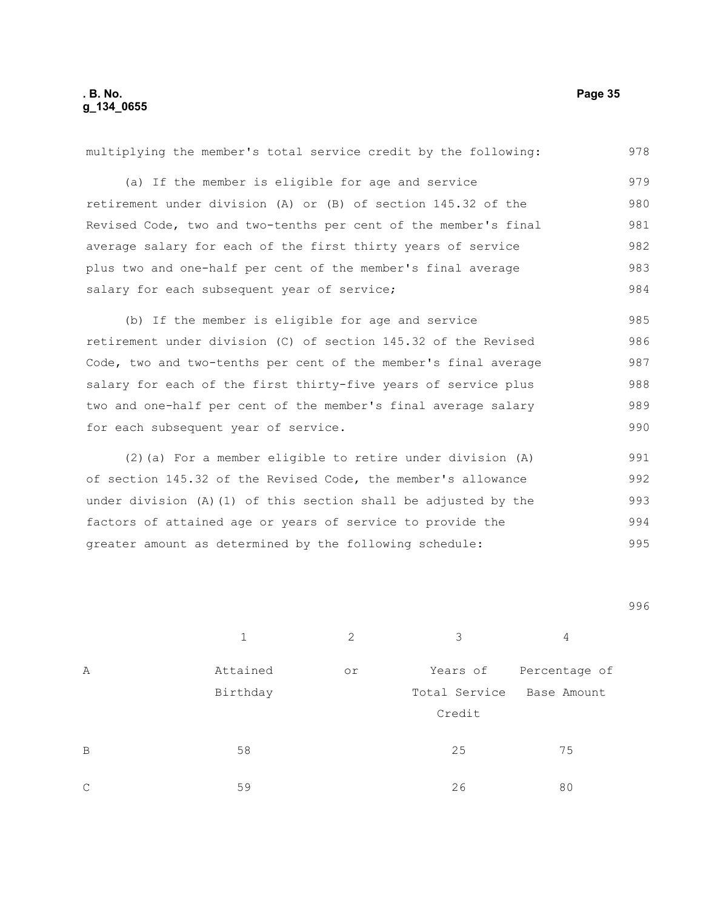multiplying the member's total service credit by the following:

(a) If the member is eligible for age and service retirement under division (A) or (B) of section 145.32 of the Revised Code, two and two-tenths per cent of the member's final average salary for each of the first thirty years of service plus two and one-half per cent of the member's final average salary for each subsequent year of service;

(b) If the member is eligible for age and service retirement under division (C) of section 145.32 of the Revised Code, two and two-tenths per cent of the member's final average salary for each of the first thirty-five years of service plus two and one-half per cent of the member's final average salary for each subsequent year of service.

(2)(a) For a member eligible to retire under division (A) of section 145.32 of the Revised Code, the member's allowance under division (A)(1) of this section shall be adjusted by the factors of attained age or years of service to provide the greater amount as determined by the following schedule:

| | 1 | 2 | 3 | 4 |
|---|---|---|---|---|
| A | Attained Birthday | or | Years of Total Service Credit | Percentage of Base Amount |
| B | 58 | | 25 | 75 |
| C | 59 | | 26 | 80 |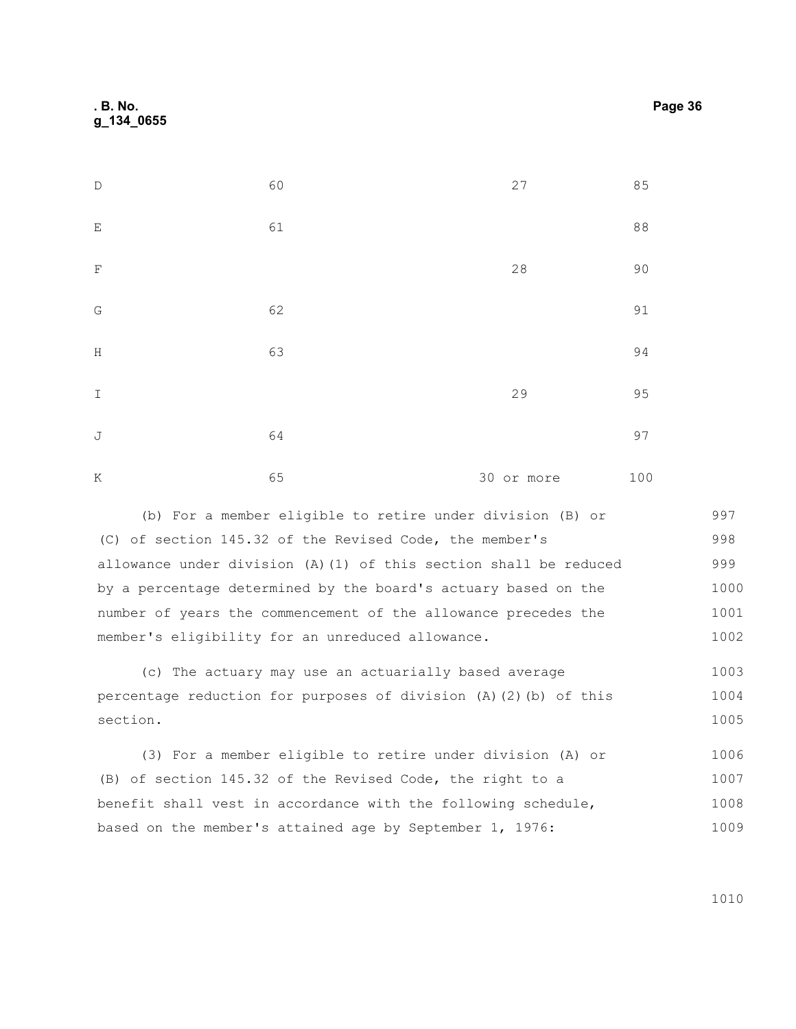| | | | |
|---|---|---|---|
| D | 60 | 27 | 85 |
| E | 61 | | 88 |
| F | | 28 | 90 |
| G | 62 | | 91 |
| H | 63 | | 94 |
| I | | 29 | 95 |
| J | 64 | | 97 |
| K | 65 | 30 or more | 100 |

(b) For a member eligible to retire under division (B) or (C) of section 145.32 of the Revised Code, the member's allowance under division (A)(1) of this section shall be reduced by a percentage determined by the board's actuary based on the number of years the commencement of the allowance precedes the member's eligibility for an unreduced allowance.

(c) The actuary may use an actuarially based average percentage reduction for purposes of division (A)(2)(b) of this section.

(3) For a member eligible to retire under division (A) or (B) of section 145.32 of the Revised Code, the right to a benefit shall vest in accordance with the following schedule, based on the member's attained age by September 1, 1976: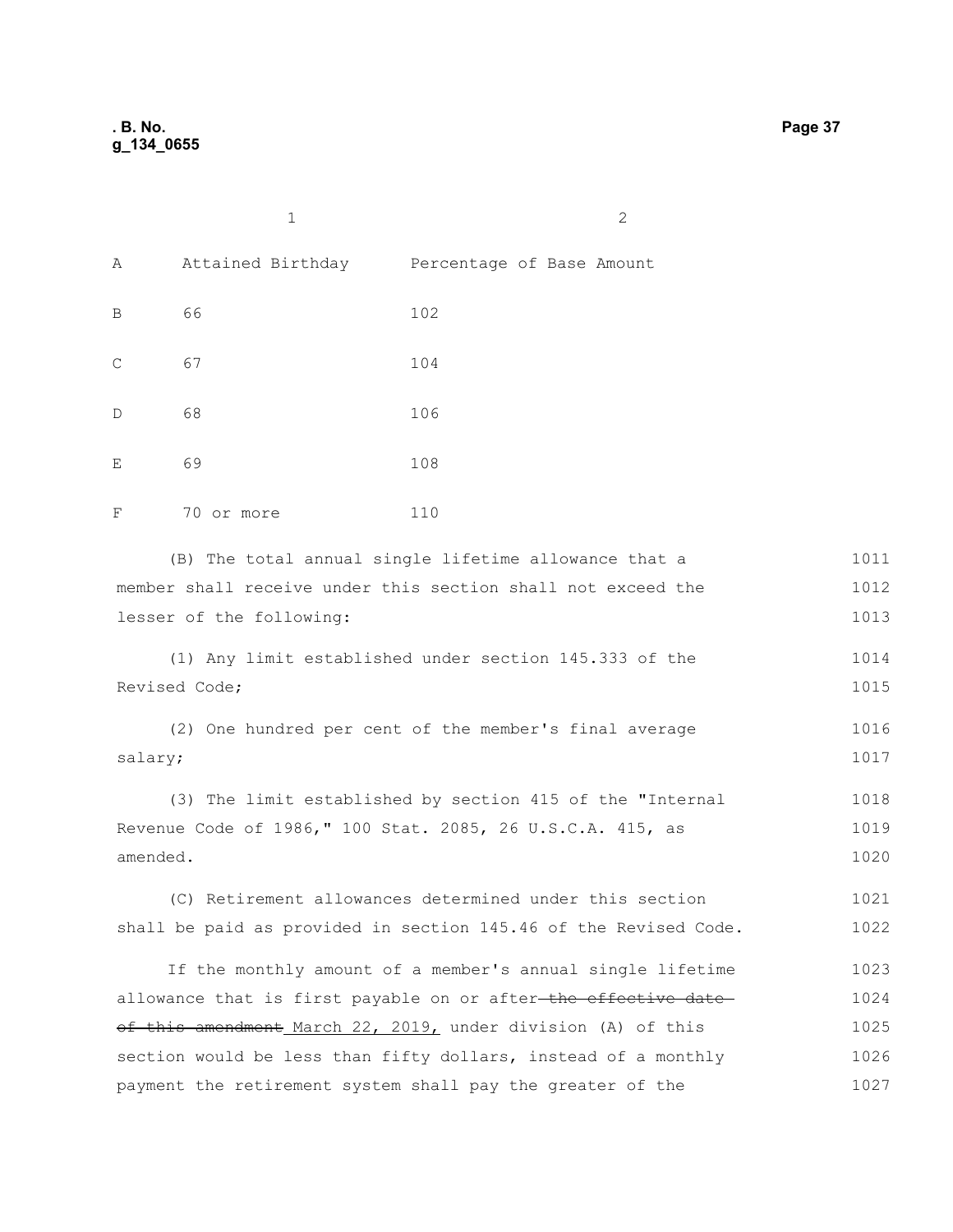| | 1 | 2 |
|---|---|---|
| A | Attained Birthday | Percentage of Base Amount |
| B | 66 | 102 |
| C | 67 | 104 |
| D | 68 | 106 |
| E | 69 | 108 |
| F | 70 or more | 110 |

(B) The total annual single lifetime allowance that a member shall receive under this section shall not exceed the lesser of the following:

(1) Any limit established under section 145.333 of the Revised Code;

(2) One hundred per cent of the member's final average salary;

(3) The limit established by section 415 of the "Internal Revenue Code of 1986," 100 Stat. 2085, 26 U.S.C.A. 415, as amended.

(C) Retirement allowances determined under this section shall be paid as provided in section 145.46 of the Revised Code.

If the monthly amount of a member's annual single lifetime allowance that is first payable on or after ~~the effective date of this amendment~~ March 22, 2019, under division (A) of this section would be less than fifty dollars, instead of a monthly payment the retirement system shall pay the greater of the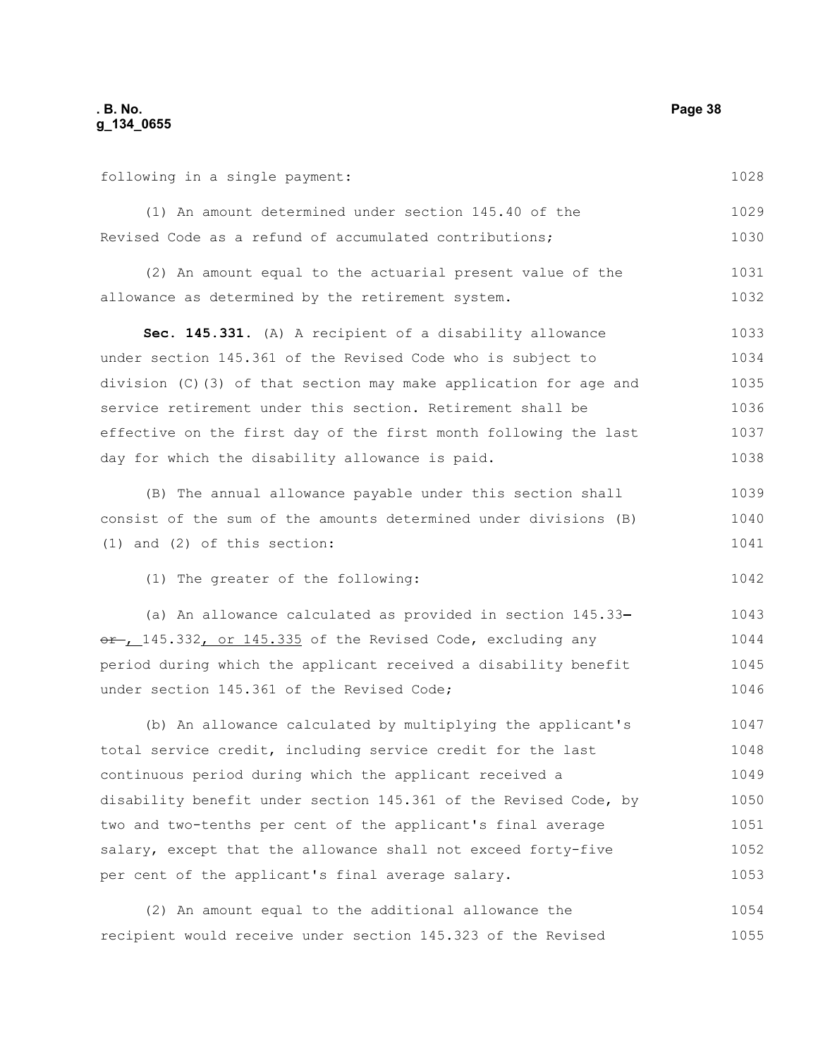following in a single payment:

(1) An amount determined under section 145.40 of the Revised Code as a refund of accumulated contributions;

(2) An amount equal to the actuarial present value of the allowance as determined by the retirement system.

**Sec. 145.331.** (A) A recipient of a disability allowance under section 145.361 of the Revised Code who is subject to division (C)(3) of that section may make application for age and service retirement under this section. Retirement shall be effective on the first day of the first month following the last day for which the disability allowance is paid.

(B) The annual allowance payable under this section shall consist of the sum of the amounts determined under divisions (B)(1) and (2) of this section:

(1) The greater of the following:

(a) An allowance calculated as provided in section 145.33 ~~or~~ , 145.332, or 145.335 of the Revised Code, excluding any period during which the applicant received a disability benefit under section 145.361 of the Revised Code;

(b) An allowance calculated by multiplying the applicant's total service credit, including service credit for the last continuous period during which the applicant received a disability benefit under section 145.361 of the Revised Code, by two and two-tenths per cent of the applicant's final average salary, except that the allowance shall not exceed forty-five per cent of the applicant's final average salary.

(2) An amount equal to the additional allowance the recipient would receive under section 145.323 of the Revised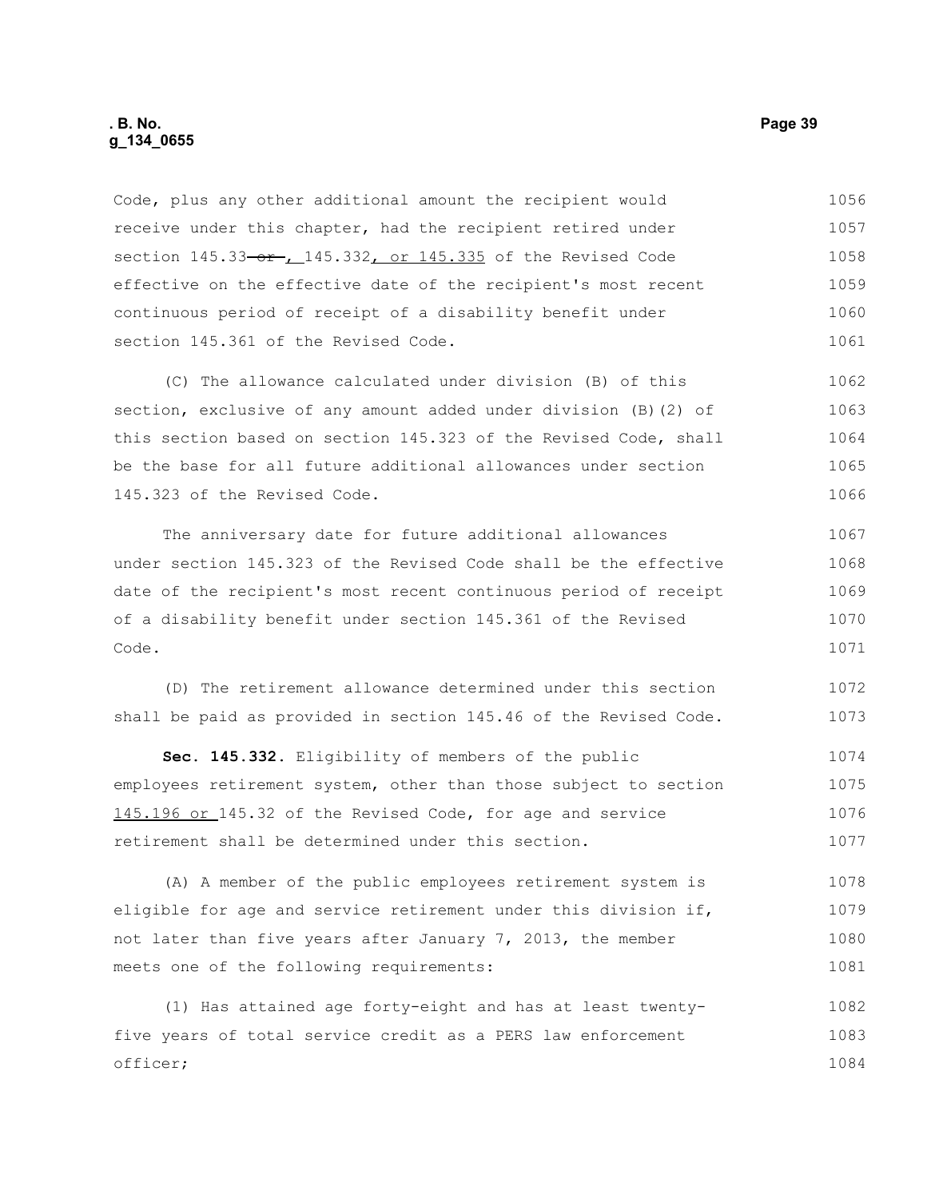Code, plus any other additional amount the recipient would receive under this chapter, had the recipient retired under section 145.33 ~~or~~ , 145.332, or 145.335 of the Revised Code effective on the effective date of the recipient's most recent continuous period of receipt of a disability benefit under section 145.361 of the Revised Code.

(C) The allowance calculated under division (B) of this section, exclusive of any amount added under division (B)(2) of this section based on section 145.323 of the Revised Code, shall be the base for all future additional allowances under section 145.323 of the Revised Code.

The anniversary date for future additional allowances under section 145.323 of the Revised Code shall be the effective date of the recipient's most recent continuous period of receipt of a disability benefit under section 145.361 of the Revised Code.

(D) The retirement allowance determined under this section shall be paid as provided in section 145.46 of the Revised Code.

**Sec. 145.332.** Eligibility of members of the public employees retirement system, other than those subject to section 145.196 or 145.32 of the Revised Code, for age and service retirement shall be determined under this section.

(A) A member of the public employees retirement system is eligible for age and service retirement under this division if, not later than five years after January 7, 2013, the member meets one of the following requirements:

(1) Has attained age forty-eight and has at least twenty-five years of total service credit as a PERS law enforcement officer;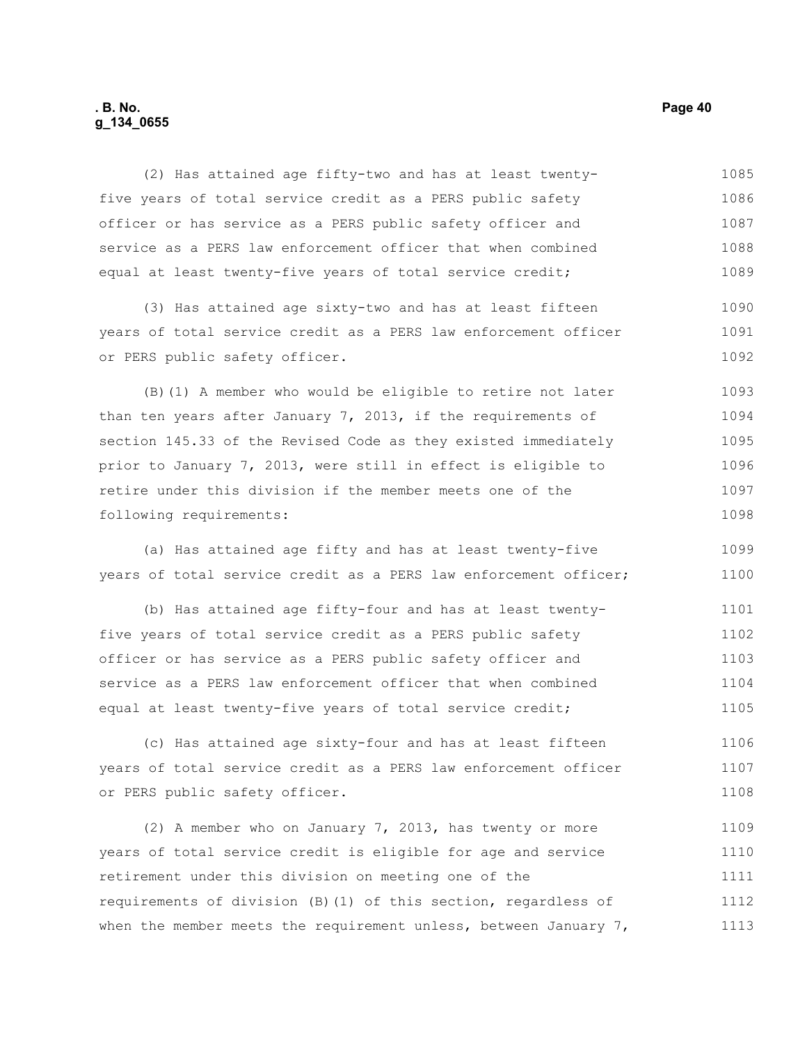(2) Has attained age fifty-two and has at least twenty-five years of total service credit as a PERS public safety officer or has service as a PERS public safety officer and service as a PERS law enforcement officer that when combined equal at least twenty-five years of total service credit;

(3) Has attained age sixty-two and has at least fifteen years of total service credit as a PERS law enforcement officer or PERS public safety officer.

(B)(1) A member who would be eligible to retire not later than ten years after January 7, 2013, if the requirements of section 145.33 of the Revised Code as they existed immediately prior to January 7, 2013, were still in effect is eligible to retire under this division if the member meets one of the following requirements:

(a) Has attained age fifty and has at least twenty-five years of total service credit as a PERS law enforcement officer;

(b) Has attained age fifty-four and has at least twenty-five years of total service credit as a PERS public safety officer or has service as a PERS public safety officer and service as a PERS law enforcement officer that when combined equal at least twenty-five years of total service credit;

(c) Has attained age sixty-four and has at least fifteen years of total service credit as a PERS law enforcement officer or PERS public safety officer.

(2) A member who on January 7, 2013, has twenty or more years of total service credit is eligible for age and service retirement under this division on meeting one of the requirements of division (B)(1) of this section, regardless of when the member meets the requirement unless, between January 7,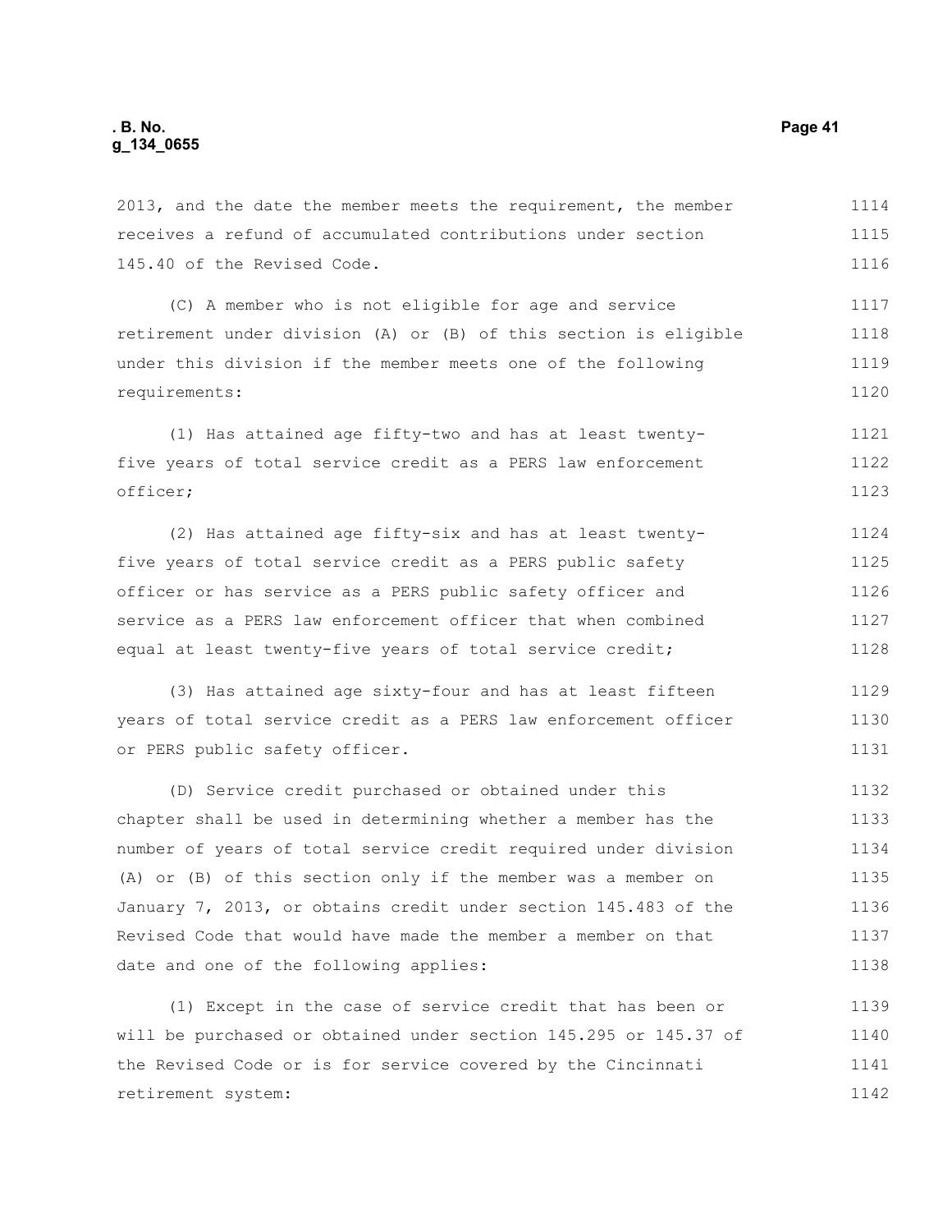2013, and the date the member meets the requirement, the member receives a refund of accumulated contributions under section 145.40 of the Revised Code.

(C) A member who is not eligible for age and service retirement under division (A) or (B) of this section is eligible under this division if the member meets one of the following requirements:

(1) Has attained age fifty-two and has at least twenty-five years of total service credit as a PERS law enforcement officer;

(2) Has attained age fifty-six and has at least twenty-five years of total service credit as a PERS public safety officer or has service as a PERS public safety officer and service as a PERS law enforcement officer that when combined equal at least twenty-five years of total service credit;

(3) Has attained age sixty-four and has at least fifteen years of total service credit as a PERS law enforcement officer or PERS public safety officer.

(D) Service credit purchased or obtained under this chapter shall be used in determining whether a member has the number of years of total service credit required under division (A) or (B) of this section only if the member was a member on January 7, 2013, or obtains credit under section 145.483 of the Revised Code that would have made the member a member on that date and one of the following applies:

(1) Except in the case of service credit that has been or will be purchased or obtained under section 145.295 or 145.37 of the Revised Code or is for service covered by the Cincinnati retirement system: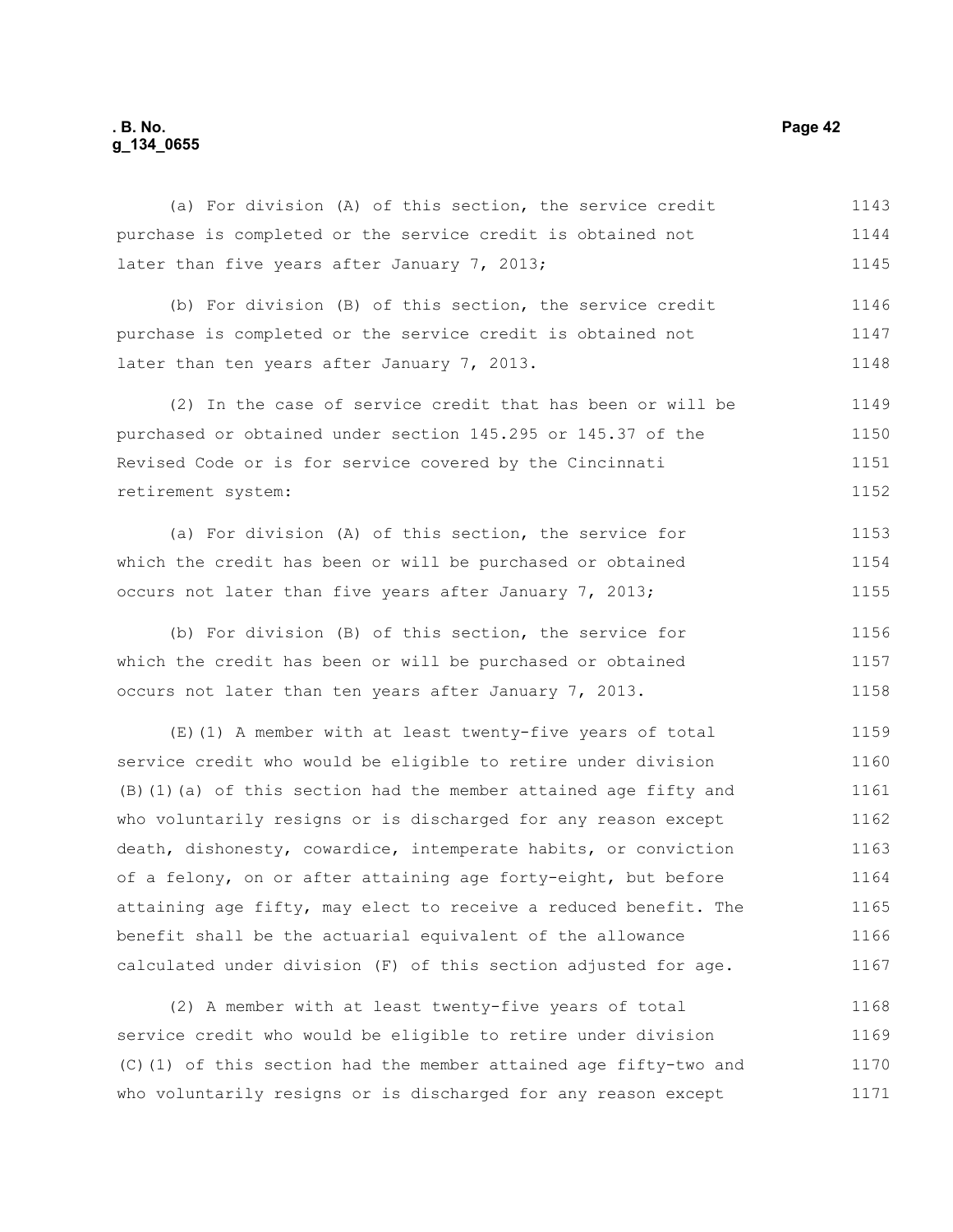(a) For division (A) of this section, the service credit purchase is completed or the service credit is obtained not later than five years after January 7, 2013;

(b) For division (B) of this section, the service credit purchase is completed or the service credit is obtained not later than ten years after January 7, 2013.

(2) In the case of service credit that has been or will be purchased or obtained under section 145.295 or 145.37 of the Revised Code or is for service covered by the Cincinnati retirement system:

(a) For division (A) of this section, the service for which the credit has been or will be purchased or obtained occurs not later than five years after January 7, 2013;

(b) For division (B) of this section, the service for which the credit has been or will be purchased or obtained occurs not later than ten years after January 7, 2013.

(E)(1) A member with at least twenty-five years of total service credit who would be eligible to retire under division (B)(1)(a) of this section had the member attained age fifty and who voluntarily resigns or is discharged for any reason except death, dishonesty, cowardice, intemperate habits, or conviction of a felony, on or after attaining age forty-eight, but before attaining age fifty, may elect to receive a reduced benefit. The benefit shall be the actuarial equivalent of the allowance calculated under division (F) of this section adjusted for age.

(2) A member with at least twenty-five years of total service credit who would be eligible to retire under division (C)(1) of this section had the member attained age fifty-two and who voluntarily resigns or is discharged for any reason except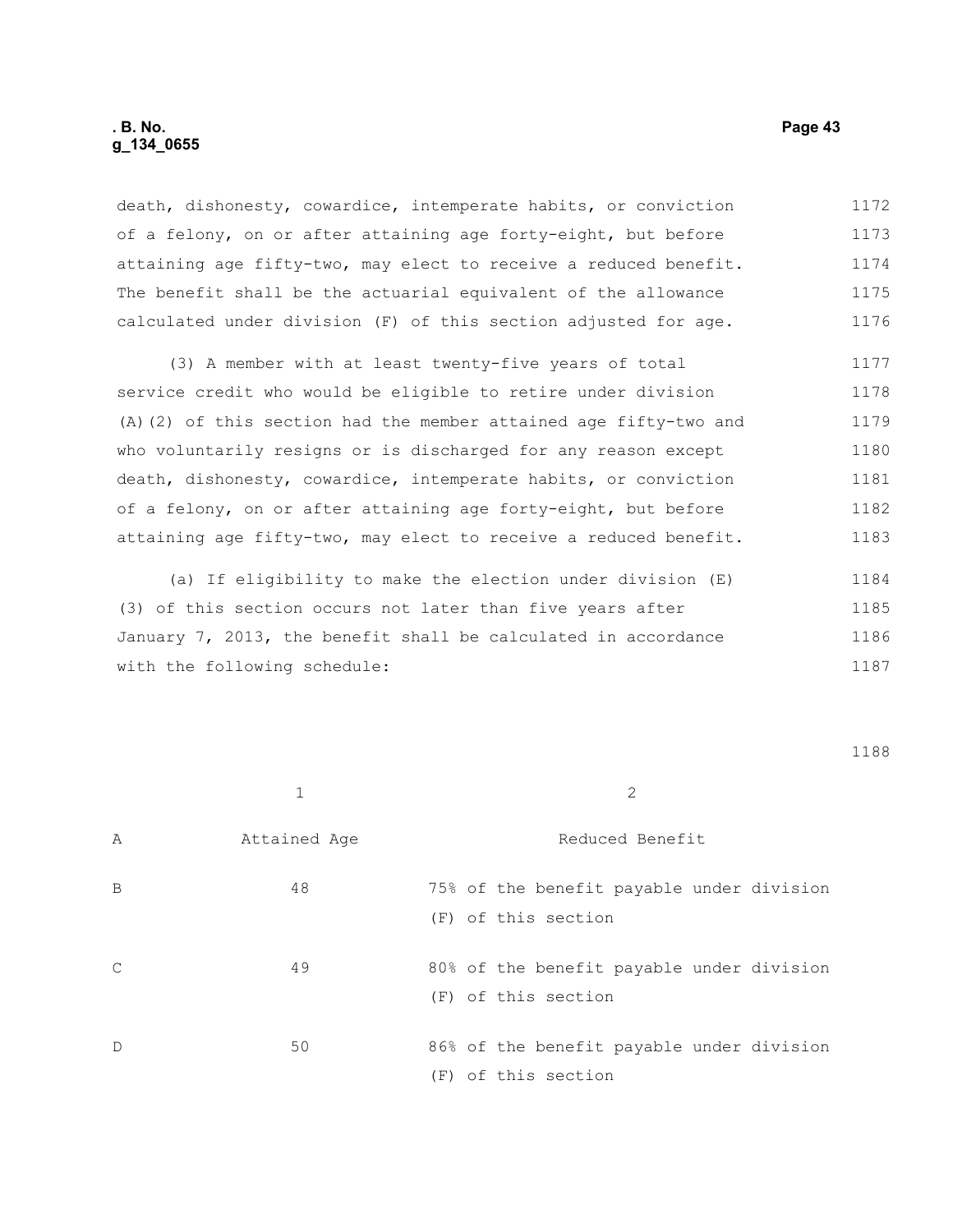death, dishonesty, cowardice, intemperate habits, or conviction of a felony, on or after attaining age forty-eight, but before attaining age fifty-two, may elect to receive a reduced benefit. The benefit shall be the actuarial equivalent of the allowance calculated under division (F) of this section adjusted for age.

(3) A member with at least twenty-five years of total service credit who would be eligible to retire under division (A)(2) of this section had the member attained age fifty-two and who voluntarily resigns or is discharged for any reason except death, dishonesty, cowardice, intemperate habits, or conviction of a felony, on or after attaining age forty-eight, but before attaining age fifty-two, may elect to receive a reduced benefit.

(a) If eligibility to make the election under division (E)(3) of this section occurs not later than five years after January 7, 2013, the benefit shall be calculated in accordance with the following schedule:

| | 1 | 2 |
|---|---|---|
| A | Attained Age | Reduced Benefit |
| B | 48 | 75% of the benefit payable under division (F) of this section |
| C | 49 | 80% of the benefit payable under division (F) of this section |
| D | 50 | 86% of the benefit payable under division (F) of this section |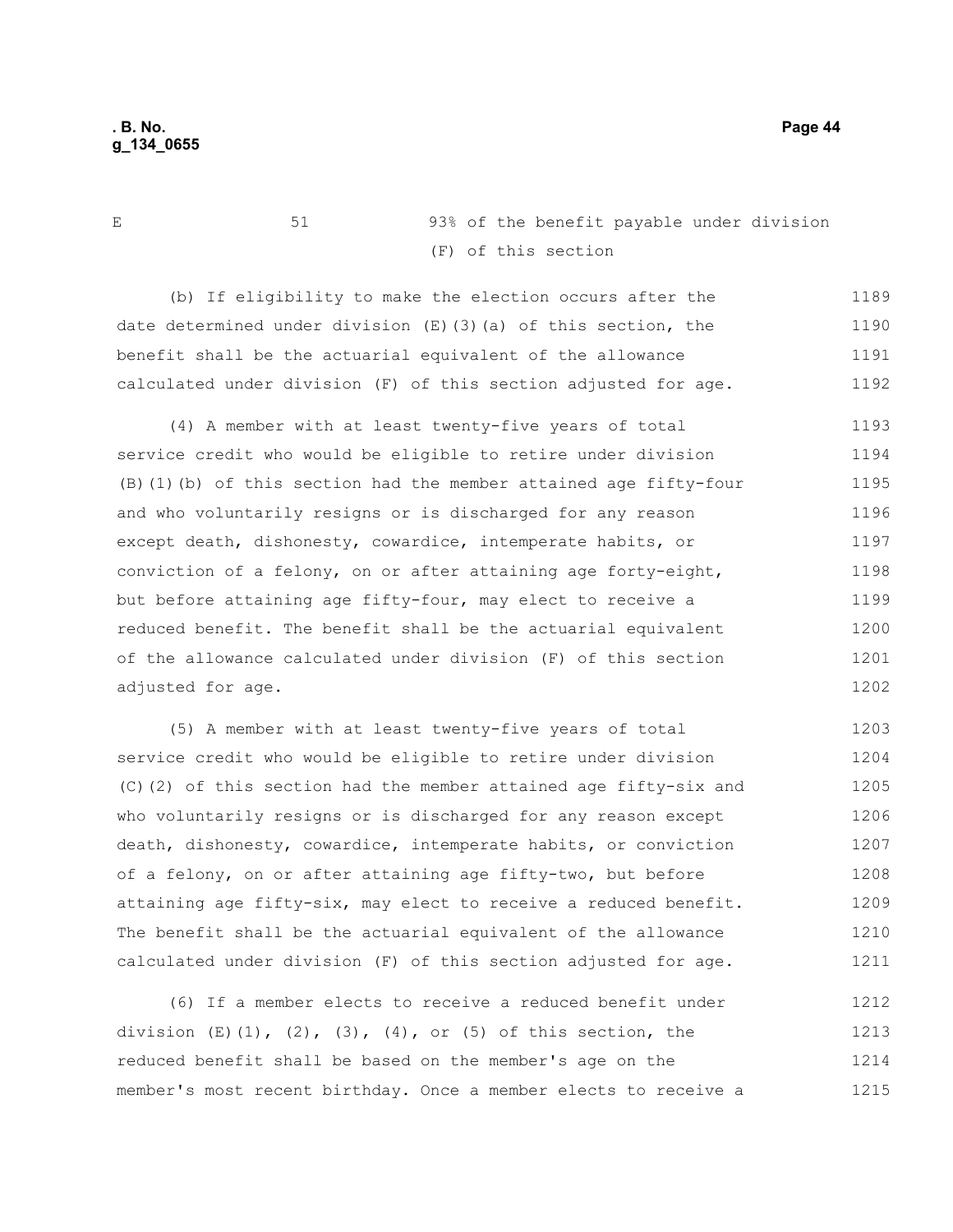| E | 51 | 93% of the benefit payable under division (F) of this section |
|---|---|---|

(b) If eligibility to make the election occurs after the date determined under division (E)(3)(a) of this section, the benefit shall be the actuarial equivalent of the allowance calculated under division (F) of this section adjusted for age.

(4) A member with at least twenty-five years of total service credit who would be eligible to retire under division (B)(1)(b) of this section had the member attained age fifty-four and who voluntarily resigns or is discharged for any reason except death, dishonesty, cowardice, intemperate habits, or conviction of a felony, on or after attaining age forty-eight, but before attaining age fifty-four, may elect to receive a reduced benefit. The benefit shall be the actuarial equivalent of the allowance calculated under division (F) of this section adjusted for age.

(5) A member with at least twenty-five years of total service credit who would be eligible to retire under division (C)(2) of this section had the member attained age fifty-six and who voluntarily resigns or is discharged for any reason except death, dishonesty, cowardice, intemperate habits, or conviction of a felony, on or after attaining age fifty-two, but before attaining age fifty-six, may elect to receive a reduced benefit. The benefit shall be the actuarial equivalent of the allowance calculated under division (F) of this section adjusted for age.

(6) If a member elects to receive a reduced benefit under division (E)(1), (2), (3), (4), or (5) of this section, the reduced benefit shall be based on the member's age on the member's most recent birthday. Once a member elects to receive a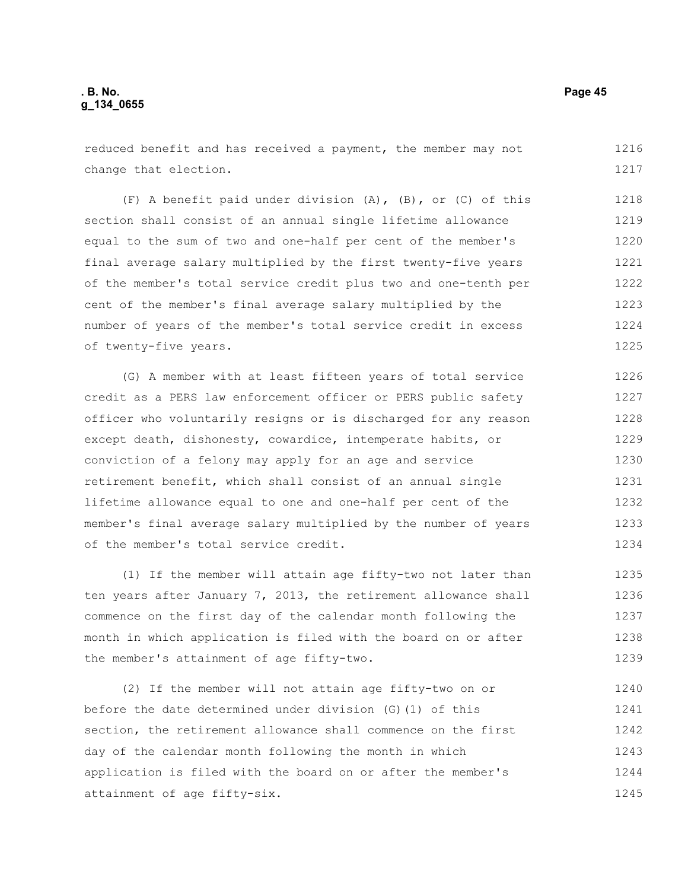reduced benefit and has received a payment, the member may not change that election.

(F) A benefit paid under division (A), (B), or (C) of this section shall consist of an annual single lifetime allowance equal to the sum of two and one-half per cent of the member's final average salary multiplied by the first twenty-five years of the member's total service credit plus two and one-tenth per cent of the member's final average salary multiplied by the number of years of the member's total service credit in excess of twenty-five years.

(G) A member with at least fifteen years of total service credit as a PERS law enforcement officer or PERS public safety officer who voluntarily resigns or is discharged for any reason except death, dishonesty, cowardice, intemperate habits, or conviction of a felony may apply for an age and service retirement benefit, which shall consist of an annual single lifetime allowance equal to one and one-half per cent of the member's final average salary multiplied by the number of years of the member's total service credit.

(1) If the member will attain age fifty-two not later than ten years after January 7, 2013, the retirement allowance shall commence on the first day of the calendar month following the month in which application is filed with the board on or after the member's attainment of age fifty-two.

(2) If the member will not attain age fifty-two on or before the date determined under division (G)(1) of this section, the retirement allowance shall commence on the first day of the calendar month following the month in which application is filed with the board on or after the member's attainment of age fifty-six.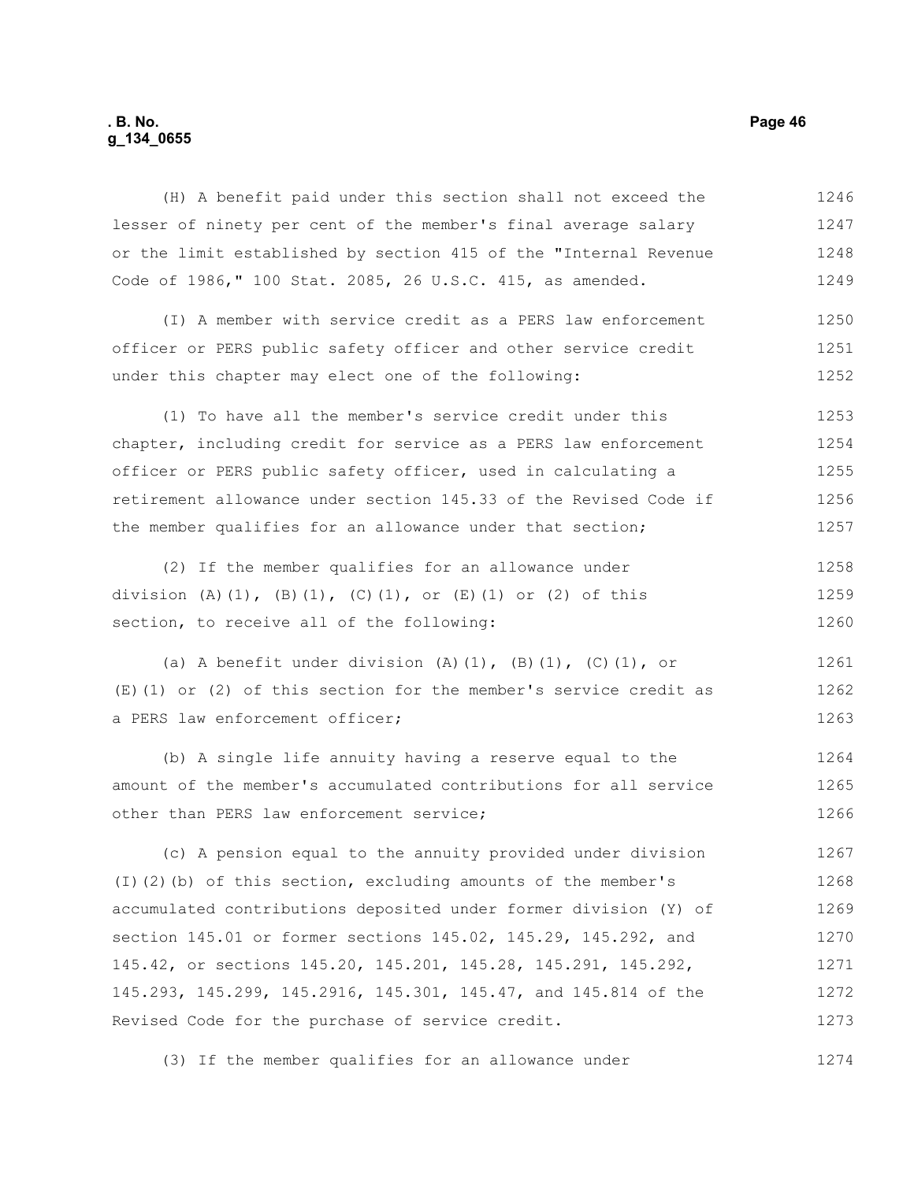(H) A benefit paid under this section shall not exceed the lesser of ninety per cent of the member's final average salary or the limit established by section 415 of the "Internal Revenue Code of 1986," 100 Stat. 2085, 26 U.S.C. 415, as amended.

(I) A member with service credit as a PERS law enforcement officer or PERS public safety officer and other service credit under this chapter may elect one of the following:

(1) To have all the member's service credit under this chapter, including credit for service as a PERS law enforcement officer or PERS public safety officer, used in calculating a retirement allowance under section 145.33 of the Revised Code if the member qualifies for an allowance under that section;

(2) If the member qualifies for an allowance under division (A)(1), (B)(1), (C)(1), or (E)(1) or (2) of this section, to receive all of the following:

(a) A benefit under division (A)(1), (B)(1), (C)(1), or (E)(1) or (2) of this section for the member's service credit as a PERS law enforcement officer;

(b) A single life annuity having a reserve equal to the amount of the member's accumulated contributions for all service other than PERS law enforcement service;

(c) A pension equal to the annuity provided under division (I)(2)(b) of this section, excluding amounts of the member's accumulated contributions deposited under former division (Y) of section 145.01 or former sections 145.02, 145.29, 145.292, and 145.42, or sections 145.20, 145.201, 145.28, 145.291, 145.292, 145.293, 145.299, 145.2916, 145.301, 145.47, and 145.814 of the Revised Code for the purchase of service credit.

(3) If the member qualifies for an allowance under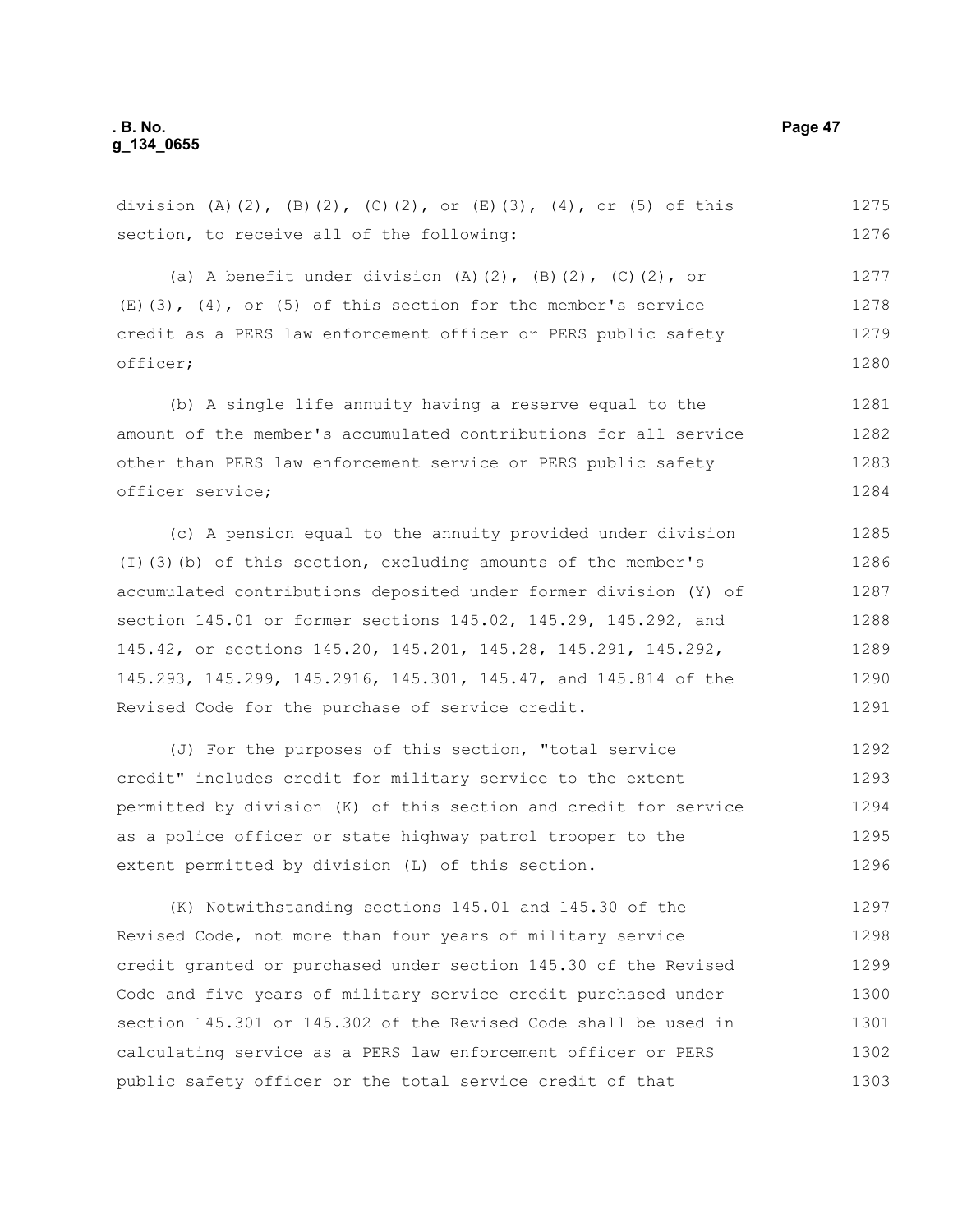division (A)(2), (B)(2), (C)(2), or (E)(3), (4), or (5) of this section, to receive all of the following:

(a) A benefit under division (A)(2), (B)(2), (C)(2), or (E)(3), (4), or (5) of this section for the member's service credit as a PERS law enforcement officer or PERS public safety officer;

(b) A single life annuity having a reserve equal to the amount of the member's accumulated contributions for all service other than PERS law enforcement service or PERS public safety officer service;

(c) A pension equal to the annuity provided under division (I)(3)(b) of this section, excluding amounts of the member's accumulated contributions deposited under former division (Y) of section 145.01 or former sections 145.02, 145.29, 145.292, and 145.42, or sections 145.20, 145.201, 145.28, 145.291, 145.292, 145.293, 145.299, 145.2916, 145.301, 145.47, and 145.814 of the Revised Code for the purchase of service credit.

(J) For the purposes of this section, "total service credit" includes credit for military service to the extent permitted by division (K) of this section and credit for service as a police officer or state highway patrol trooper to the extent permitted by division (L) of this section.

(K) Notwithstanding sections 145.01 and 145.30 of the Revised Code, not more than four years of military service credit granted or purchased under section 145.30 of the Revised Code and five years of military service credit purchased under section 145.301 or 145.302 of the Revised Code shall be used in calculating service as a PERS law enforcement officer or PERS public safety officer or the total service credit of that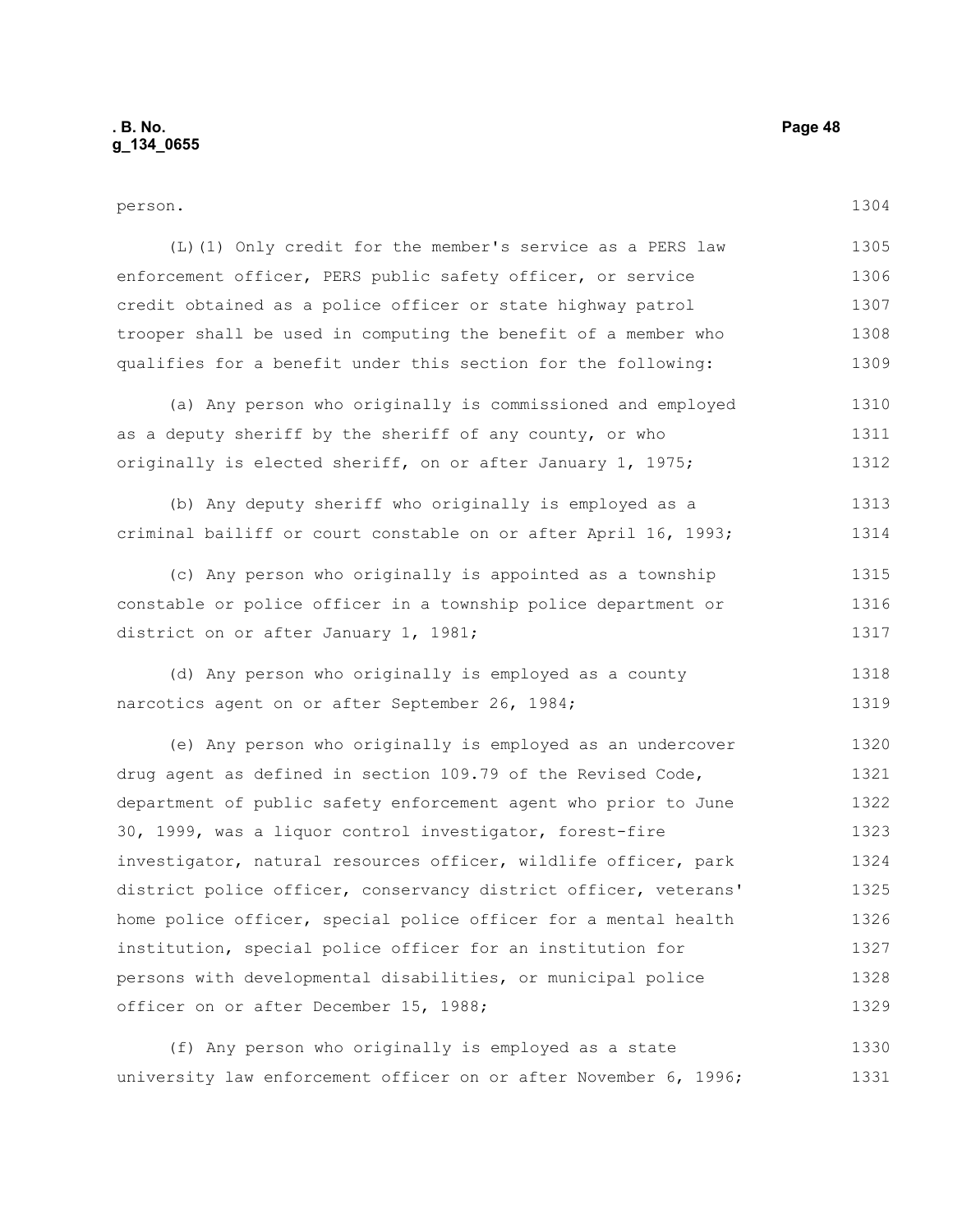person.

(L)(1) Only credit for the member's service as a PERS law enforcement officer, PERS public safety officer, or service credit obtained as a police officer or state highway patrol trooper shall be used in computing the benefit of a member who qualifies for a benefit under this section for the following:

(a) Any person who originally is commissioned and employed as a deputy sheriff by the sheriff of any county, or who originally is elected sheriff, on or after January 1, 1975;

(b) Any deputy sheriff who originally is employed as a criminal bailiff or court constable on or after April 16, 1993;

(c) Any person who originally is appointed as a township constable or police officer in a township police department or district on or after January 1, 1981;

(d) Any person who originally is employed as a county narcotics agent on or after September 26, 1984;

(e) Any person who originally is employed as an undercover drug agent as defined in section 109.79 of the Revised Code, department of public safety enforcement agent who prior to June 30, 1999, was a liquor control investigator, forest-fire investigator, natural resources officer, wildlife officer, park district police officer, conservancy district officer, veterans' home police officer, special police officer for a mental health institution, special police officer for an institution for persons with developmental disabilities, or municipal police officer on or after December 15, 1988;

(f) Any person who originally is employed as a state university law enforcement officer on or after November 6, 1996;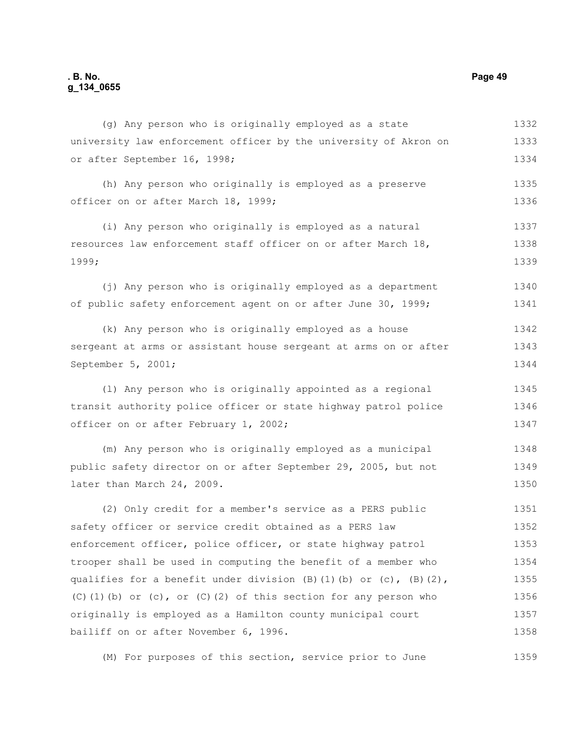(g) Any person who is originally employed as a state university law enforcement officer by the university of Akron on or after September 16, 1998;

(h) Any person who originally is employed as a preserve officer on or after March 18, 1999;

(i) Any person who originally is employed as a natural resources law enforcement staff officer on or after March 18, 1999;

(j) Any person who is originally employed as a department of public safety enforcement agent on or after June 30, 1999;

(k) Any person who is originally employed as a house sergeant at arms or assistant house sergeant at arms on or after September 5, 2001;

(l) Any person who is originally appointed as a regional transit authority police officer or state highway patrol police officer on or after February 1, 2002;

(m) Any person who is originally employed as a municipal public safety director on or after September 29, 2005, but not later than March 24, 2009.

(2) Only credit for a member's service as a PERS public safety officer or service credit obtained as a PERS law enforcement officer, police officer, or state highway patrol trooper shall be used in computing the benefit of a member who qualifies for a benefit under division (B)(1)(b) or (c), (B)(2), (C)(1)(b) or (c), or (C)(2) of this section for any person who originally is employed as a Hamilton county municipal court bailiff on or after November 6, 1996.

(M) For purposes of this section, service prior to June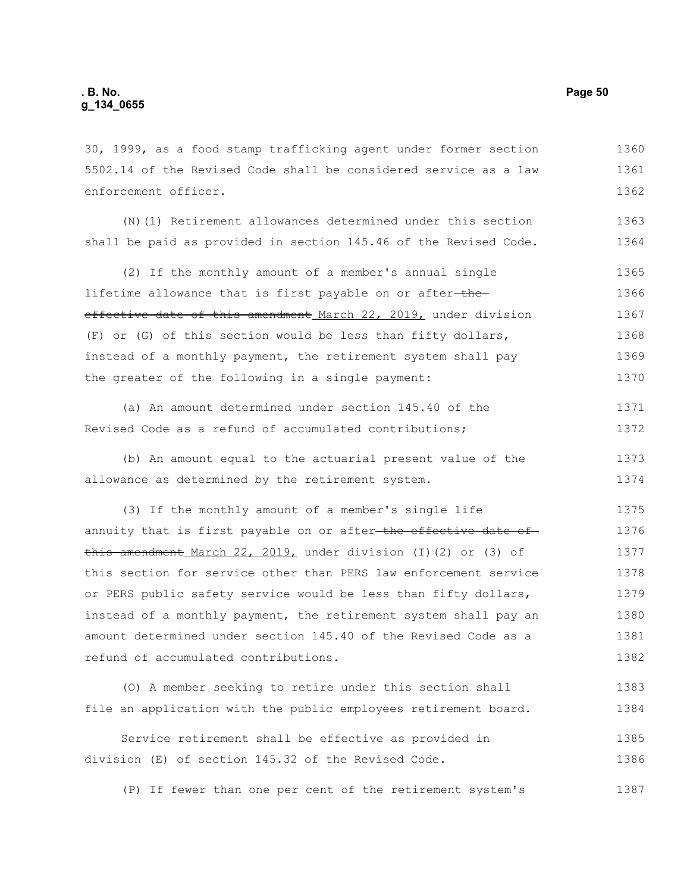30, 1999, as a food stamp trafficking agent under former section 5502.14 of the Revised Code shall be considered service as a law enforcement officer.

(N)(1) Retirement allowances determined under this section shall be paid as provided in section 145.46 of the Revised Code.

(2) If the monthly amount of a member's annual single lifetime allowance that is first payable on or after ~~the effective date of this amendment~~ March 22, 2019, under division (F) or (G) of this section would be less than fifty dollars, instead of a monthly payment, the retirement system shall pay the greater of the following in a single payment:

(a) An amount determined under section 145.40 of the Revised Code as a refund of accumulated contributions;

(b) An amount equal to the actuarial present value of the allowance as determined by the retirement system.

(3) If the monthly amount of a member's single life annuity that is first payable on or after ~~the effective date of this amendment~~ March 22, 2019, under division (I)(2) or (3) of this section for service other than PERS law enforcement service or PERS public safety service would be less than fifty dollars, instead of a monthly payment, the retirement system shall pay an amount determined under section 145.40 of the Revised Code as a refund of accumulated contributions.

(O) A member seeking to retire under this section shall file an application with the public employees retirement board.

Service retirement shall be effective as provided in division (E) of section 145.32 of the Revised Code.

(P) If fewer than one per cent of the retirement system's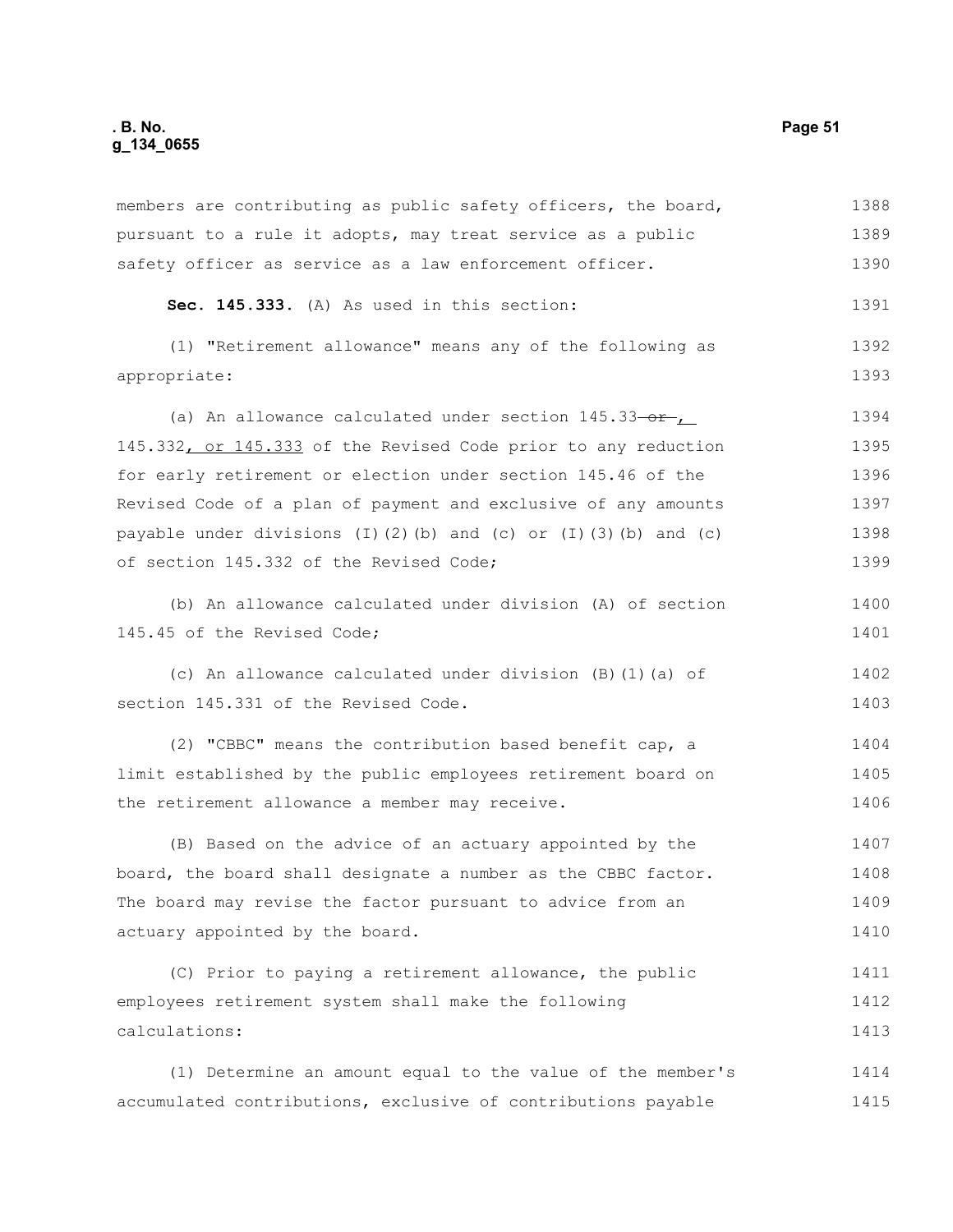members are contributing as public safety officers, the board, pursuant to a rule it adopts, may treat service as a public safety officer as service as a law enforcement officer.

**Sec. 145.333.** (A) As used in this section:

(1) "Retirement allowance" means any of the following as appropriate:

(a) An allowance calculated under section 145.33 ~~or~~ , 145.332, or 145.333 of the Revised Code prior to any reduction for early retirement or election under section 145.46 of the Revised Code of a plan of payment and exclusive of any amounts payable under divisions (I)(2)(b) and (c) or (I)(3)(b) and (c) of section 145.332 of the Revised Code;

(b) An allowance calculated under division (A) of section 145.45 of the Revised Code;

(c) An allowance calculated under division (B)(1)(a) of section 145.331 of the Revised Code.

(2) "CBBC" means the contribution based benefit cap, a limit established by the public employees retirement board on the retirement allowance a member may receive.

(B) Based on the advice of an actuary appointed by the board, the board shall designate a number as the CBBC factor. The board may revise the factor pursuant to advice from an actuary appointed by the board.

(C) Prior to paying a retirement allowance, the public employees retirement system shall make the following calculations:

(1) Determine an amount equal to the value of the member's accumulated contributions, exclusive of contributions payable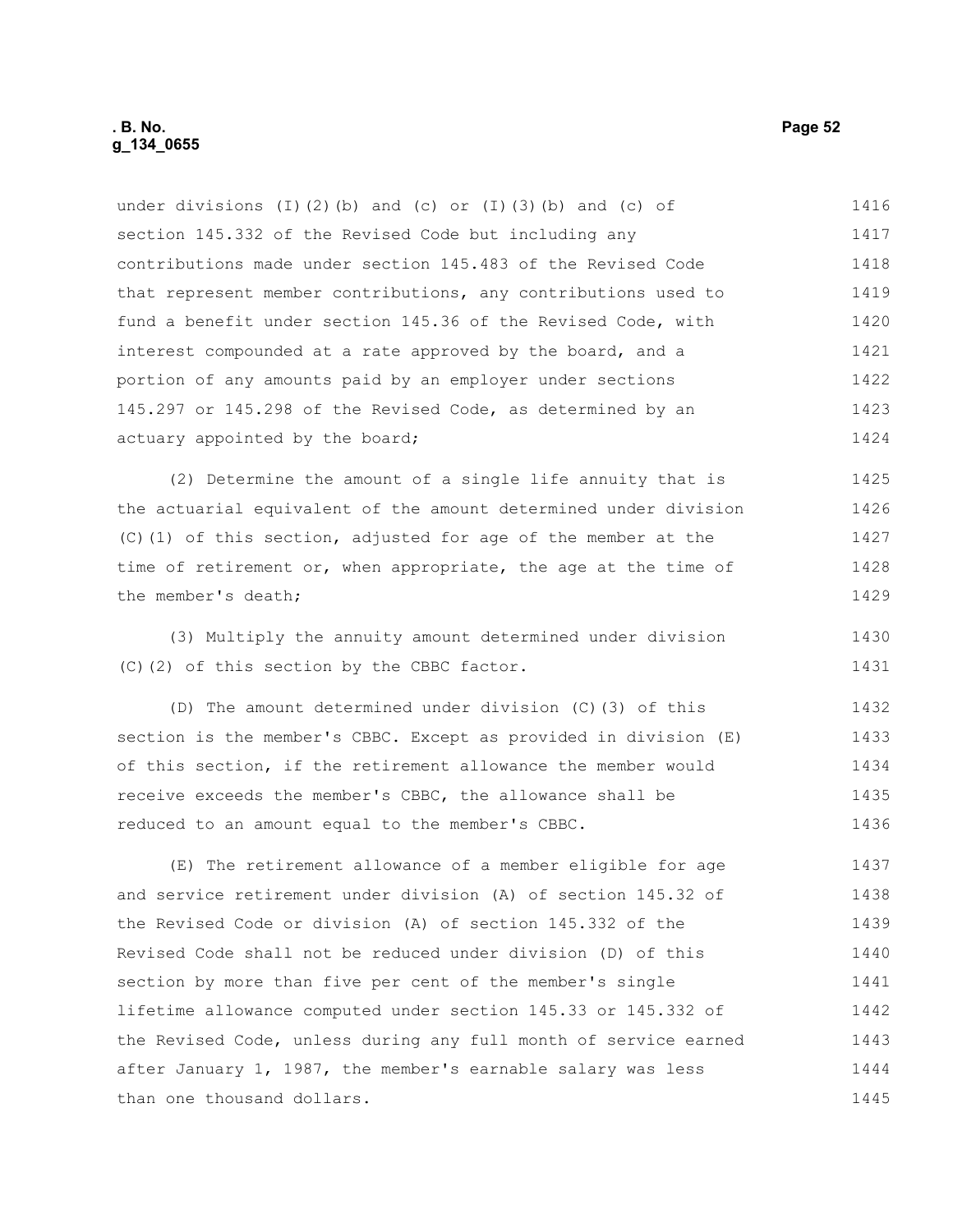under divisions (I)(2)(b) and (c) or (I)(3)(b) and (c) of section 145.332 of the Revised Code but including any contributions made under section 145.483 of the Revised Code that represent member contributions, any contributions used to fund a benefit under section 145.36 of the Revised Code, with interest compounded at a rate approved by the board, and a portion of any amounts paid by an employer under sections 145.297 or 145.298 of the Revised Code, as determined by an actuary appointed by the board;

(2) Determine the amount of a single life annuity that is the actuarial equivalent of the amount determined under division (C)(1) of this section, adjusted for age of the member at the time of retirement or, when appropriate, the age at the time of the member's death;

(3) Multiply the annuity amount determined under division (C)(2) of this section by the CBBC factor.

(D) The amount determined under division (C)(3) of this section is the member's CBBC. Except as provided in division (E) of this section, if the retirement allowance the member would receive exceeds the member's CBBC, the allowance shall be reduced to an amount equal to the member's CBBC.

(E) The retirement allowance of a member eligible for age and service retirement under division (A) of section 145.32 of the Revised Code or division (A) of section 145.332 of the Revised Code shall not be reduced under division (D) of this section by more than five per cent of the member's single lifetime allowance computed under section 145.33 or 145.332 of the Revised Code, unless during any full month of service earned after January 1, 1987, the member's earnable salary was less than one thousand dollars.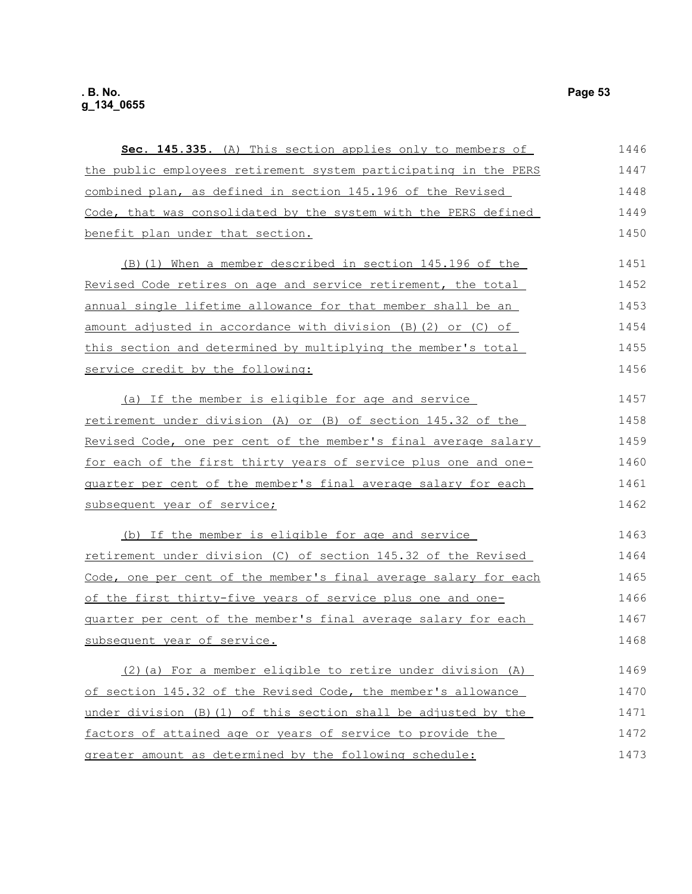**Sec. 145.335.** (A) This section applies only to members of the public employees retirement system participating in the PERS combined plan, as defined in section 145.196 of the Revised Code, that was consolidated by the system with the PERS defined benefit plan under that section.

(B)(1) When a member described in section 145.196 of the Revised Code retires on age and service retirement, the total annual single lifetime allowance for that member shall be an amount adjusted in accordance with division (B)(2) or (C) of this section and determined by multiplying the member's total service credit by the following:

(a) If the member is eligible for age and service retirement under division (A) or (B) of section 145.32 of the Revised Code, one per cent of the member's final average salary for each of the first thirty years of service plus one and one-quarter per cent of the member's final average salary for each subsequent year of service;

(b) If the member is eligible for age and service retirement under division (C) of section 145.32 of the Revised Code, one per cent of the member's final average salary for each of the first thirty-five years of service plus one and one-quarter per cent of the member's final average salary for each subsequent year of service.

(2)(a) For a member eligible to retire under division (A) of section 145.32 of the Revised Code, the member's allowance under division (B)(1) of this section shall be adjusted by the factors of attained age or years of service to provide the greater amount as determined by the following schedule: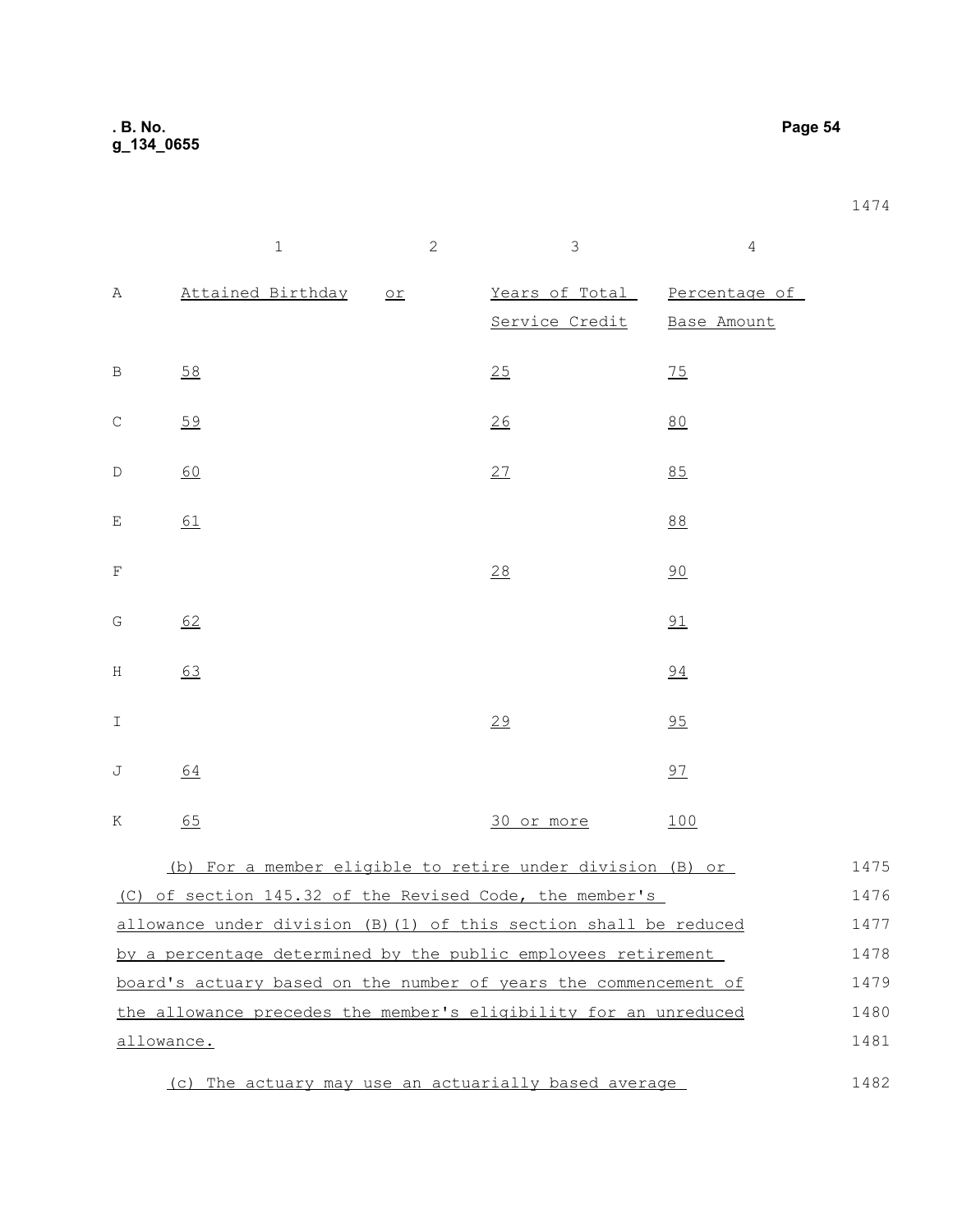| | 1 | 2 | 3 | 4 |
|---|---|---|---|---|
| A | Attained Birthday | or | Years of Total Service Credit | Percentage of Base Amount |
| B | 58 | | 25 | 75 |
| C | 59 | | 26 | 80 |
| D | 60 | | 27 | 85 |
| E | 61 | | | 88 |
| F | | | 28 | 90 |
| G | 62 | | | 91 |
| H | 63 | | | 94 |
| I | | | 29 | 95 |
| J | 64 | | | 97 |
| K | 65 | | 30 or more | 100 |

(b) For a member eligible to retire under division (B) or (C) of section 145.32 of the Revised Code, the member's allowance under division (B)(1) of this section shall be reduced by a percentage determined by the public employees retirement board's actuary based on the number of years the commencement of the allowance precedes the member's eligibility for an unreduced allowance.

(c) The actuary may use an actuarially based average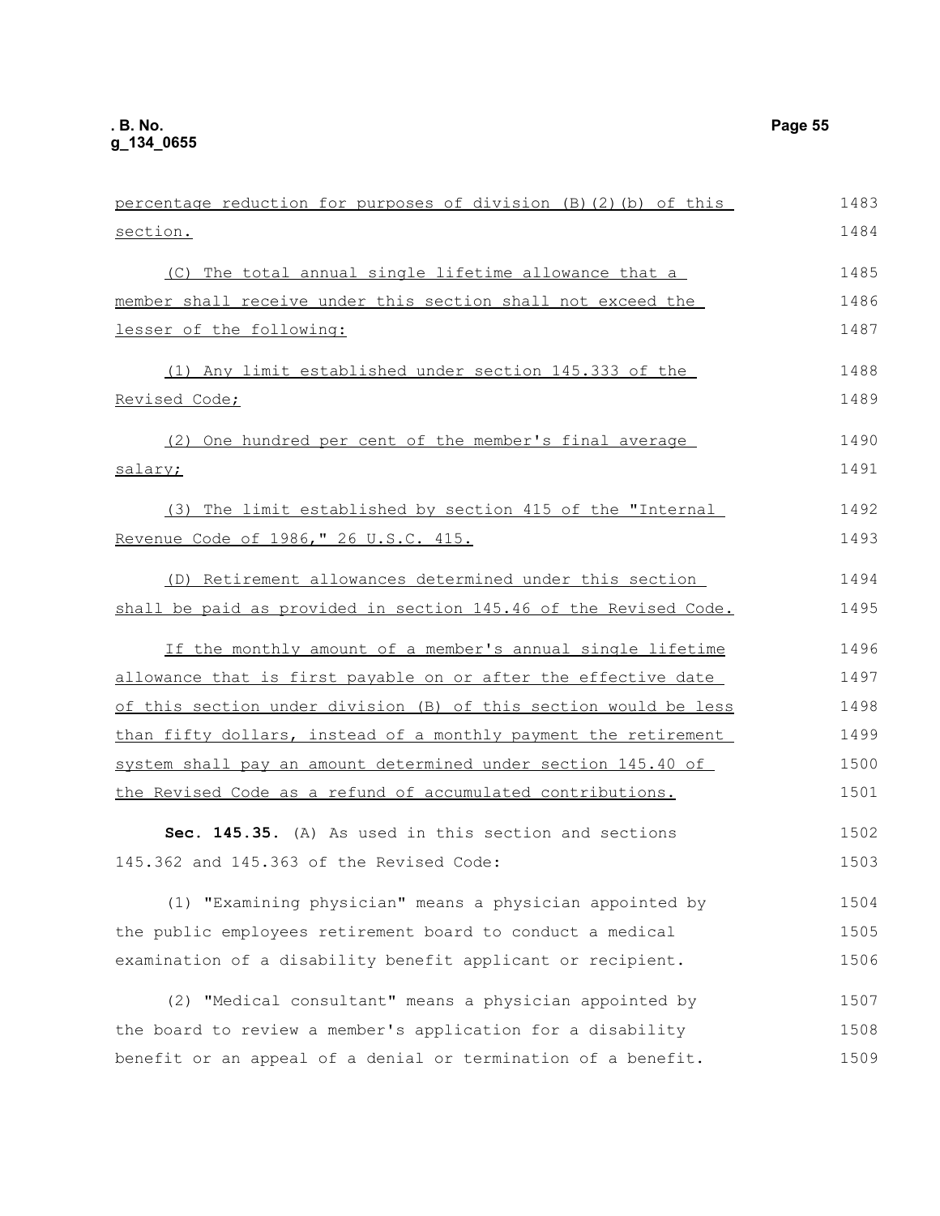percentage reduction for purposes of division (B)(2)(b) of this section.

(C) The total annual single lifetime allowance that a member shall receive under this section shall not exceed the lesser of the following:

(1) Any limit established under section 145.333 of the Revised Code;

(2) One hundred per cent of the member's final average salary;

(3) The limit established by section 415 of the "Internal Revenue Code of 1986," 26 U.S.C. 415.

(D) Retirement allowances determined under this section shall be paid as provided in section 145.46 of the Revised Code.

If the monthly amount of a member's annual single lifetime allowance that is first payable on or after the effective date of this section under division (B) of this section would be less than fifty dollars, instead of a monthly payment the retirement system shall pay an amount determined under section 145.40 of the Revised Code as a refund of accumulated contributions.

**Sec. 145.35.** (A) As used in this section and sections 145.362 and 145.363 of the Revised Code:

(1) "Examining physician" means a physician appointed by the public employees retirement board to conduct a medical examination of a disability benefit applicant or recipient.

(2) "Medical consultant" means a physician appointed by the board to review a member's application for a disability benefit or an appeal of a denial or termination of a benefit.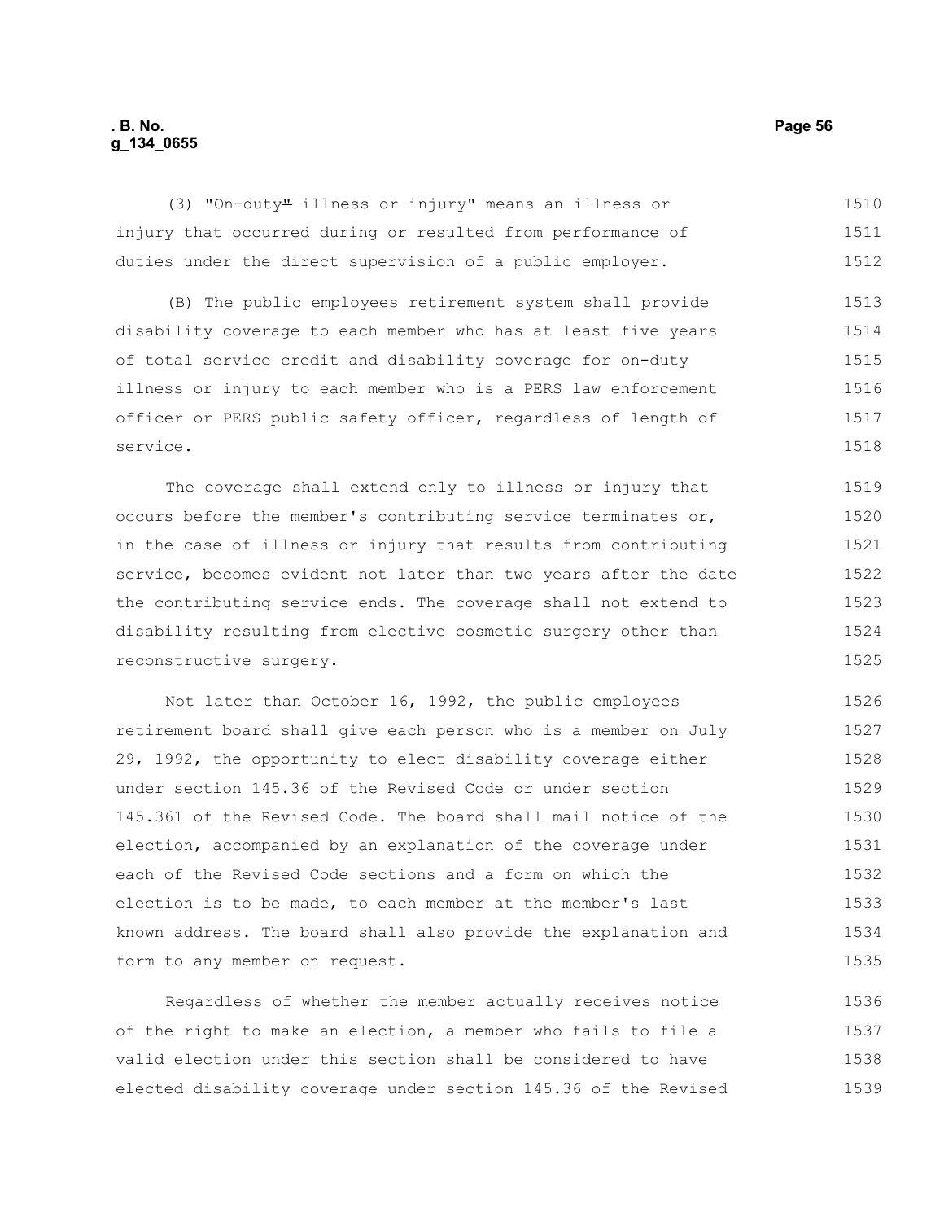(3) "On-duty" illness or injury" means an illness or injury that occurred during or resulted from performance of duties under the direct supervision of a public employer.

(B) The public employees retirement system shall provide disability coverage to each member who has at least five years of total service credit and disability coverage for on-duty illness or injury to each member who is a PERS law enforcement officer or PERS public safety officer, regardless of length of service.

The coverage shall extend only to illness or injury that occurs before the member's contributing service terminates or, in the case of illness or injury that results from contributing service, becomes evident not later than two years after the date the contributing service ends. The coverage shall not extend to disability resulting from elective cosmetic surgery other than reconstructive surgery.

Not later than October 16, 1992, the public employees retirement board shall give each person who is a member on July 29, 1992, the opportunity to elect disability coverage either under section 145.36 of the Revised Code or under section 145.361 of the Revised Code. The board shall mail notice of the election, accompanied by an explanation of the coverage under each of the Revised Code sections and a form on which the election is to be made, to each member at the member's last known address. The board shall also provide the explanation and form to any member on request.

Regardless of whether the member actually receives notice of the right to make an election, a member who fails to file a valid election under this section shall be considered to have elected disability coverage under section 145.36 of the Revised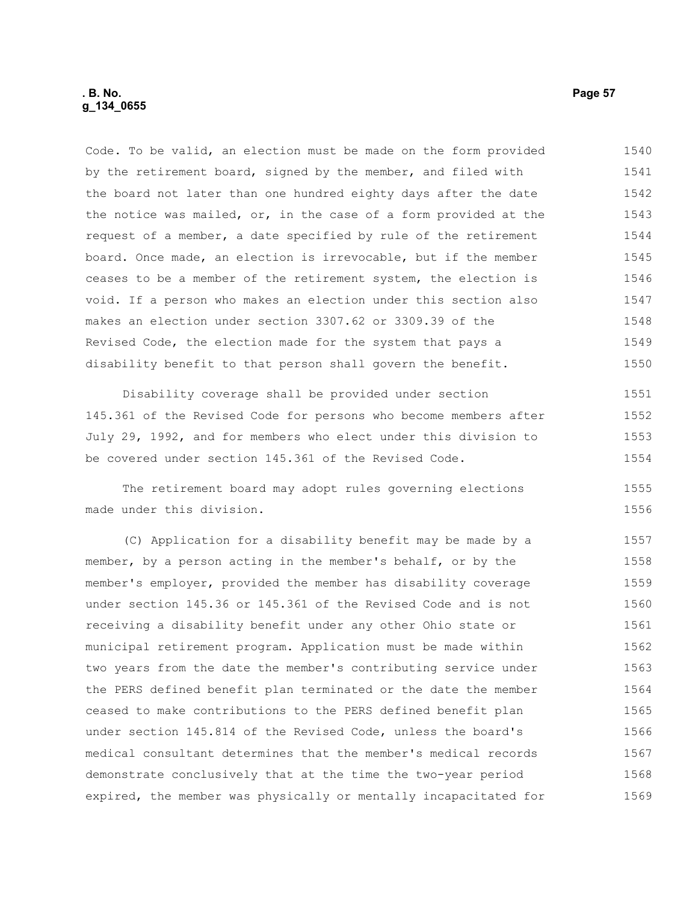Code. To be valid, an election must be made on the form provided by the retirement board, signed by the member, and filed with the board not later than one hundred eighty days after the date the notice was mailed, or, in the case of a form provided at the request of a member, a date specified by rule of the retirement board. Once made, an election is irrevocable, but if the member ceases to be a member of the retirement system, the election is void. If a person who makes an election under this section also makes an election under section 3307.62 or 3309.39 of the Revised Code, the election made for the system that pays a disability benefit to that person shall govern the benefit.

Disability coverage shall be provided under section 145.361 of the Revised Code for persons who become members after July 29, 1992, and for members who elect under this division to be covered under section 145.361 of the Revised Code.

The retirement board may adopt rules governing elections made under this division.

(C) Application for a disability benefit may be made by a member, by a person acting in the member's behalf, or by the member's employer, provided the member has disability coverage under section 145.36 or 145.361 of the Revised Code and is not receiving a disability benefit under any other Ohio state or municipal retirement program. Application must be made within two years from the date the member's contributing service under the PERS defined benefit plan terminated or the date the member ceased to make contributions to the PERS defined benefit plan under section 145.814 of the Revised Code, unless the board's medical consultant determines that the member's medical records demonstrate conclusively that at the time the two-year period expired, the member was physically or mentally incapacitated for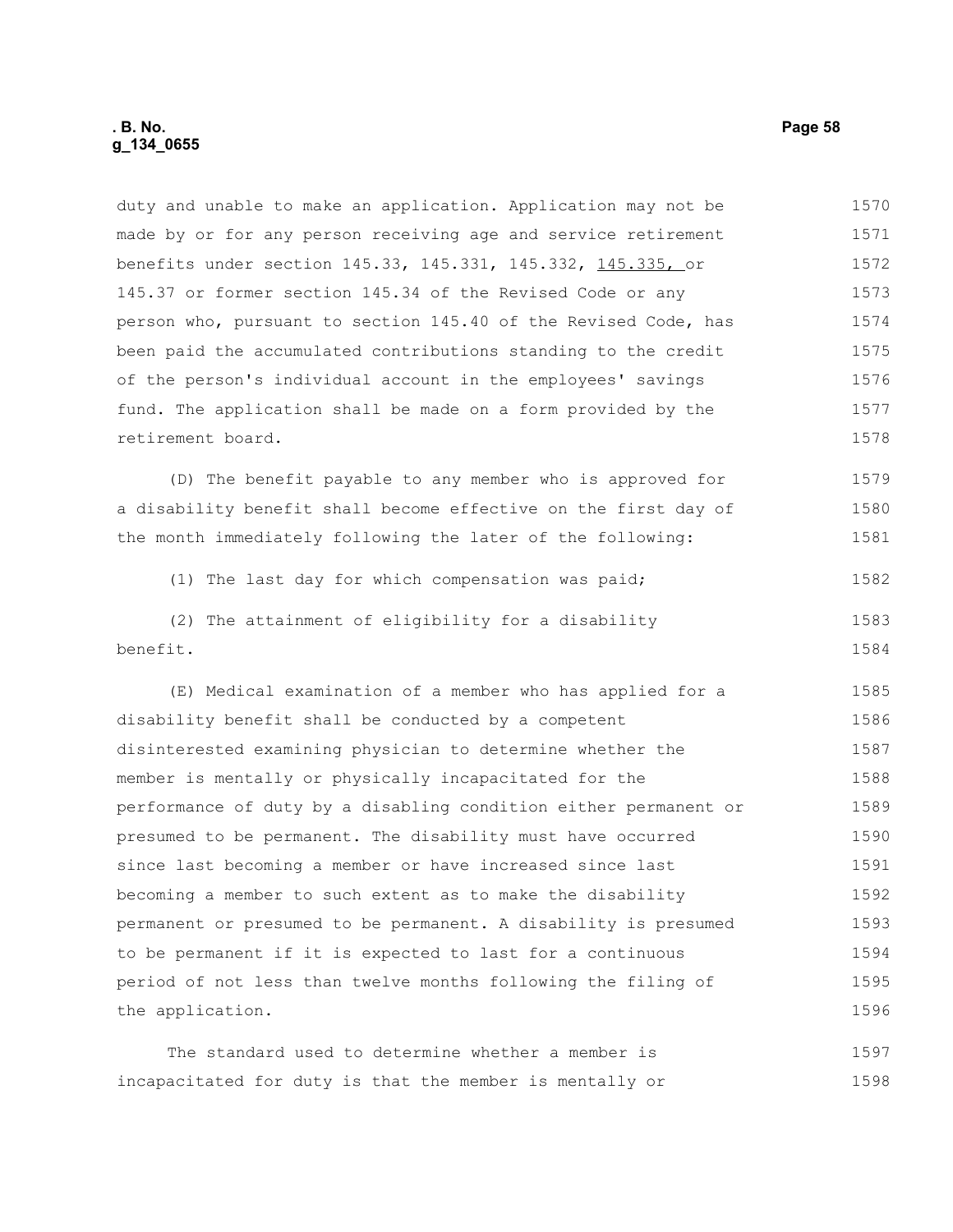duty and unable to make an application. Application may not be made by or for any person receiving age and service retirement benefits under section 145.33, 145.331, 145.332, <u>145.335,</u> or 145.37 or former section 145.34 of the Revised Code or any person who, pursuant to section 145.40 of the Revised Code, has been paid the accumulated contributions standing to the credit of the person's individual account in the employees' savings fund. The application shall be made on a form provided by the retirement board.

(D) The benefit payable to any member who is approved for a disability benefit shall become effective on the first day of the month immediately following the later of the following:

(1) The last day for which compensation was paid;

(2) The attainment of eligibility for a disability benefit.

(E) Medical examination of a member who has applied for a disability benefit shall be conducted by a competent disinterested examining physician to determine whether the member is mentally or physically incapacitated for the performance of duty by a disabling condition either permanent or presumed to be permanent. The disability must have occurred since last becoming a member or have increased since last becoming a member to such extent as to make the disability permanent or presumed to be permanent. A disability is presumed to be permanent if it is expected to last for a continuous period of not less than twelve months following the filing of the application.

The standard used to determine whether a member is incapacitated for duty is that the member is mentally or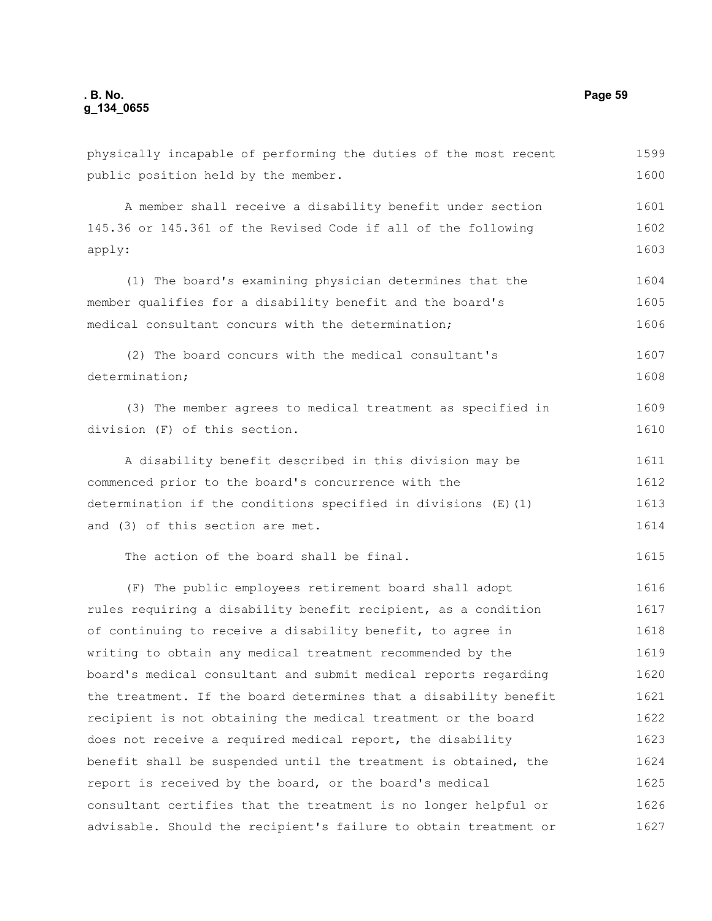physically incapable of performing the duties of the most recent public position held by the member.

A member shall receive a disability benefit under section 145.36 or 145.361 of the Revised Code if all of the following apply:

(1) The board's examining physician determines that the member qualifies for a disability benefit and the board's medical consultant concurs with the determination;

(2) The board concurs with the medical consultant's determination;

(3) The member agrees to medical treatment as specified in division (F) of this section.

A disability benefit described in this division may be commenced prior to the board's concurrence with the determination if the conditions specified in divisions (E)(1) and (3) of this section are met.

The action of the board shall be final.

(F) The public employees retirement board shall adopt rules requiring a disability benefit recipient, as a condition of continuing to receive a disability benefit, to agree in writing to obtain any medical treatment recommended by the board's medical consultant and submit medical reports regarding the treatment. If the board determines that a disability benefit recipient is not obtaining the medical treatment or the board does not receive a required medical report, the disability benefit shall be suspended until the treatment is obtained, the report is received by the board, or the board's medical consultant certifies that the treatment is no longer helpful or advisable. Should the recipient's failure to obtain treatment or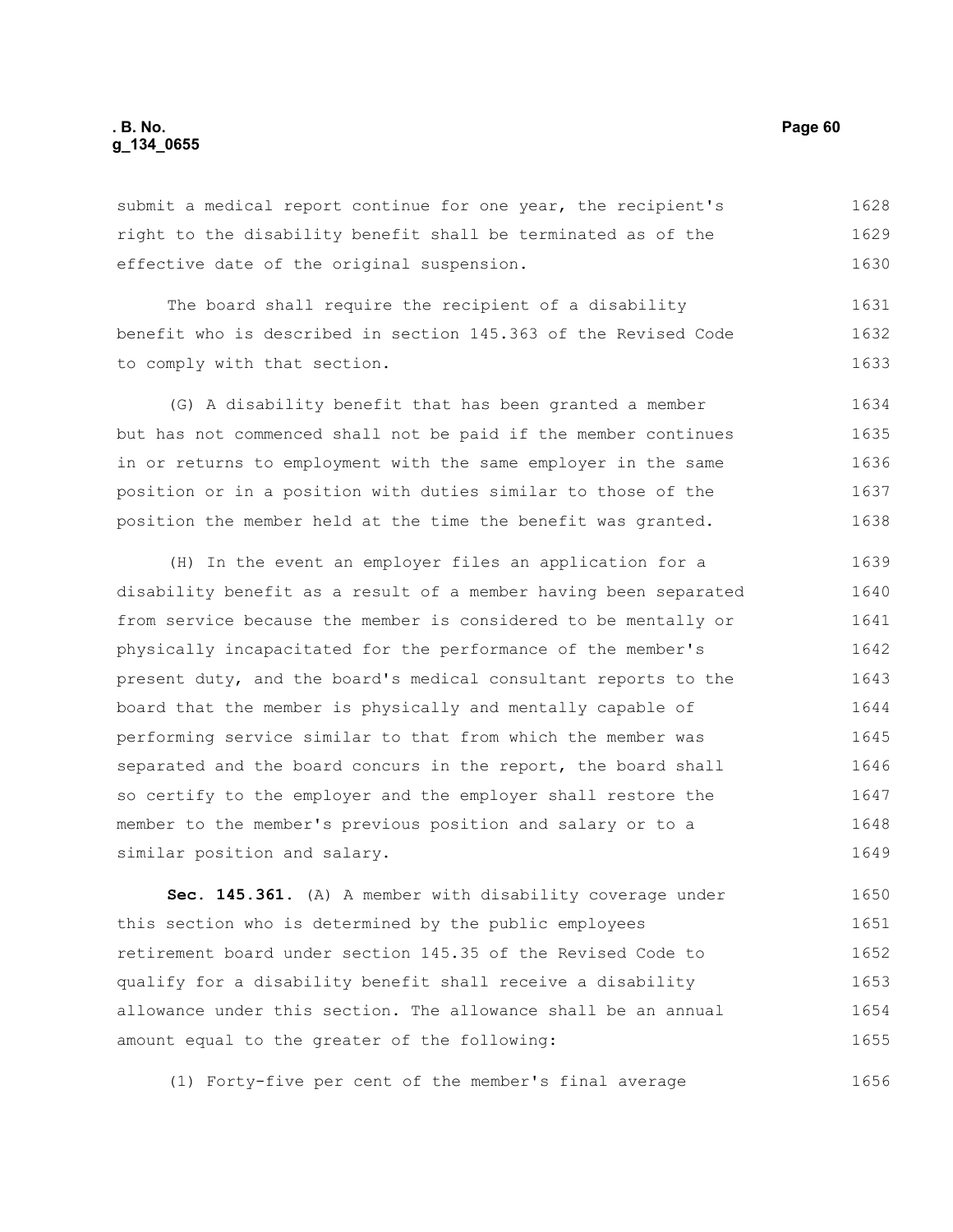submit a medical report continue for one year, the recipient's right to the disability benefit shall be terminated as of the effective date of the original suspension.

The board shall require the recipient of a disability benefit who is described in section 145.363 of the Revised Code to comply with that section.

(G) A disability benefit that has been granted a member but has not commenced shall not be paid if the member continues in or returns to employment with the same employer in the same position or in a position with duties similar to those of the position the member held at the time the benefit was granted.

(H) In the event an employer files an application for a disability benefit as a result of a member having been separated from service because the member is considered to be mentally or physically incapacitated for the performance of the member's present duty, and the board's medical consultant reports to the board that the member is physically and mentally capable of performing service similar to that from which the member was separated and the board concurs in the report, the board shall so certify to the employer and the employer shall restore the member to the member's previous position and salary or to a similar position and salary.

**Sec. 145.361.** (A) A member with disability coverage under this section who is determined by the public employees retirement board under section 145.35 of the Revised Code to qualify for a disability benefit shall receive a disability allowance under this section. The allowance shall be an annual amount equal to the greater of the following:

(1) Forty-five per cent of the member's final average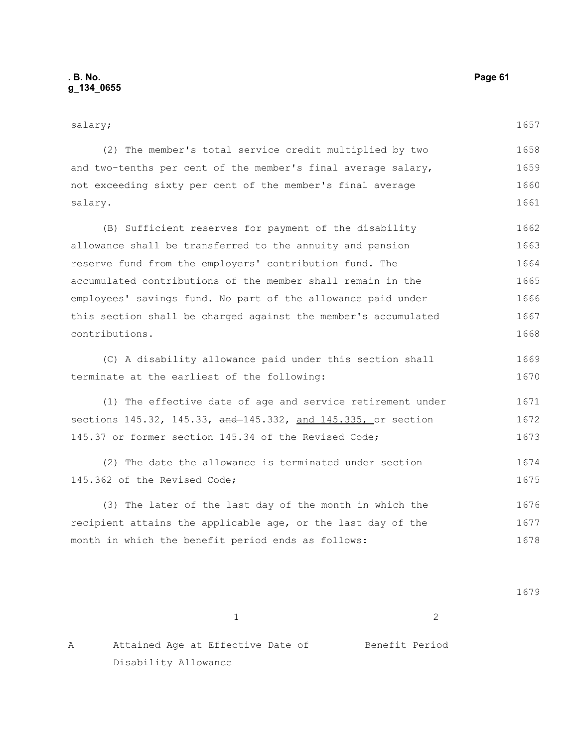salary;

(2) The member's total service credit multiplied by two and two-tenths per cent of the member's final average salary, not exceeding sixty per cent of the member's final average salary.

(B) Sufficient reserves for payment of the disability allowance shall be transferred to the annuity and pension reserve fund from the employers' contribution fund. The accumulated contributions of the member shall remain in the employees' savings fund. No part of the allowance paid under this section shall be charged against the member's accumulated contributions.

(C) A disability allowance paid under this section shall terminate at the earliest of the following:

(1) The effective date of age and service retirement under sections 145.32, 145.33, ~~and~~ 145.332, <u>and 145.335,</u> or section 145.37 or former section 145.34 of the Revised Code;

(2) The date the allowance is terminated under section 145.362 of the Revised Code;

(3) The later of the last day of the month in which the recipient attains the applicable age, or the last day of the month in which the benefit period ends as follows:

| | 1 | 2 |
|---|---|---|
| A | Attained Age at Effective Date of Disability Allowance | Benefit Period |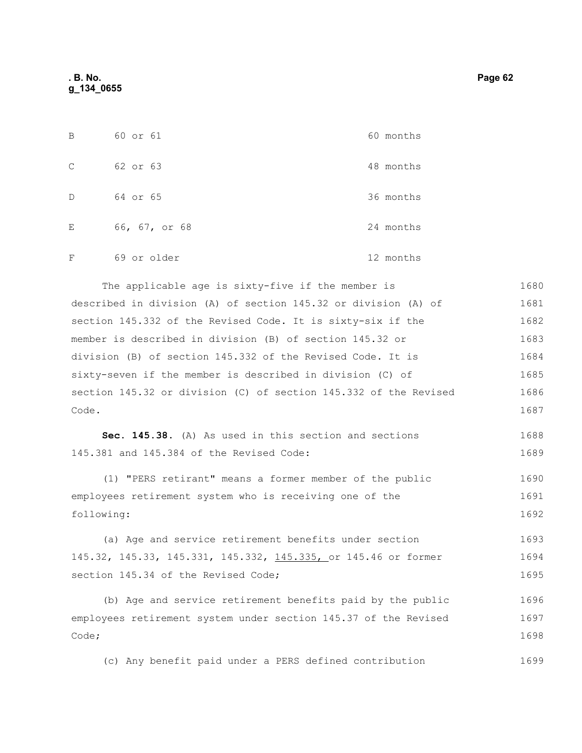| | | |
|---|---|---|
| B | 60 or 61 | 60 months |
| C | 62 or 63 | 48 months |
| D | 64 or 65 | 36 months |
| E | 66, 67, or 68 | 24 months |
| F | 69 or older | 12 months |

The applicable age is sixty-five if the member is described in division (A) of section 145.32 or division (A) of section 145.332 of the Revised Code. It is sixty-six if the member is described in division (B) of section 145.32 or division (B) of section 145.332 of the Revised Code. It is sixty-seven if the member is described in division (C) of section 145.32 or division (C) of section 145.332 of the Revised Code.

**Sec. 145.38.** (A) As used in this section and sections 145.381 and 145.384 of the Revised Code:

(1) "PERS retirant" means a former member of the public employees retirement system who is receiving one of the following:

(a) Age and service retirement benefits under section 145.32, 145.33, 145.331, 145.332, 145.335, or 145.46 or former section 145.34 of the Revised Code;

(b) Age and service retirement benefits paid by the public employees retirement system under section 145.37 of the Revised Code;

(c) Any benefit paid under a PERS defined contribution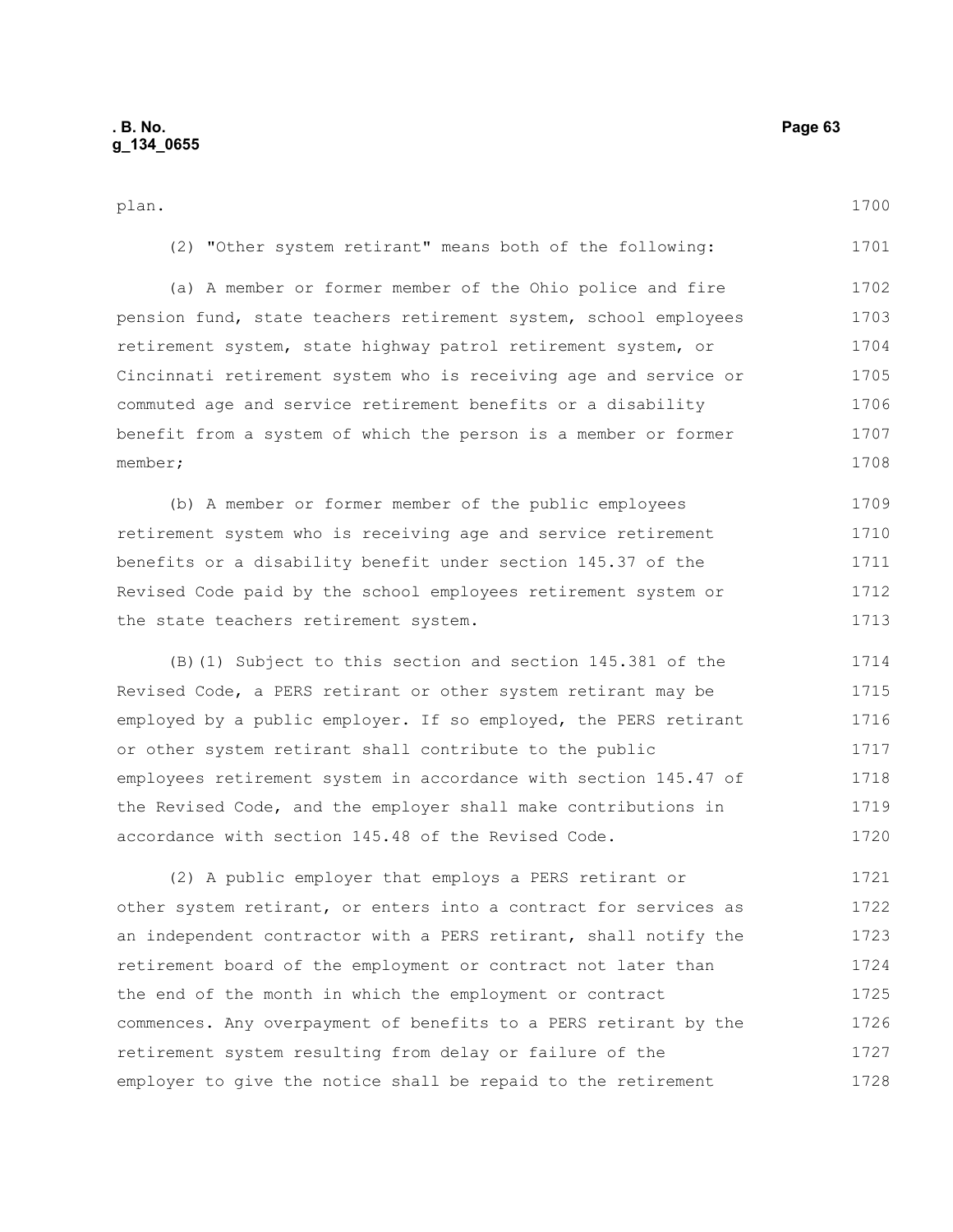plan.

(2) "Other system retirant" means both of the following:

(a) A member or former member of the Ohio police and fire pension fund, state teachers retirement system, school employees retirement system, state highway patrol retirement system, or Cincinnati retirement system who is receiving age and service or commuted age and service retirement benefits or a disability benefit from a system of which the person is a member or former member;

(b) A member or former member of the public employees retirement system who is receiving age and service retirement benefits or a disability benefit under section 145.37 of the Revised Code paid by the school employees retirement system or the state teachers retirement system.

(B)(1) Subject to this section and section 145.381 of the Revised Code, a PERS retirant or other system retirant may be employed by a public employer. If so employed, the PERS retirant or other system retirant shall contribute to the public employees retirement system in accordance with section 145.47 of the Revised Code, and the employer shall make contributions in accordance with section 145.48 of the Revised Code.

(2) A public employer that employs a PERS retirant or other system retirant, or enters into a contract for services as an independent contractor with a PERS retirant, shall notify the retirement board of the employment or contract not later than the end of the month in which the employment or contract commences. Any overpayment of benefits to a PERS retirant by the retirement system resulting from delay or failure of the employer to give the notice shall be repaid to the retirement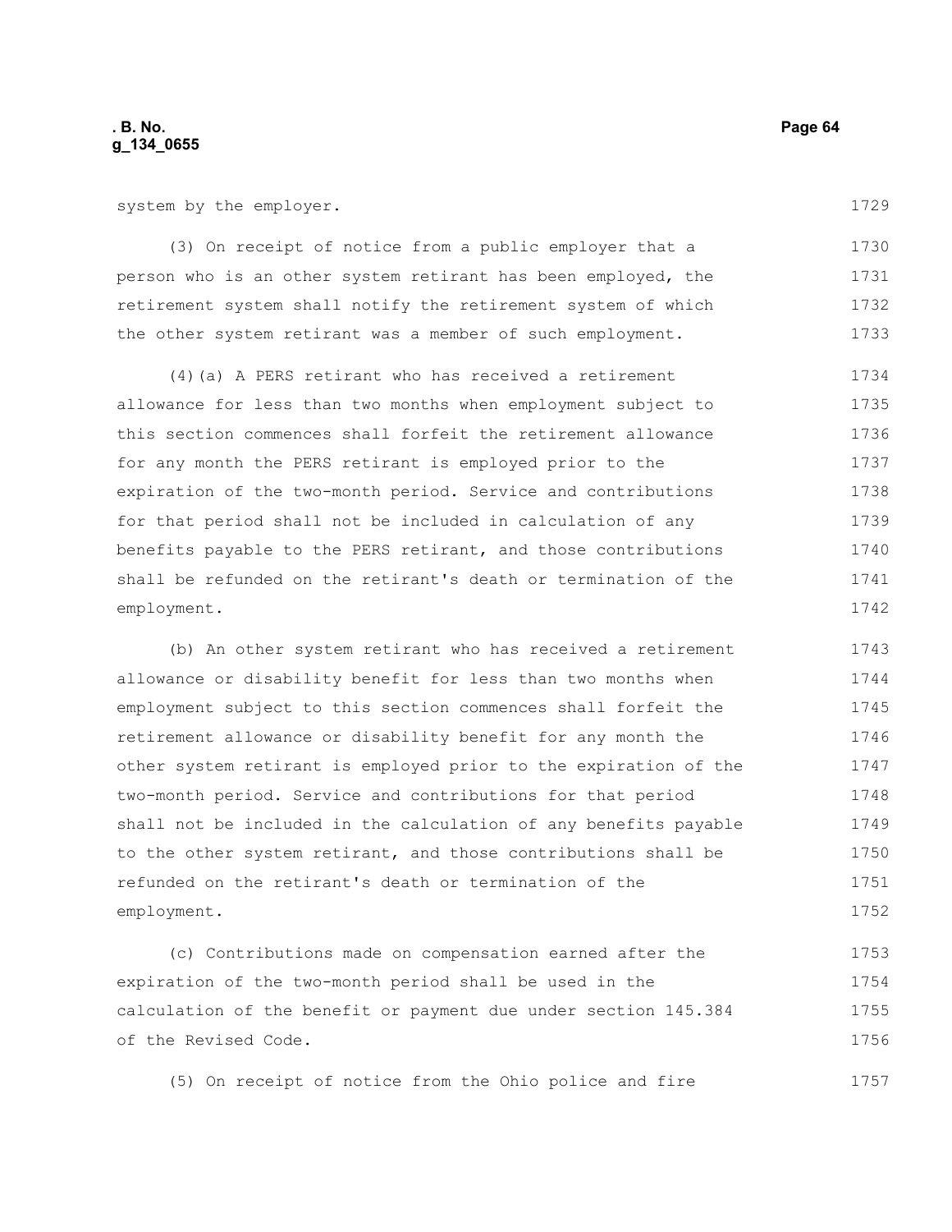system by the employer.

(3) On receipt of notice from a public employer that a person who is an other system retirant has been employed, the retirement system shall notify the retirement system of which the other system retirant was a member of such employment.

(4)(a) A PERS retirant who has received a retirement allowance for less than two months when employment subject to this section commences shall forfeit the retirement allowance for any month the PERS retirant is employed prior to the expiration of the two-month period. Service and contributions for that period shall not be included in calculation of any benefits payable to the PERS retirant, and those contributions shall be refunded on the retirant's death or termination of the employment.

(b) An other system retirant who has received a retirement allowance or disability benefit for less than two months when employment subject to this section commences shall forfeit the retirement allowance or disability benefit for any month the other system retirant is employed prior to the expiration of the two-month period. Service and contributions for that period shall not be included in the calculation of any benefits payable to the other system retirant, and those contributions shall be refunded on the retirant's death or termination of the employment.

(c) Contributions made on compensation earned after the expiration of the two-month period shall be used in the calculation of the benefit or payment due under section 145.384 of the Revised Code.

(5) On receipt of notice from the Ohio police and fire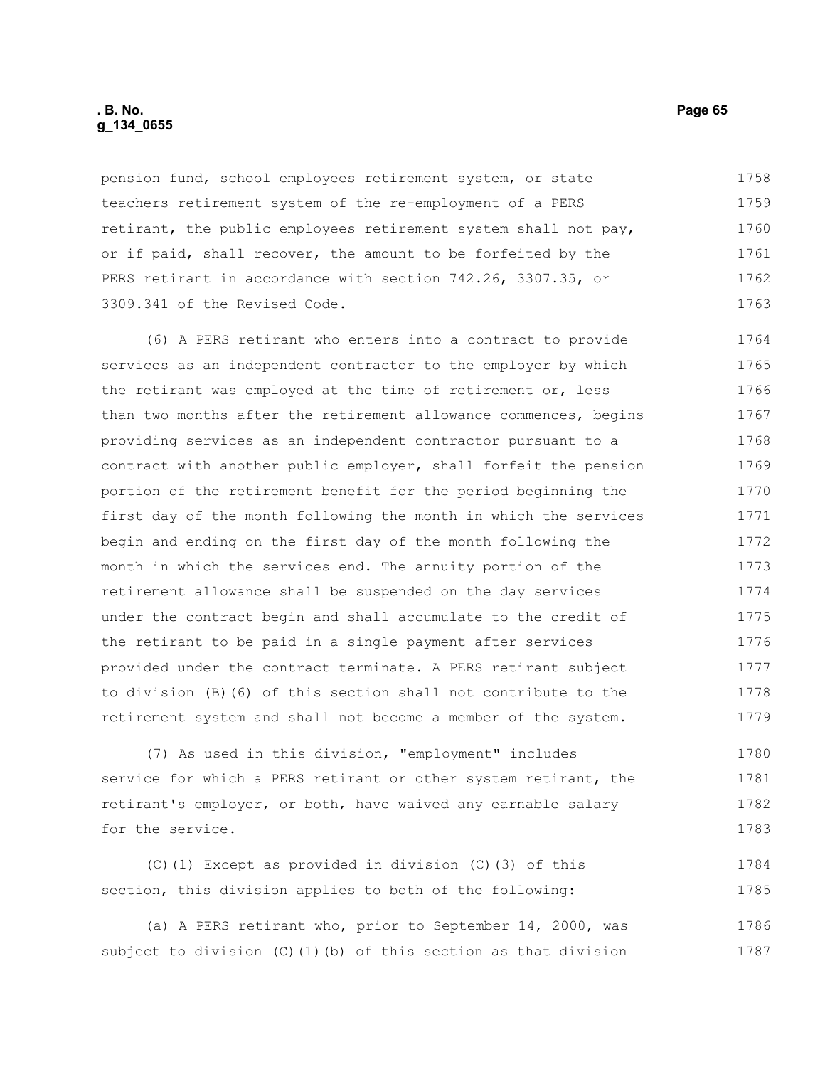pension fund, school employees retirement system, or state teachers retirement system of the re-employment of a PERS retirant, the public employees retirement system shall not pay, or if paid, shall recover, the amount to be forfeited by the PERS retirant in accordance with section 742.26, 3307.35, or 3309.341 of the Revised Code.

(6) A PERS retirant who enters into a contract to provide services as an independent contractor to the employer by which the retirant was employed at the time of retirement or, less than two months after the retirement allowance commences, begins providing services as an independent contractor pursuant to a contract with another public employer, shall forfeit the pension portion of the retirement benefit for the period beginning the first day of the month following the month in which the services begin and ending on the first day of the month following the month in which the services end. The annuity portion of the retirement allowance shall be suspended on the day services under the contract begin and shall accumulate to the credit of the retirant to be paid in a single payment after services provided under the contract terminate. A PERS retirant subject to division (B)(6) of this section shall not contribute to the retirement system and shall not become a member of the system.

(7) As used in this division, "employment" includes service for which a PERS retirant or other system retirant, the retirant's employer, or both, have waived any earnable salary for the service.

(C)(1) Except as provided in division (C)(3) of this section, this division applies to both of the following:

(a) A PERS retirant who, prior to September 14, 2000, was subject to division (C)(1)(b) of this section as that division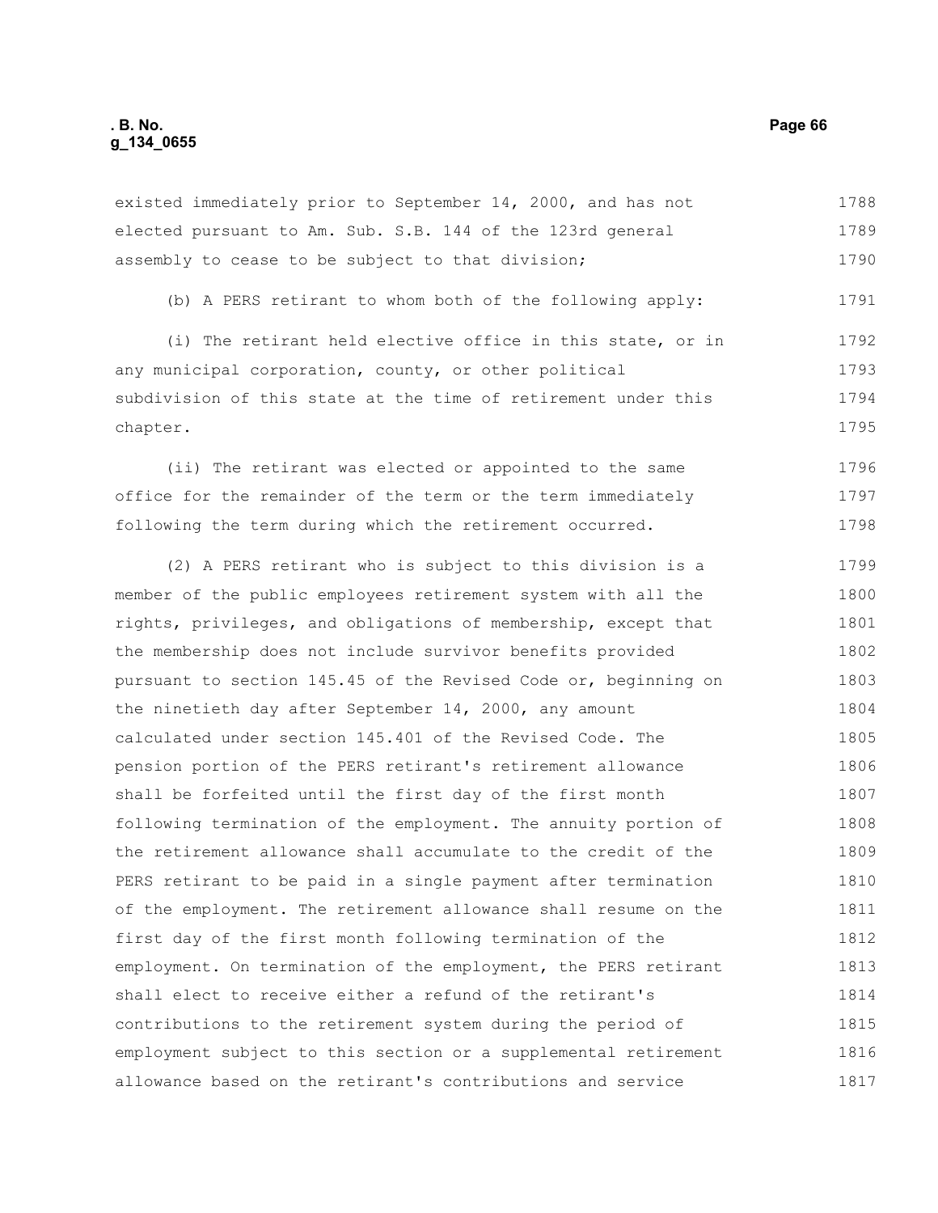existed immediately prior to September 14, 2000, and has not elected pursuant to Am. Sub. S.B. 144 of the 123rd general assembly to cease to be subject to that division;

(b) A PERS retirant to whom both of the following apply:

(i) The retirant held elective office in this state, or in any municipal corporation, county, or other political subdivision of this state at the time of retirement under this chapter.

(ii) The retirant was elected or appointed to the same office for the remainder of the term or the term immediately following the term during which the retirement occurred.

(2) A PERS retirant who is subject to this division is a member of the public employees retirement system with all the rights, privileges, and obligations of membership, except that the membership does not include survivor benefits provided pursuant to section 145.45 of the Revised Code or, beginning on the ninetieth day after September 14, 2000, any amount calculated under section 145.401 of the Revised Code. The pension portion of the PERS retirant's retirement allowance shall be forfeited until the first day of the first month following termination of the employment. The annuity portion of the retirement allowance shall accumulate to the credit of the PERS retirant to be paid in a single payment after termination of the employment. The retirement allowance shall resume on the first day of the first month following termination of the employment. On termination of the employment, the PERS retirant shall elect to receive either a refund of the retirant's contributions to the retirement system during the period of employment subject to this section or a supplemental retirement allowance based on the retirant's contributions and service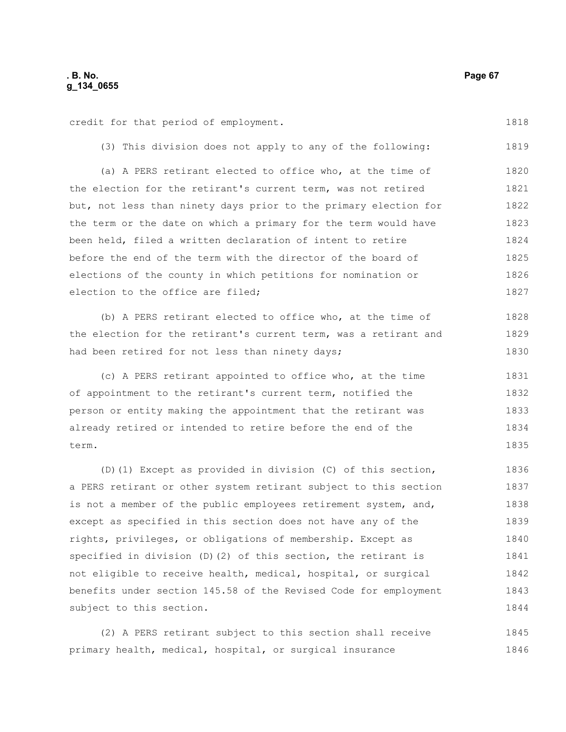credit for that period of employment.

(3) This division does not apply to any of the following:

(a) A PERS retirant elected to office who, at the time of the election for the retirant's current term, was not retired but, not less than ninety days prior to the primary election for the term or the date on which a primary for the term would have been held, filed a written declaration of intent to retire before the end of the term with the director of the board of elections of the county in which petitions for nomination or election to the office are filed;

(b) A PERS retirant elected to office who, at the time of the election for the retirant's current term, was a retirant and had been retired for not less than ninety days;

(c) A PERS retirant appointed to office who, at the time of appointment to the retirant's current term, notified the person or entity making the appointment that the retirant was already retired or intended to retire before the end of the term.

(D)(1) Except as provided in division (C) of this section, a PERS retirant or other system retirant subject to this section is not a member of the public employees retirement system, and, except as specified in this section does not have any of the rights, privileges, or obligations of membership. Except as specified in division (D)(2) of this section, the retirant is not eligible to receive health, medical, hospital, or surgical benefits under section 145.58 of the Revised Code for employment subject to this section.

(2) A PERS retirant subject to this section shall receive primary health, medical, hospital, or surgical insurance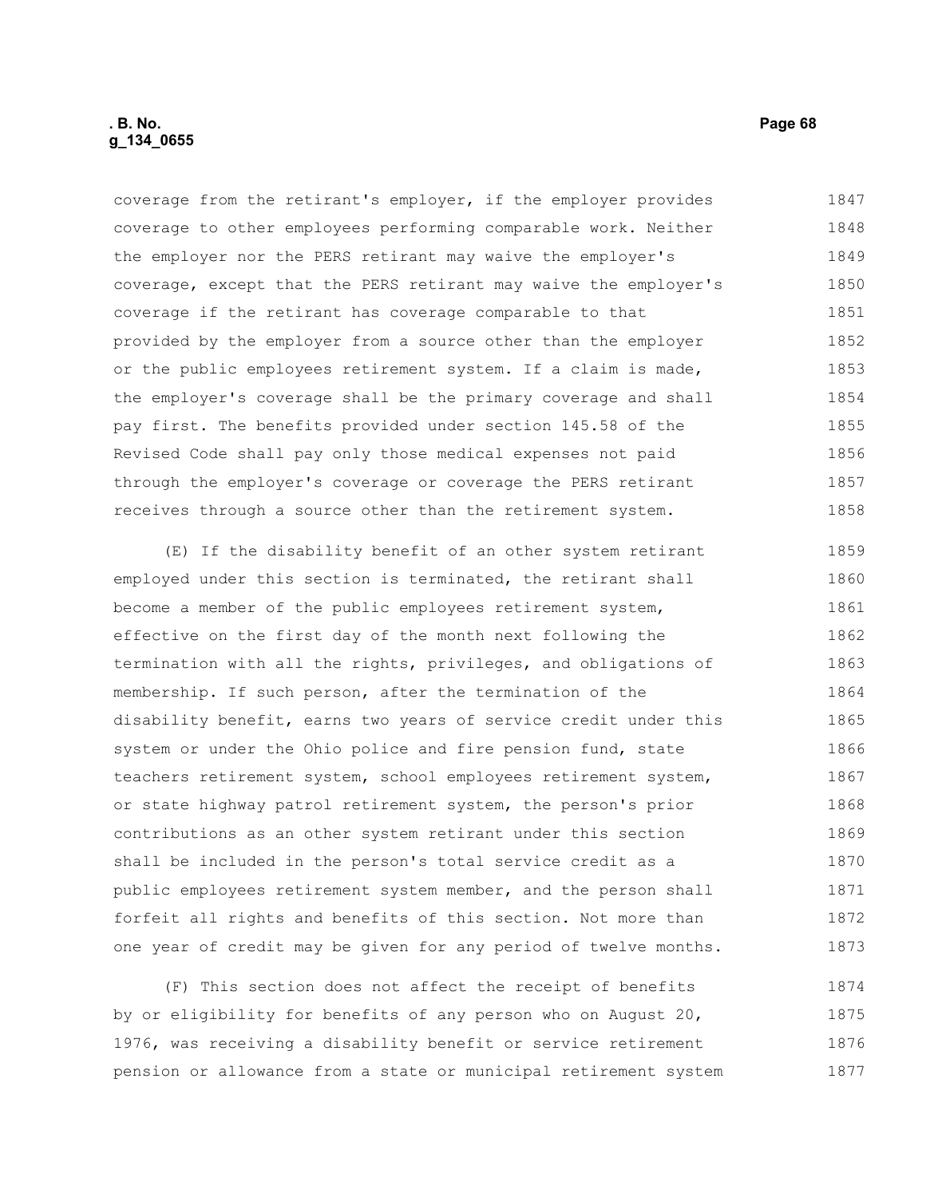coverage from the retirant's employer, if the employer provides coverage to other employees performing comparable work. Neither the employer nor the PERS retirant may waive the employer's coverage, except that the PERS retirant may waive the employer's coverage if the retirant has coverage comparable to that provided by the employer from a source other than the employer or the public employees retirement system. If a claim is made, the employer's coverage shall be the primary coverage and shall pay first. The benefits provided under section 145.58 of the Revised Code shall pay only those medical expenses not paid through the employer's coverage or coverage the PERS retirant receives through a source other than the retirement system.

(E) If the disability benefit of an other system retirant employed under this section is terminated, the retirant shall become a member of the public employees retirement system, effective on the first day of the month next following the termination with all the rights, privileges, and obligations of membership. If such person, after the termination of the disability benefit, earns two years of service credit under this system or under the Ohio police and fire pension fund, state teachers retirement system, school employees retirement system, or state highway patrol retirement system, the person's prior contributions as an other system retirant under this section shall be included in the person's total service credit as a public employees retirement system member, and the person shall forfeit all rights and benefits of this section. Not more than one year of credit may be given for any period of twelve months.

(F) This section does not affect the receipt of benefits by or eligibility for benefits of any person who on August 20, 1976, was receiving a disability benefit or service retirement pension or allowance from a state or municipal retirement system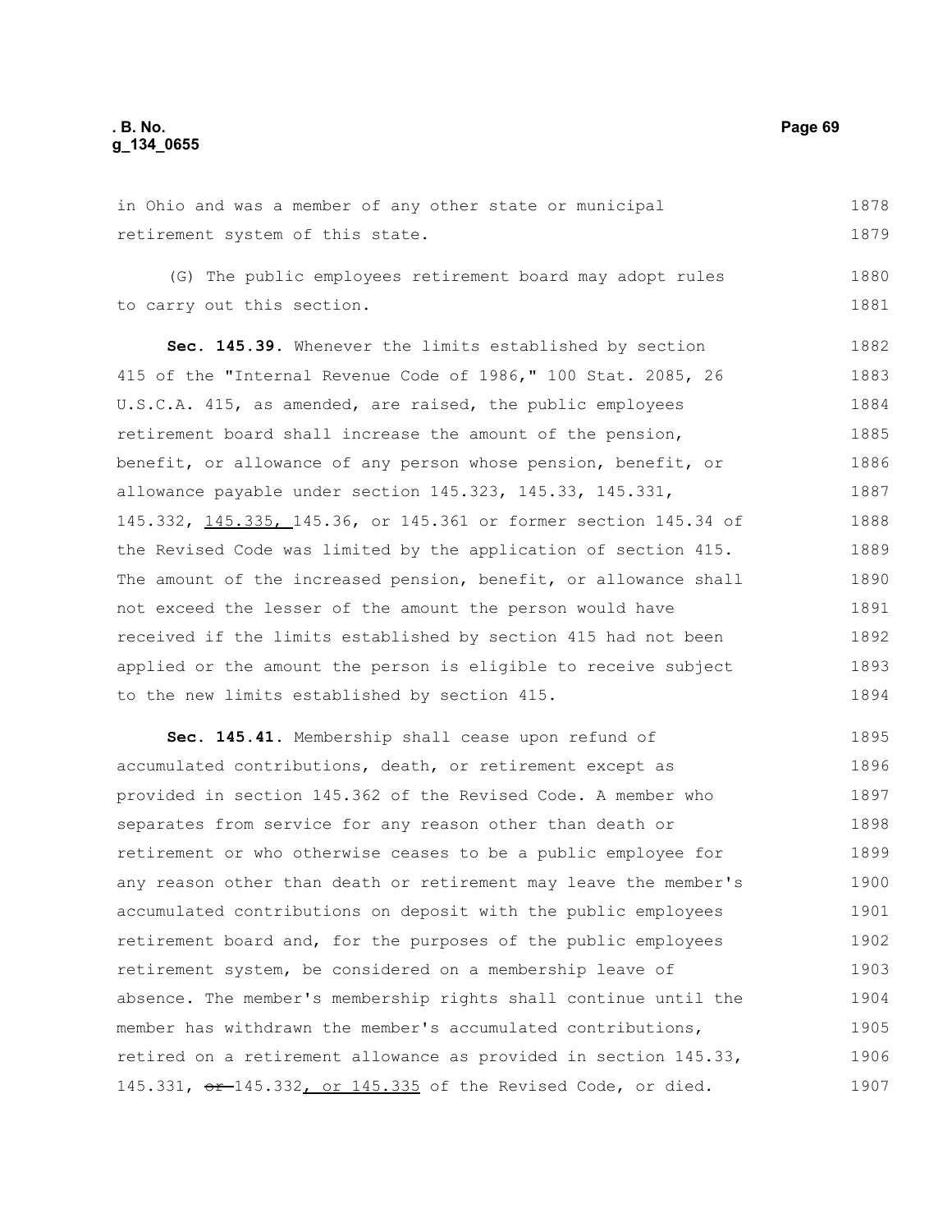in Ohio and was a member of any other state or municipal retirement system of this state.

(G) The public employees retirement board may adopt rules to carry out this section.

**Sec. 145.39.** Whenever the limits established by section 415 of the "Internal Revenue Code of 1986," 100 Stat. 2085, 26 U.S.C.A. 415, as amended, are raised, the public employees retirement board shall increase the amount of the pension, benefit, or allowance of any person whose pension, benefit, or allowance payable under section 145.323, 145.33, 145.331, 145.332, <u>145.335,</u> 145.36, or 145.361 or former section 145.34 of the Revised Code was limited by the application of section 415. The amount of the increased pension, benefit, or allowance shall not exceed the lesser of the amount the person would have received if the limits established by section 415 had not been applied or the amount the person is eligible to receive subject to the new limits established by section 415.

**Sec. 145.41.** Membership shall cease upon refund of accumulated contributions, death, or retirement except as provided in section 145.362 of the Revised Code. A member who separates from service for any reason other than death or retirement or who otherwise ceases to be a public employee for any reason other than death or retirement may leave the member's accumulated contributions on deposit with the public employees retirement board and, for the purposes of the public employees retirement system, be considered on a membership leave of absence. The member's membership rights shall continue until the member has withdrawn the member's accumulated contributions, retired on a retirement allowance as provided in section 145.33, 145.331, ~~or~~ 145.332<u>, or 145.335</u> of the Revised Code, or died.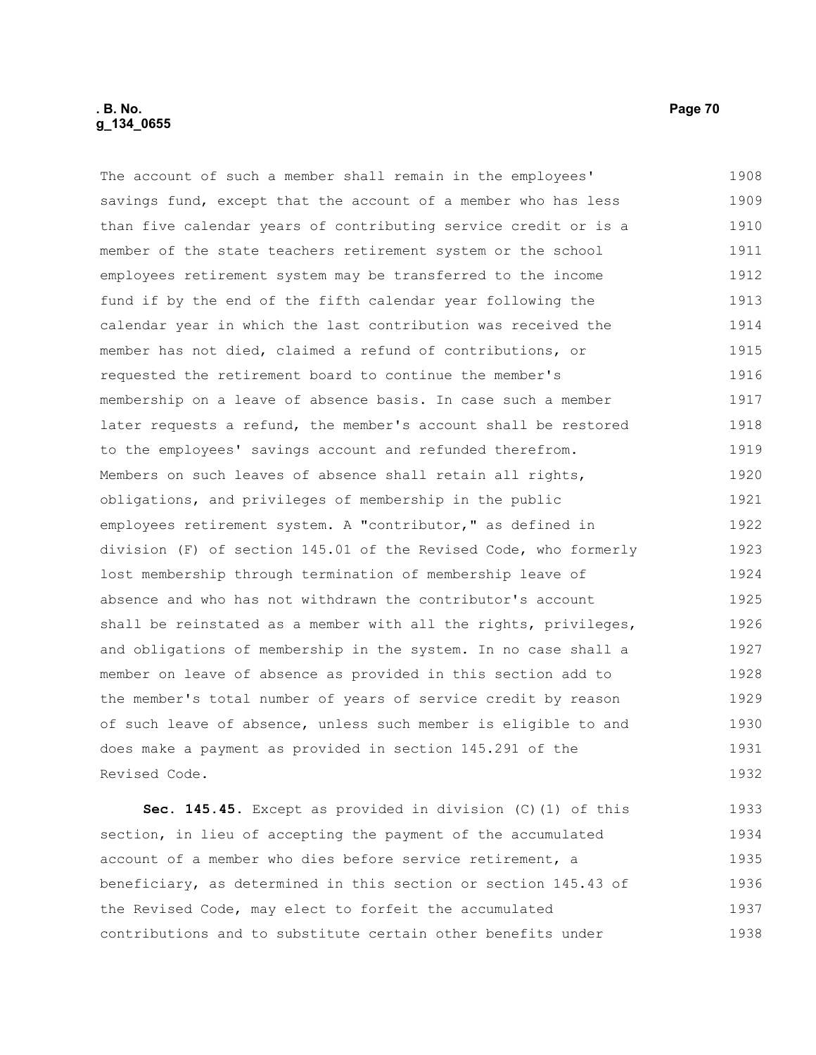The account of such a member shall remain in the employees' savings fund, except that the account of a member who has less than five calendar years of contributing service credit or is a member of the state teachers retirement system or the school employees retirement system may be transferred to the income fund if by the end of the fifth calendar year following the calendar year in which the last contribution was received the member has not died, claimed a refund of contributions, or requested the retirement board to continue the member's membership on a leave of absence basis. In case such a member later requests a refund, the member's account shall be restored to the employees' savings account and refunded therefrom. Members on such leaves of absence shall retain all rights, obligations, and privileges of membership in the public employees retirement system. A "contributor," as defined in division (F) of section 145.01 of the Revised Code, who formerly lost membership through termination of membership leave of absence and who has not withdrawn the contributor's account shall be reinstated as a member with all the rights, privileges, and obligations of membership in the system. In no case shall a member on leave of absence as provided in this section add to the member's total number of years of service credit by reason of such leave of absence, unless such member is eligible to and does make a payment as provided in section 145.291 of the Revised Code.

**Sec. 145.45.** Except as provided in division (C)(1) of this section, in lieu of accepting the payment of the accumulated account of a member who dies before service retirement, a beneficiary, as determined in this section or section 145.43 of the Revised Code, may elect to forfeit the accumulated contributions and to substitute certain other benefits under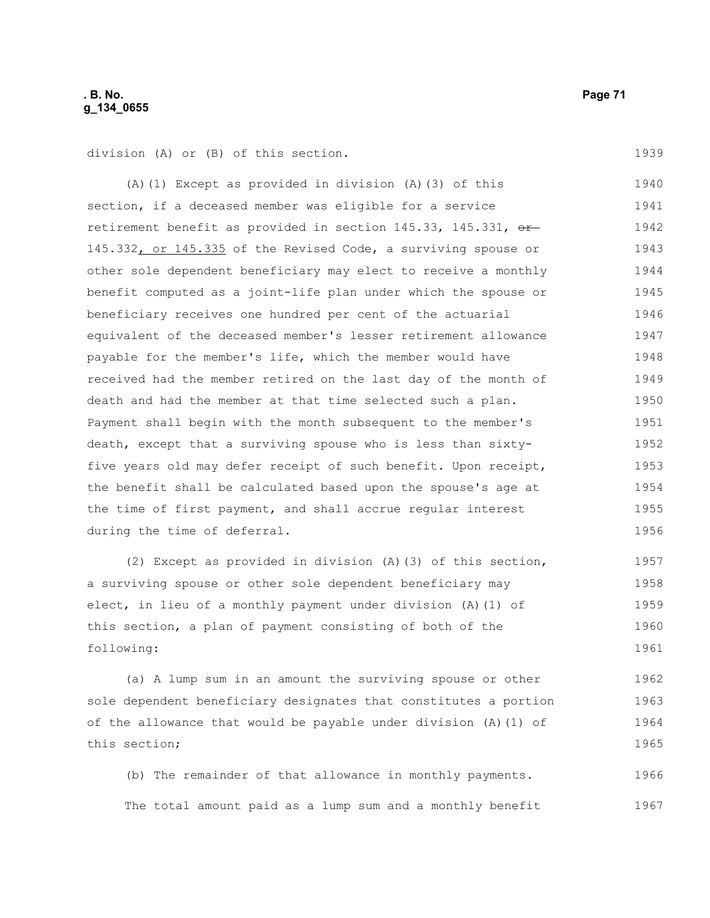division (A) or (B) of this section.

(A)(1) Except as provided in division (A)(3) of this section, if a deceased member was eligible for a service retirement benefit as provided in section 145.33, 145.331, ~~or~~ 145.332, or 145.335 of the Revised Code, a surviving spouse or other sole dependent beneficiary may elect to receive a monthly benefit computed as a joint-life plan under which the spouse or beneficiary receives one hundred per cent of the actuarial equivalent of the deceased member's lesser retirement allowance payable for the member's life, which the member would have received had the member retired on the last day of the month of death and had the member at that time selected such a plan. Payment shall begin with the month subsequent to the member's death, except that a surviving spouse who is less than sixty-five years old may defer receipt of such benefit. Upon receipt, the benefit shall be calculated based upon the spouse's age at the time of first payment, and shall accrue regular interest during the time of deferral.

(2) Except as provided in division (A)(3) of this section, a surviving spouse or other sole dependent beneficiary may elect, in lieu of a monthly payment under division (A)(1) of this section, a plan of payment consisting of both of the following:

(a) A lump sum in an amount the surviving spouse or other sole dependent beneficiary designates that constitutes a portion of the allowance that would be payable under division (A)(1) of this section;

(b) The remainder of that allowance in monthly payments.

The total amount paid as a lump sum and a monthly benefit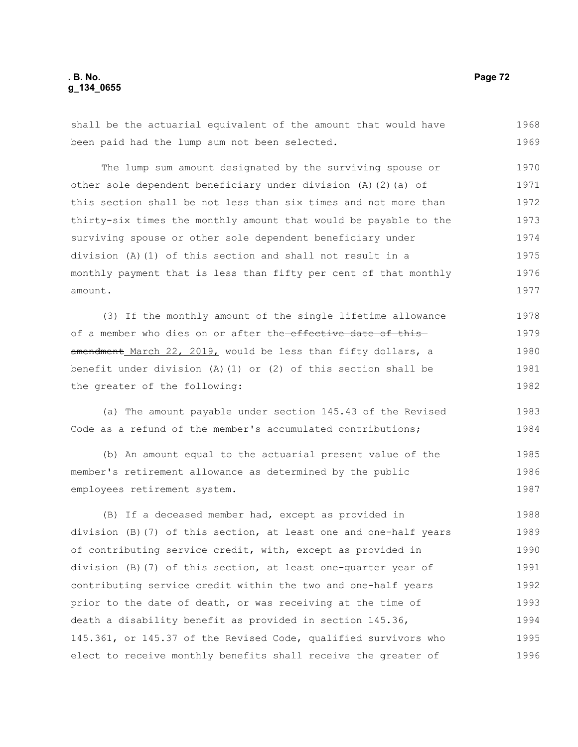shall be the actuarial equivalent of the amount that would have been paid had the lump sum not been selected.

The lump sum amount designated by the surviving spouse or other sole dependent beneficiary under division (A)(2)(a) of this section shall be not less than six times and not more than thirty-six times the monthly amount that would be payable to the surviving spouse or other sole dependent beneficiary under division (A)(1) of this section and shall not result in a monthly payment that is less than fifty per cent of that monthly amount.

(3) If the monthly amount of the single lifetime allowance of a member who dies on or after the ~~effective date of this amendment~~ March 22, 2019, would be less than fifty dollars, a benefit under division (A)(1) or (2) of this section shall be the greater of the following:

(a) The amount payable under section 145.43 of the Revised Code as a refund of the member's accumulated contributions;

(b) An amount equal to the actuarial present value of the member's retirement allowance as determined by the public employees retirement system.

(B) If a deceased member had, except as provided in division (B)(7) of this section, at least one and one-half years of contributing service credit, with, except as provided in division (B)(7) of this section, at least one-quarter year of contributing service credit within the two and one-half years prior to the date of death, or was receiving at the time of death a disability benefit as provided in section 145.36, 145.361, or 145.37 of the Revised Code, qualified survivors who elect to receive monthly benefits shall receive the greater of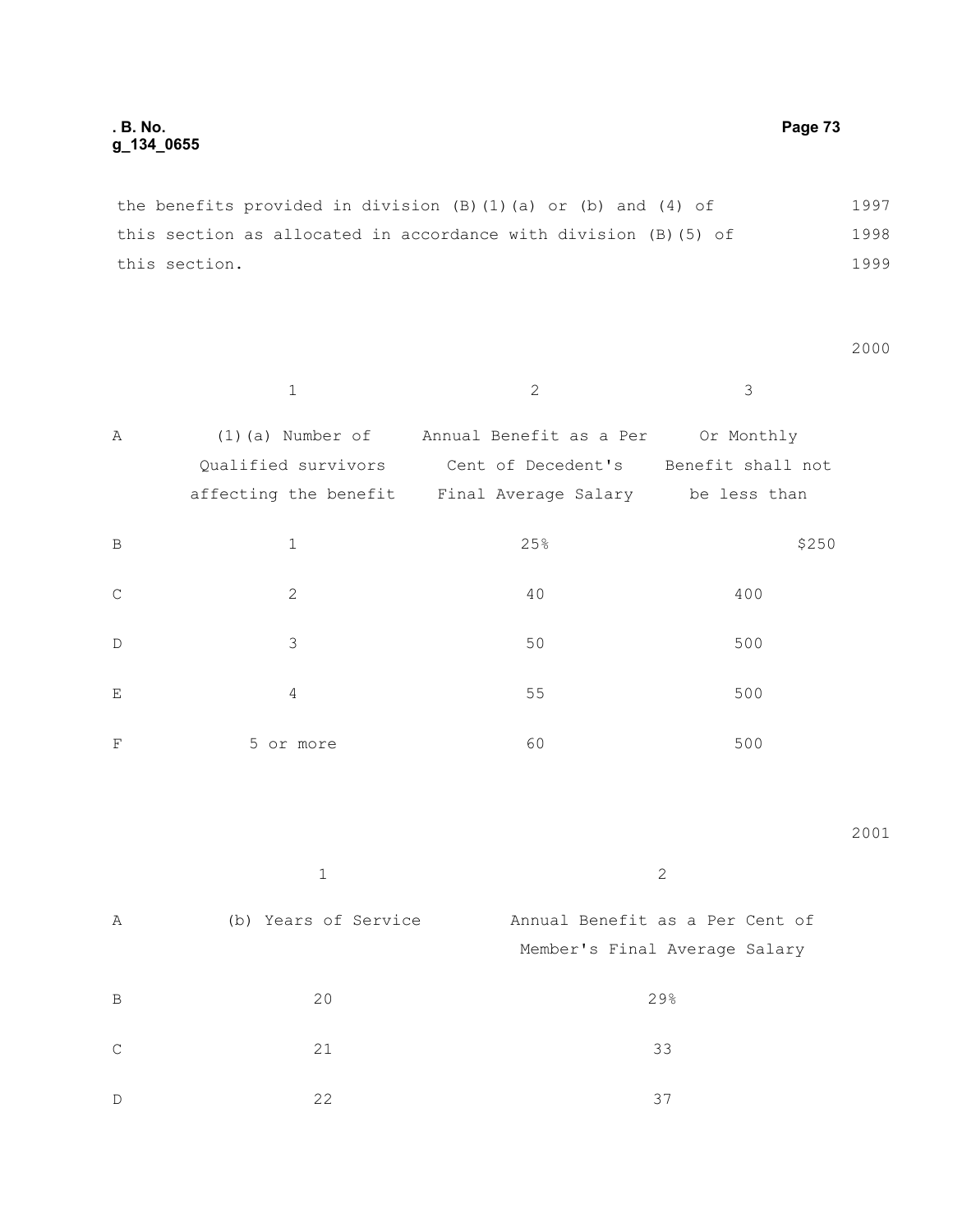the benefits provided in division (B)(1)(a) or (b) and (4) of this section as allocated in accordance with division (B)(5) of this section.

| | 1 | 2 | 3 |
|---|---|---|---|
| A | (1)(a) Number of Qualified survivors affecting the benefit | Annual Benefit as a Per Cent of Decedent's Final Average Salary | Or Monthly Benefit shall not be less than |
| B | 1 | 25% | $250 |
| C | 2 | 40 | 400 |
| D | 3 | 50 | 500 |
| E | 4 | 55 | 500 |
| F | 5 or more | 60 | 500 |

| | 1 | 2 |
|---|---|---|
| A | (b) Years of Service | Annual Benefit as a Per Cent of Member's Final Average Salary |
| B | 20 | 29% |
| C | 21 | 33 |
| D | 22 | 37 |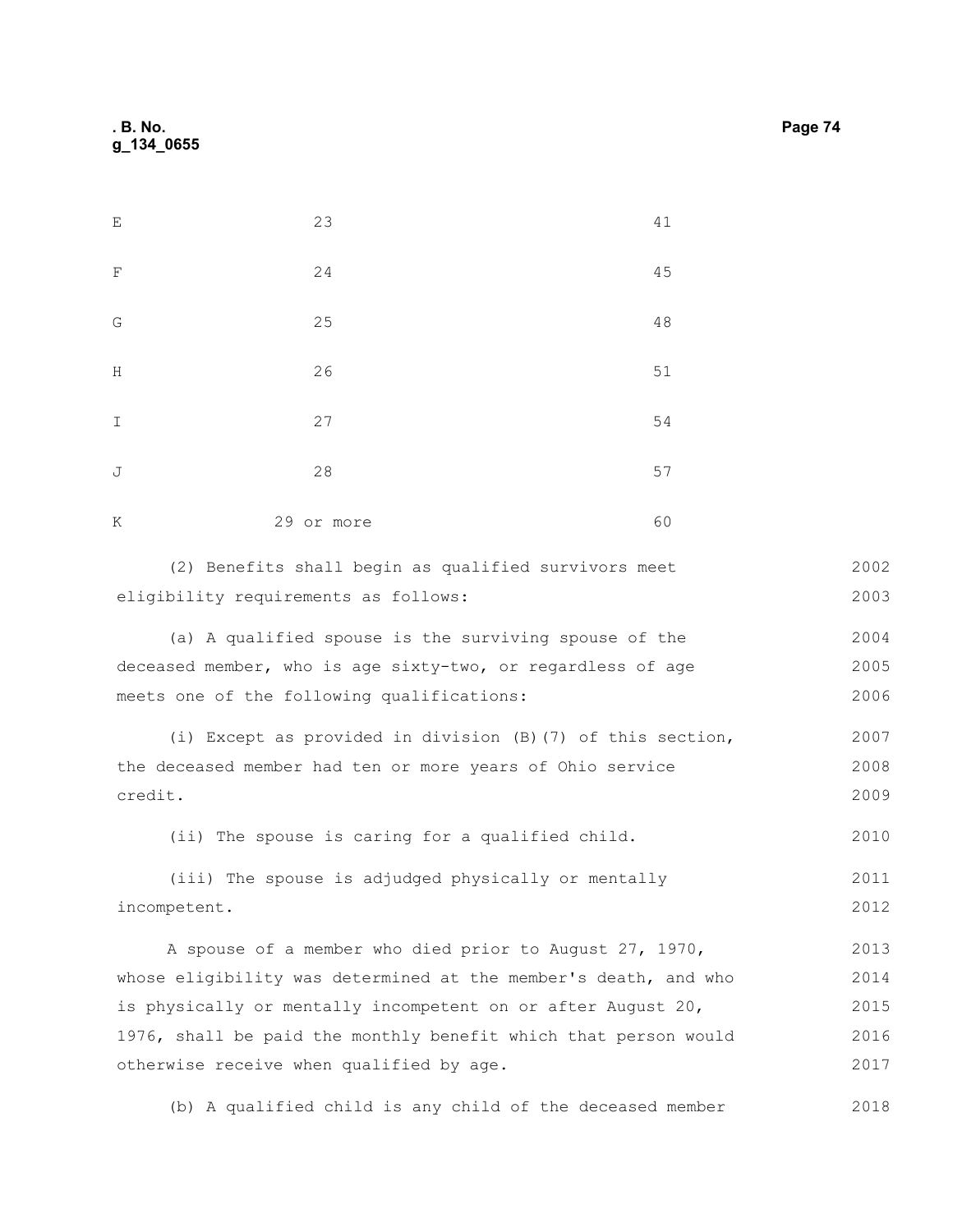| | | |
|---|---|---|
| E | 23 | 41 |
| F | 24 | 45 |
| G | 25 | 48 |
| H | 26 | 51 |
| I | 27 | 54 |
| J | 28 | 57 |
| K | 29 or more | 60 |

(2) Benefits shall begin as qualified survivors meet eligibility requirements as follows:

(a) A qualified spouse is the surviving spouse of the deceased member, who is age sixty-two, or regardless of age meets one of the following qualifications:

(i) Except as provided in division (B)(7) of this section, the deceased member had ten or more years of Ohio service credit.

(ii) The spouse is caring for a qualified child.

(iii) The spouse is adjudged physically or mentally incompetent.

A spouse of a member who died prior to August 27, 1970, whose eligibility was determined at the member's death, and who is physically or mentally incompetent on or after August 20, 1976, shall be paid the monthly benefit which that person would otherwise receive when qualified by age.

(b) A qualified child is any child of the deceased member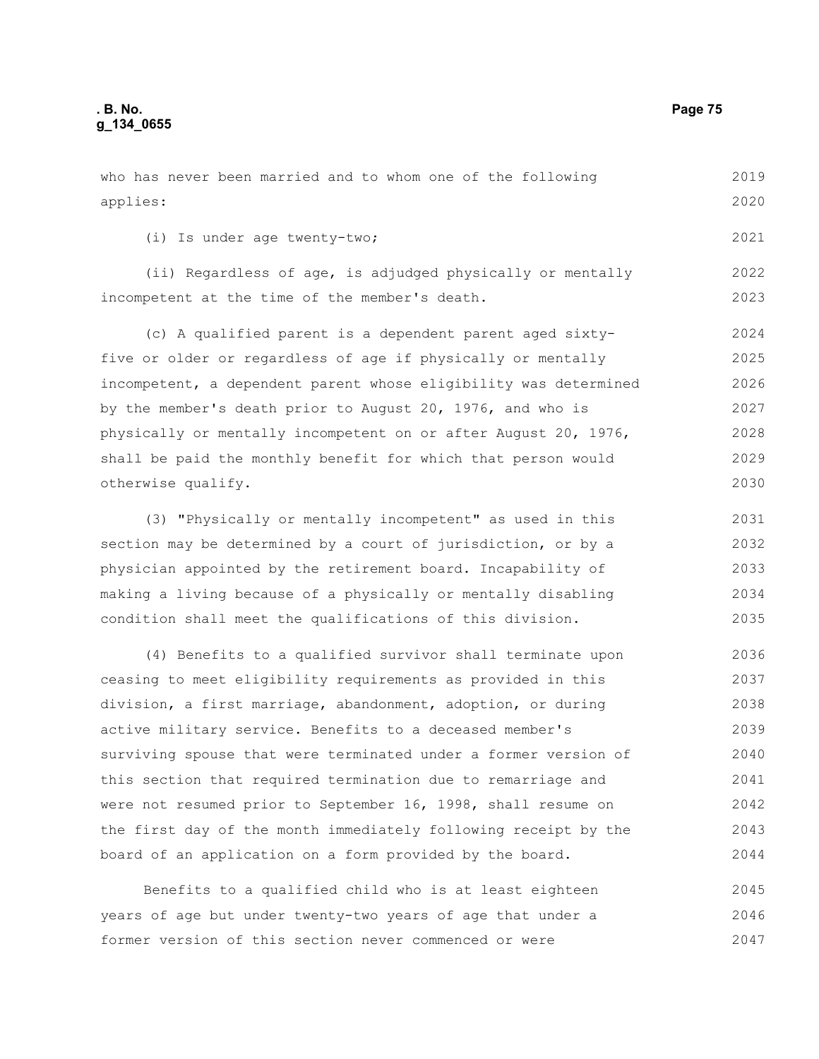who has never been married and to whom one of the following applies:

(i) Is under age twenty-two;

(ii) Regardless of age, is adjudged physically or mentally incompetent at the time of the member's death.

(c) A qualified parent is a dependent parent aged sixty-five or older or regardless of age if physically or mentally incompetent, a dependent parent whose eligibility was determined by the member's death prior to August 20, 1976, and who is physically or mentally incompetent on or after August 20, 1976, shall be paid the monthly benefit for which that person would otherwise qualify.

(3) "Physically or mentally incompetent" as used in this section may be determined by a court of jurisdiction, or by a physician appointed by the retirement board. Incapability of making a living because of a physically or mentally disabling condition shall meet the qualifications of this division.

(4) Benefits to a qualified survivor shall terminate upon ceasing to meet eligibility requirements as provided in this division, a first marriage, abandonment, adoption, or during active military service. Benefits to a deceased member's surviving spouse that were terminated under a former version of this section that required termination due to remarriage and were not resumed prior to September 16, 1998, shall resume on the first day of the month immediately following receipt by the board of an application on a form provided by the board.

Benefits to a qualified child who is at least eighteen years of age but under twenty-two years of age that under a former version of this section never commenced or were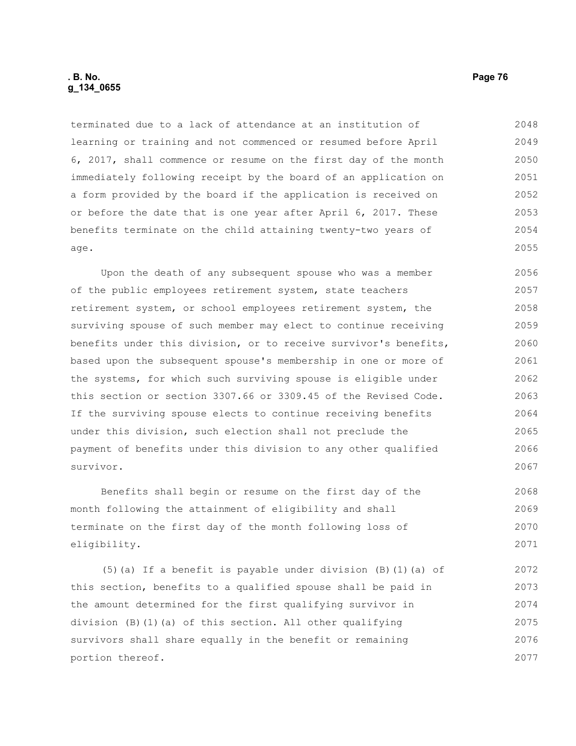terminated due to a lack of attendance at an institution of learning or training and not commenced or resumed before April 6, 2017, shall commence or resume on the first day of the month immediately following receipt by the board of an application on a form provided by the board if the application is received on or before the date that is one year after April 6, 2017. These benefits terminate on the child attaining twenty-two years of age.

Upon the death of any subsequent spouse who was a member of the public employees retirement system, state teachers retirement system, or school employees retirement system, the surviving spouse of such member may elect to continue receiving benefits under this division, or to receive survivor's benefits, based upon the subsequent spouse's membership in one or more of the systems, for which such surviving spouse is eligible under this section or section 3307.66 or 3309.45 of the Revised Code. If the surviving spouse elects to continue receiving benefits under this division, such election shall not preclude the payment of benefits under this division to any other qualified survivor.

Benefits shall begin or resume on the first day of the month following the attainment of eligibility and shall terminate on the first day of the month following loss of eligibility.

(5)(a) If a benefit is payable under division (B)(1)(a) of this section, benefits to a qualified spouse shall be paid in the amount determined for the first qualifying survivor in division (B)(1)(a) of this section. All other qualifying survivors shall share equally in the benefit or remaining portion thereof.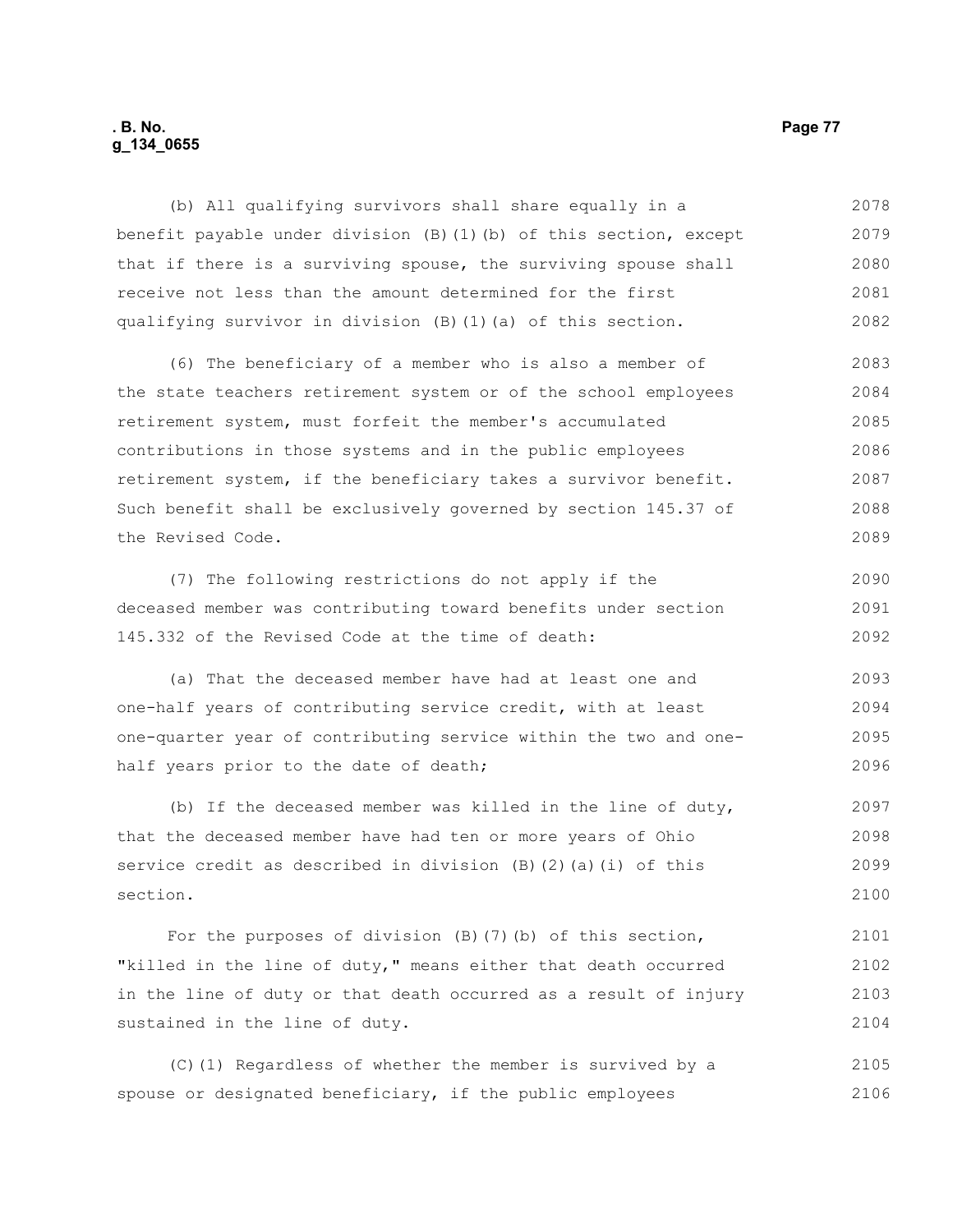(b) All qualifying survivors shall share equally in a benefit payable under division (B)(1)(b) of this section, except that if there is a surviving spouse, the surviving spouse shall receive not less than the amount determined for the first qualifying survivor in division (B)(1)(a) of this section.

(6) The beneficiary of a member who is also a member of the state teachers retirement system or of the school employees retirement system, must forfeit the member's accumulated contributions in those systems and in the public employees retirement system, if the beneficiary takes a survivor benefit. Such benefit shall be exclusively governed by section 145.37 of the Revised Code.

(7) The following restrictions do not apply if the deceased member was contributing toward benefits under section 145.332 of the Revised Code at the time of death:

(a) That the deceased member have had at least one and one-half years of contributing service credit, with at least one-quarter year of contributing service within the two and one-half years prior to the date of death;

(b) If the deceased member was killed in the line of duty, that the deceased member have had ten or more years of Ohio service credit as described in division (B)(2)(a)(i) of this section.

For the purposes of division (B)(7)(b) of this section, "killed in the line of duty," means either that death occurred in the line of duty or that death occurred as a result of injury sustained in the line of duty.

(C)(1) Regardless of whether the member is survived by a spouse or designated beneficiary, if the public employees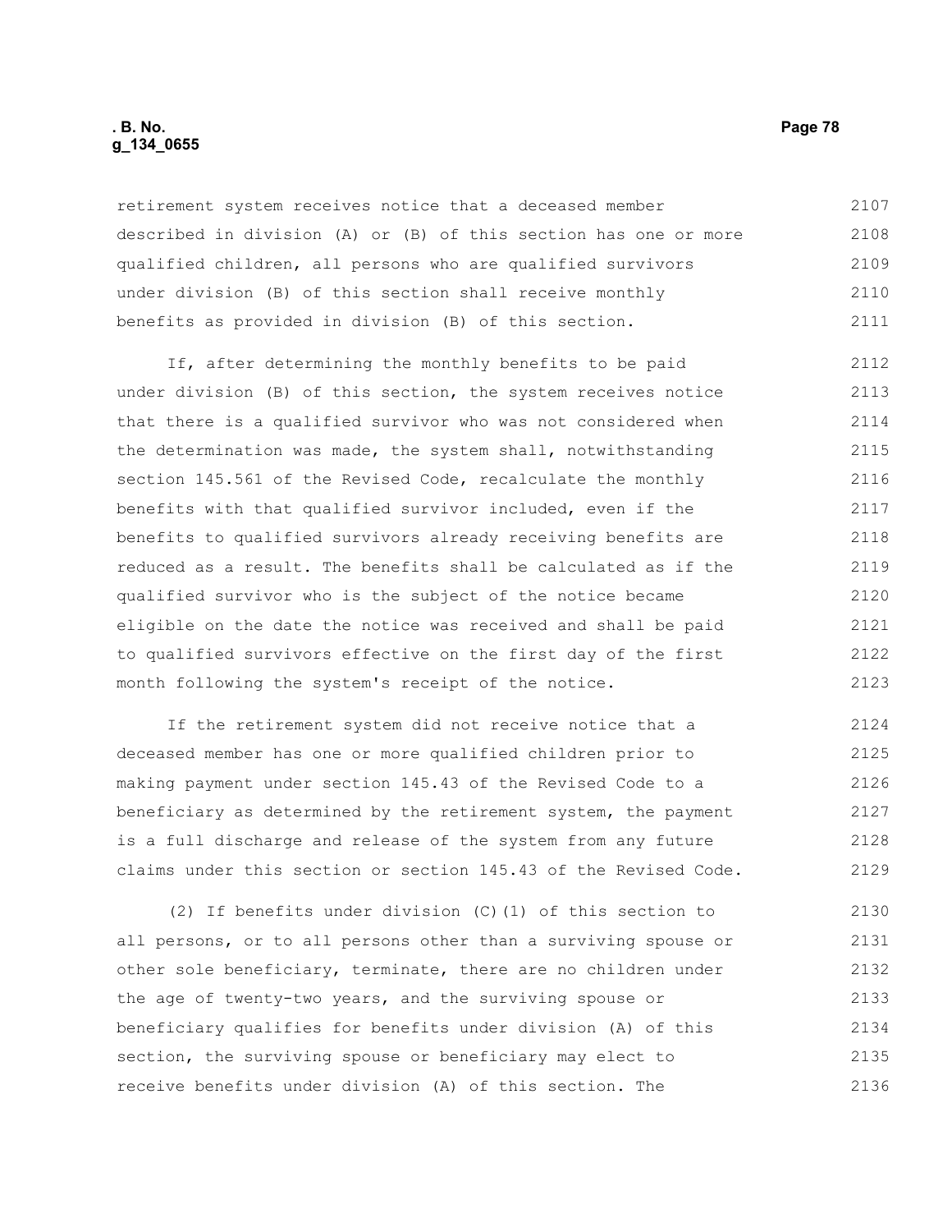retirement system receives notice that a deceased member described in division (A) or (B) of this section has one or more qualified children, all persons who are qualified survivors under division (B) of this section shall receive monthly benefits as provided in division (B) of this section.

If, after determining the monthly benefits to be paid under division (B) of this section, the system receives notice that there is a qualified survivor who was not considered when the determination was made, the system shall, notwithstanding section 145.561 of the Revised Code, recalculate the monthly benefits with that qualified survivor included, even if the benefits to qualified survivors already receiving benefits are reduced as a result. The benefits shall be calculated as if the qualified survivor who is the subject of the notice became eligible on the date the notice was received and shall be paid to qualified survivors effective on the first day of the first month following the system's receipt of the notice.

If the retirement system did not receive notice that a deceased member has one or more qualified children prior to making payment under section 145.43 of the Revised Code to a beneficiary as determined by the retirement system, the payment is a full discharge and release of the system from any future claims under this section or section 145.43 of the Revised Code.

(2) If benefits under division (C)(1) of this section to all persons, or to all persons other than a surviving spouse or other sole beneficiary, terminate, there are no children under the age of twenty-two years, and the surviving spouse or beneficiary qualifies for benefits under division (A) of this section, the surviving spouse or beneficiary may elect to receive benefits under division (A) of this section. The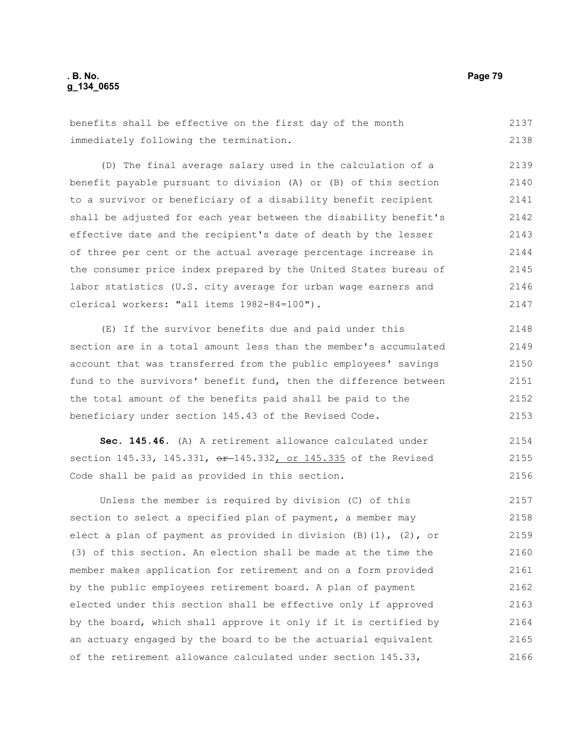benefits shall be effective on the first day of the month immediately following the termination.

(D) The final average salary used in the calculation of a benefit payable pursuant to division (A) or (B) of this section to a survivor or beneficiary of a disability benefit recipient shall be adjusted for each year between the disability benefit's effective date and the recipient's date of death by the lesser of three per cent or the actual average percentage increase in the consumer price index prepared by the United States bureau of labor statistics (U.S. city average for urban wage earners and clerical workers: "all items 1982-84=100").

(E) If the survivor benefits due and paid under this section are in a total amount less than the member's accumulated account that was transferred from the public employees' savings fund to the survivors' benefit fund, then the difference between the total amount of the benefits paid shall be paid to the beneficiary under section 145.43 of the Revised Code.

**Sec. 145.46.** (A) A retirement allowance calculated under section 145.33, 145.331, ~~or~~ 145.332, or 145.335 of the Revised Code shall be paid as provided in this section.

Unless the member is required by division (C) of this section to select a specified plan of payment, a member may elect a plan of payment as provided in division (B)(1), (2), or (3) of this section. An election shall be made at the time the member makes application for retirement and on a form provided by the public employees retirement board. A plan of payment elected under this section shall be effective only if approved by the board, which shall approve it only if it is certified by an actuary engaged by the board to be the actuarial equivalent of the retirement allowance calculated under section 145.33,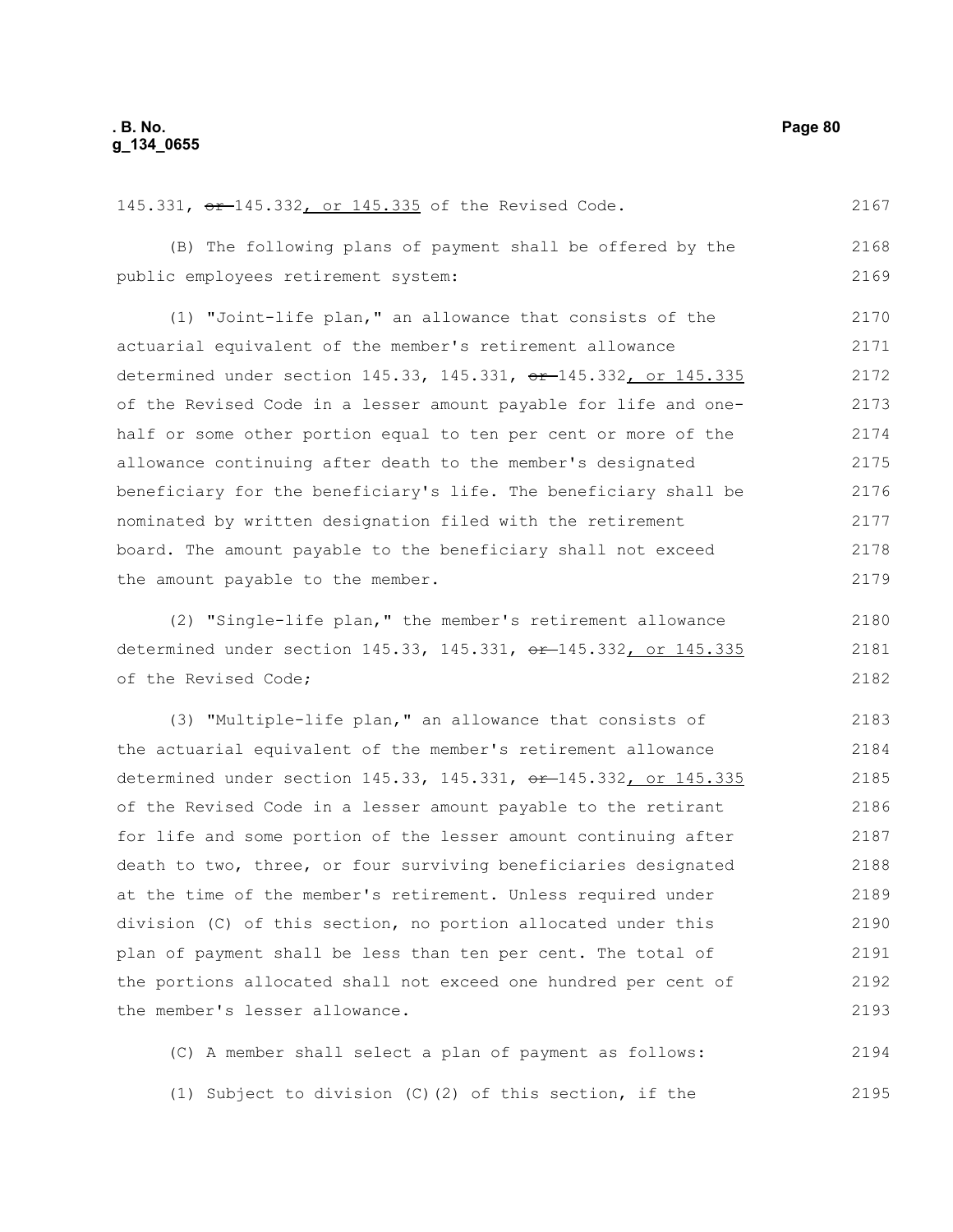145.331, ~~or~~ 145.332, or 145.335 of the Revised Code.

(B) The following plans of payment shall be offered by the public employees retirement system:

(1) "Joint-life plan," an allowance that consists of the actuarial equivalent of the member's retirement allowance determined under section 145.33, 145.331, ~~or~~ 145.332, or 145.335 of the Revised Code in a lesser amount payable for life and one-half or some other portion equal to ten per cent or more of the allowance continuing after death to the member's designated beneficiary for the beneficiary's life. The beneficiary shall be nominated by written designation filed with the retirement board. The amount payable to the beneficiary shall not exceed the amount payable to the member.

(2) "Single-life plan," the member's retirement allowance determined under section 145.33, 145.331, ~~or~~ 145.332, or 145.335 of the Revised Code;

(3) "Multiple-life plan," an allowance that consists of the actuarial equivalent of the member's retirement allowance determined under section 145.33, 145.331, ~~or~~ 145.332, or 145.335 of the Revised Code in a lesser amount payable to the retirant for life and some portion of the lesser amount continuing after death to two, three, or four surviving beneficiaries designated at the time of the member's retirement. Unless required under division (C) of this section, no portion allocated under this plan of payment shall be less than ten per cent. The total of the portions allocated shall not exceed one hundred per cent of the member's lesser allowance.

(C) A member shall select a plan of payment as follows:

(1) Subject to division (C)(2) of this section, if the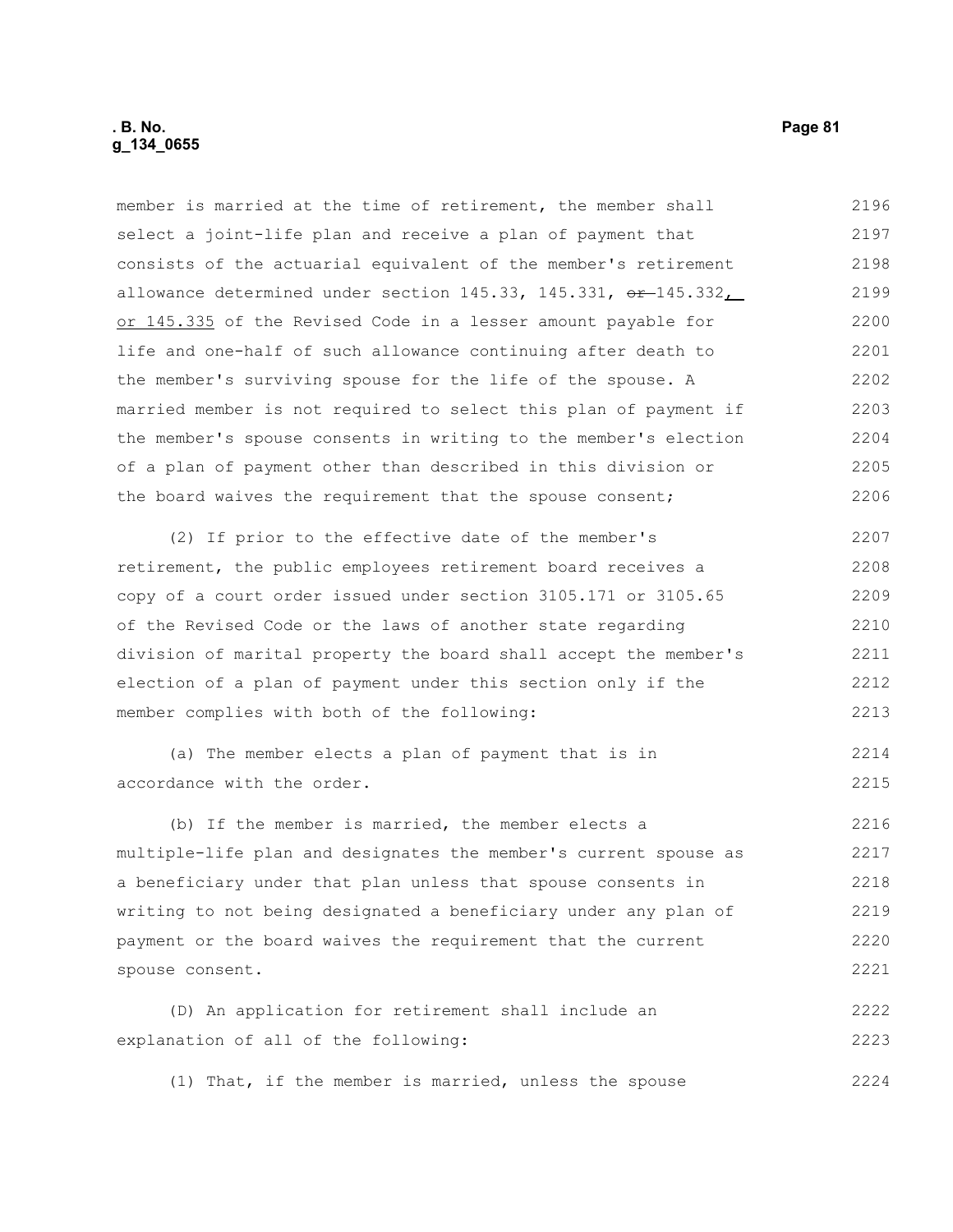member is married at the time of retirement, the member shall select a joint-life plan and receive a plan of payment that consists of the actuarial equivalent of the member's retirement allowance determined under section 145.33, 145.331, ~~or~~ 145.332, or 145.335 of the Revised Code in a lesser amount payable for life and one-half of such allowance continuing after death to the member's surviving spouse for the life of the spouse. A married member is not required to select this plan of payment if the member's spouse consents in writing to the member's election of a plan of payment other than described in this division or the board waives the requirement that the spouse consent;

(2) If prior to the effective date of the member's retirement, the public employees retirement board receives a copy of a court order issued under section 3105.171 or 3105.65 of the Revised Code or the laws of another state regarding division of marital property the board shall accept the member's election of a plan of payment under this section only if the member complies with both of the following:

(a) The member elects a plan of payment that is in accordance with the order.

(b) If the member is married, the member elects a multiple-life plan and designates the member's current spouse as a beneficiary under that plan unless that spouse consents in writing to not being designated a beneficiary under any plan of payment or the board waives the requirement that the current spouse consent.

(D) An application for retirement shall include an explanation of all of the following:

(1) That, if the member is married, unless the spouse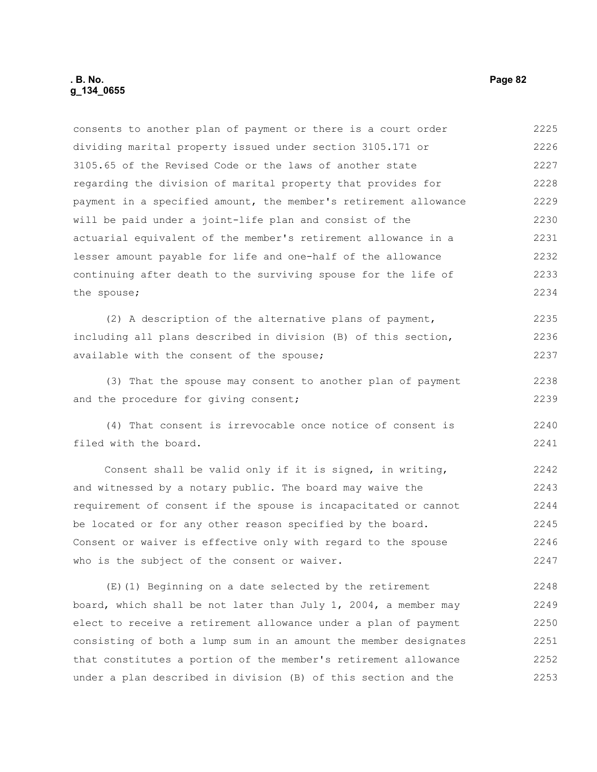consents to another plan of payment or there is a court order dividing marital property issued under section 3105.171 or 3105.65 of the Revised Code or the laws of another state regarding the division of marital property that provides for payment in a specified amount, the member's retirement allowance will be paid under a joint-life plan and consist of the actuarial equivalent of the member's retirement allowance in a lesser amount payable for life and one-half of the allowance continuing after death to the surviving spouse for the life of the spouse;

(2) A description of the alternative plans of payment, including all plans described in division (B) of this section, available with the consent of the spouse;

(3) That the spouse may consent to another plan of payment and the procedure for giving consent;

(4) That consent is irrevocable once notice of consent is filed with the board.

Consent shall be valid only if it is signed, in writing, and witnessed by a notary public. The board may waive the requirement of consent if the spouse is incapacitated or cannot be located or for any other reason specified by the board. Consent or waiver is effective only with regard to the spouse who is the subject of the consent or waiver.

(E)(1) Beginning on a date selected by the retirement board, which shall be not later than July 1, 2004, a member may elect to receive a retirement allowance under a plan of payment consisting of both a lump sum in an amount the member designates that constitutes a portion of the member's retirement allowance under a plan described in division (B) of this section and the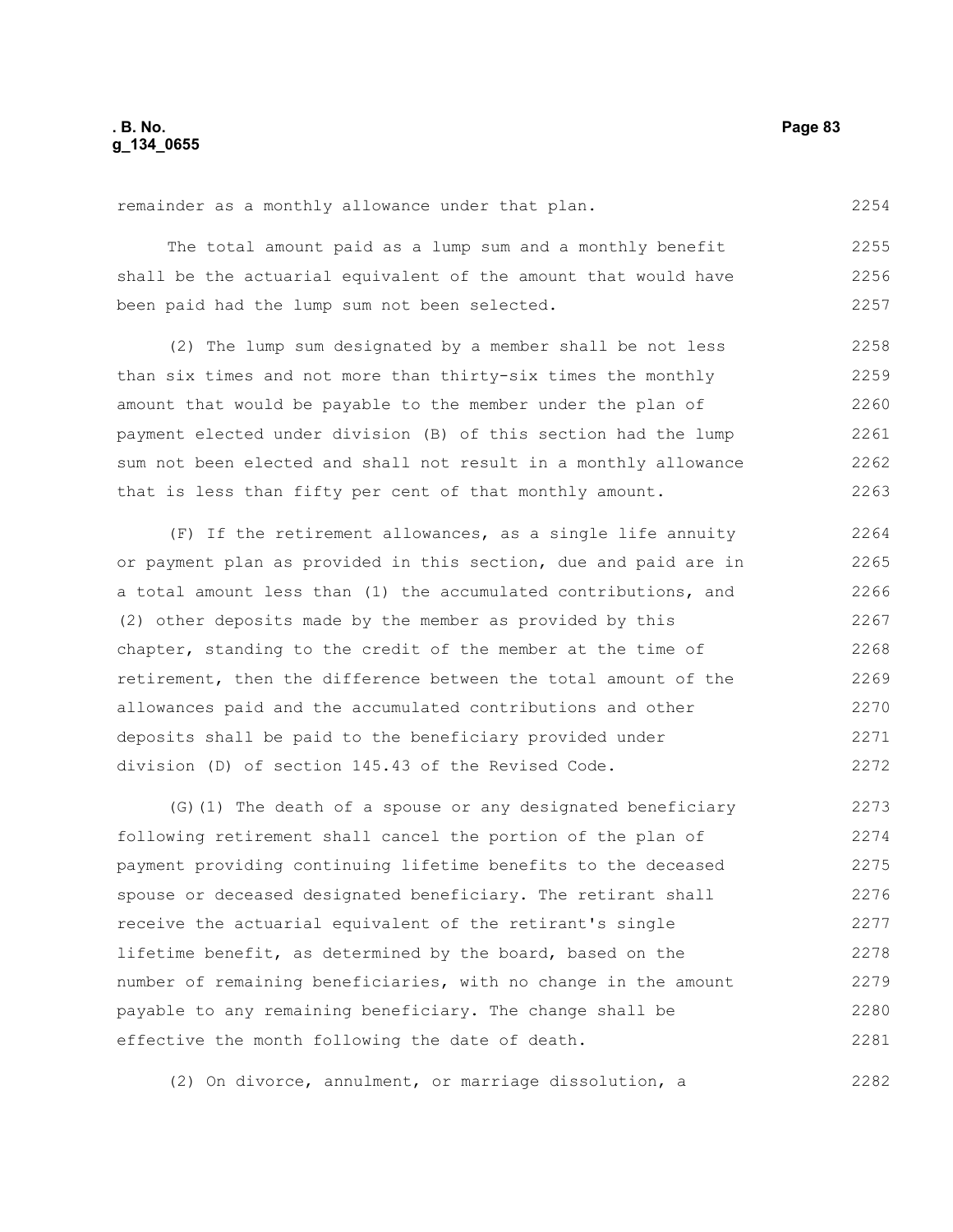remainder as a monthly allowance under that plan.

The total amount paid as a lump sum and a monthly benefit shall be the actuarial equivalent of the amount that would have been paid had the lump sum not been selected.

(2) The lump sum designated by a member shall be not less than six times and not more than thirty-six times the monthly amount that would be payable to the member under the plan of payment elected under division (B) of this section had the lump sum not been elected and shall not result in a monthly allowance that is less than fifty per cent of that monthly amount.

(F) If the retirement allowances, as a single life annuity or payment plan as provided in this section, due and paid are in a total amount less than (1) the accumulated contributions, and (2) other deposits made by the member as provided by this chapter, standing to the credit of the member at the time of retirement, then the difference between the total amount of the allowances paid and the accumulated contributions and other deposits shall be paid to the beneficiary provided under division (D) of section 145.43 of the Revised Code.

(G)(1) The death of a spouse or any designated beneficiary following retirement shall cancel the portion of the plan of payment providing continuing lifetime benefits to the deceased spouse or deceased designated beneficiary. The retirant shall receive the actuarial equivalent of the retirant's single lifetime benefit, as determined by the board, based on the number of remaining beneficiaries, with no change in the amount payable to any remaining beneficiary. The change shall be effective the month following the date of death.

(2) On divorce, annulment, or marriage dissolution, a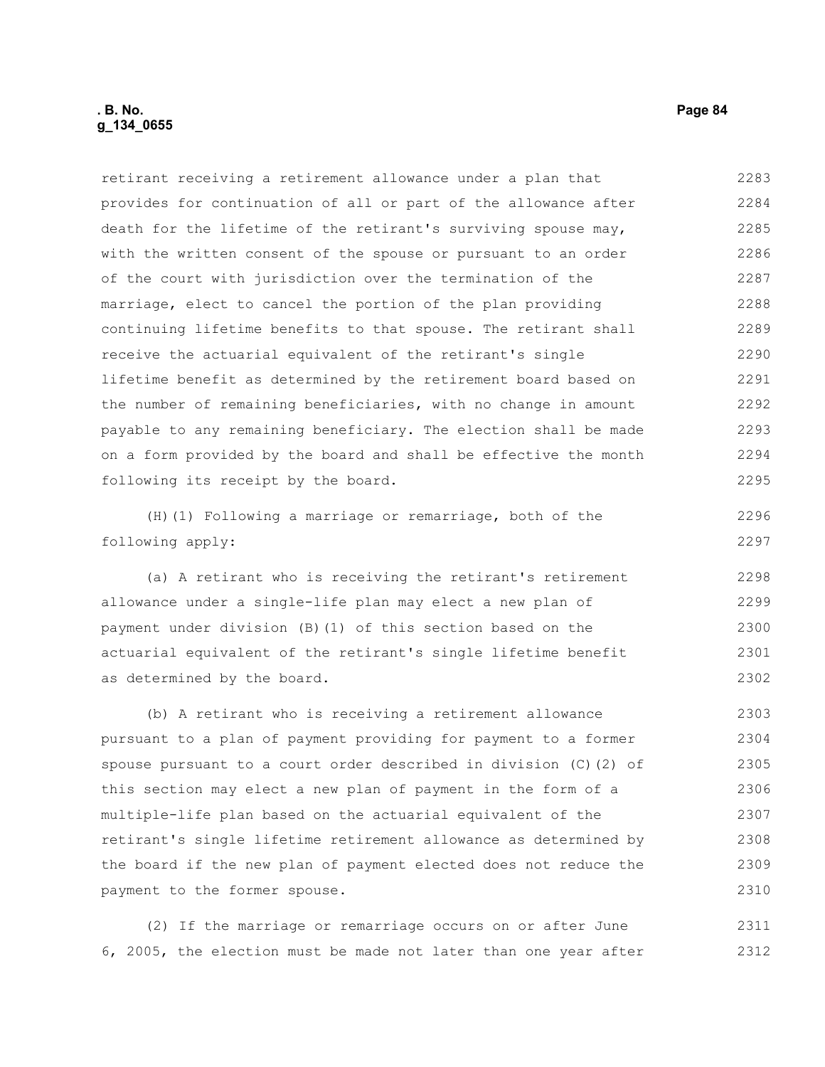retirant receiving a retirement allowance under a plan that provides for continuation of all or part of the allowance after death for the lifetime of the retirant's surviving spouse may, with the written consent of the spouse or pursuant to an order of the court with jurisdiction over the termination of the marriage, elect to cancel the portion of the plan providing continuing lifetime benefits to that spouse. The retirant shall receive the actuarial equivalent of the retirant's single lifetime benefit as determined by the retirement board based on the number of remaining beneficiaries, with no change in amount payable to any remaining beneficiary. The election shall be made on a form provided by the board and shall be effective the month following its receipt by the board.

(H)(1) Following a marriage or remarriage, both of the following apply:

(a) A retirant who is receiving the retirant's retirement allowance under a single-life plan may elect a new plan of payment under division (B)(1) of this section based on the actuarial equivalent of the retirant's single lifetime benefit as determined by the board.

(b) A retirant who is receiving a retirement allowance pursuant to a plan of payment providing for payment to a former spouse pursuant to a court order described in division (C)(2) of this section may elect a new plan of payment in the form of a multiple-life plan based on the actuarial equivalent of the retirant's single lifetime retirement allowance as determined by the board if the new plan of payment elected does not reduce the payment to the former spouse.

(2) If the marriage or remarriage occurs on or after June 6, 2005, the election must be made not later than one year after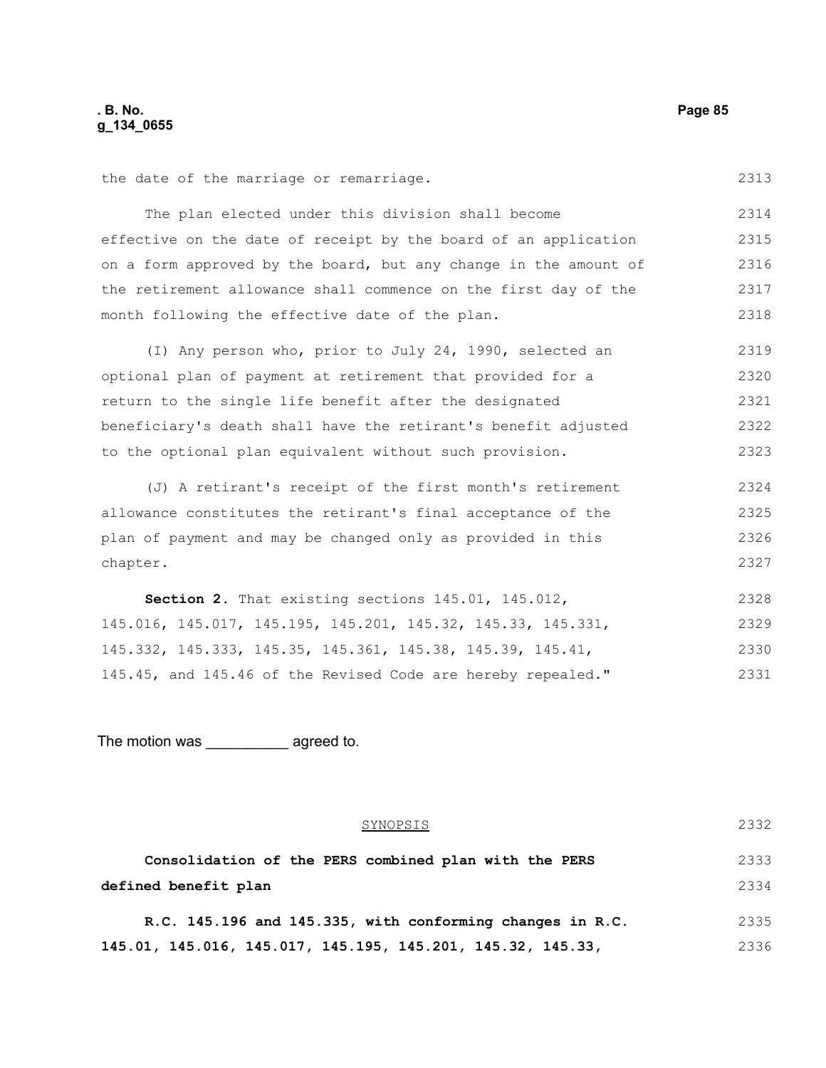the date of the marriage or remarriage.

The plan elected under this division shall become effective on the date of receipt by the board of an application on a form approved by the board, but any change in the amount of the retirement allowance shall commence on the first day of the month following the effective date of the plan.

(I) Any person who, prior to July 24, 1990, selected an optional plan of payment at retirement that provided for a return to the single life benefit after the designated beneficiary's death shall have the retirant's benefit adjusted to the optional plan equivalent without such provision.

(J) A retirant's receipt of the first month's retirement allowance constitutes the retirant's final acceptance of the plan of payment and may be changed only as provided in this chapter.

**Section 2.** That existing sections 145.01, 145.012, 145.016, 145.017, 145.195, 145.201, 145.32, 145.33, 145.331, 145.332, 145.333, 145.35, 145.361, 145.38, 145.39, 145.41, 145.45, and 145.46 of the Revised Code are hereby repealed."

The motion was __________ agreed to.

SYNOPSIS

**Consolidation of the PERS combined plan with the PERS defined benefit plan**

**R.C. 145.196 and 145.335, with conforming changes in R.C. 145.01, 145.016, 145.017, 145.195, 145.201, 145.32, 145.33,**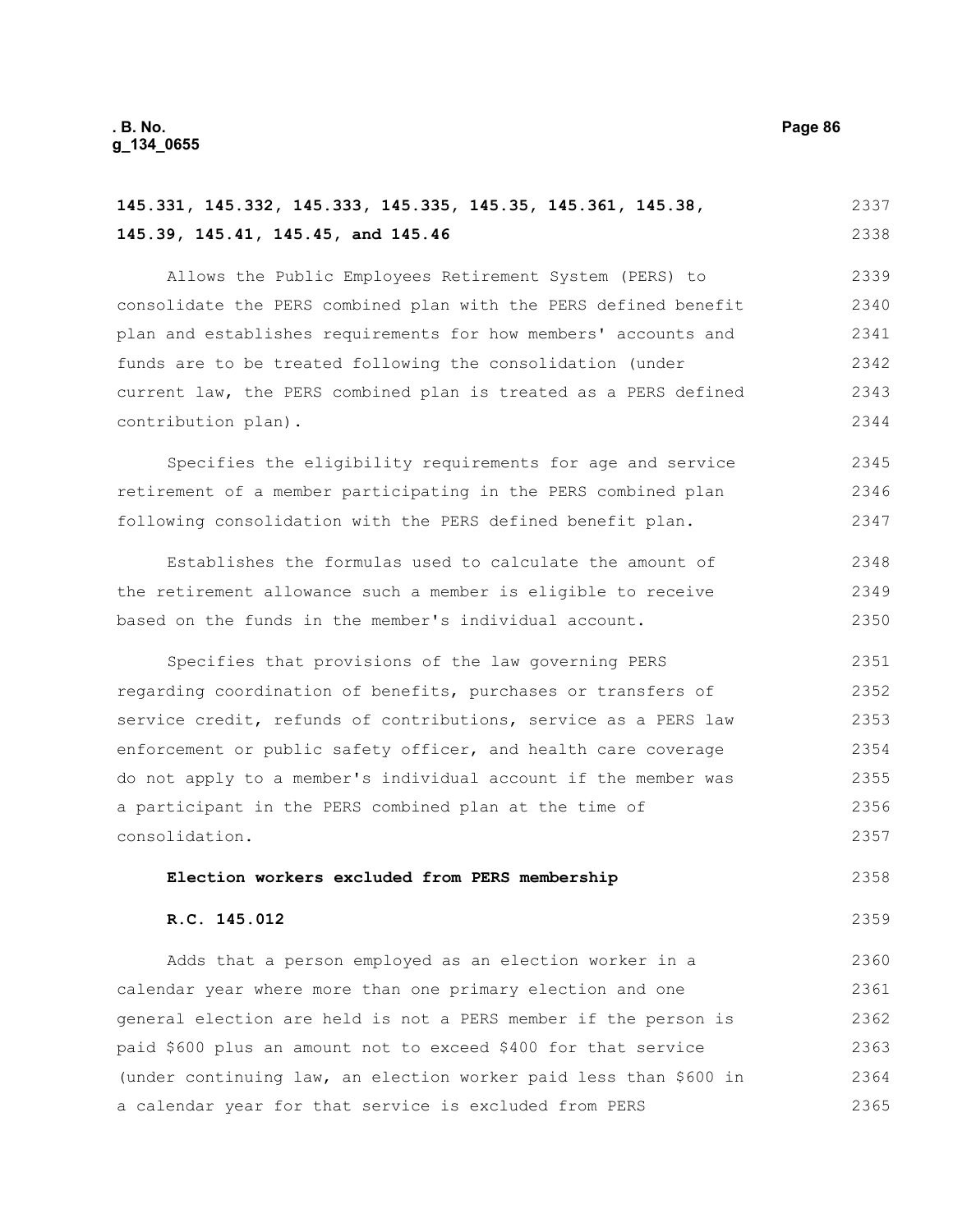**145.331, 145.332, 145.333, 145.335, 145.35, 145.361, 145.38, 145.39, 145.41, 145.45, and 145.46**

Allows the Public Employees Retirement System (PERS) to consolidate the PERS combined plan with the PERS defined benefit plan and establishes requirements for how members' accounts and funds are to be treated following the consolidation (under current law, the PERS combined plan is treated as a PERS defined contribution plan).

Specifies the eligibility requirements for age and service retirement of a member participating in the PERS combined plan following consolidation with the PERS defined benefit plan.

Establishes the formulas used to calculate the amount of the retirement allowance such a member is eligible to receive based on the funds in the member's individual account.

Specifies that provisions of the law governing PERS regarding coordination of benefits, purchases or transfers of service credit, refunds of contributions, service as a PERS law enforcement or public safety officer, and health care coverage do not apply to a member's individual account if the member was a participant in the PERS combined plan at the time of consolidation.

**Election workers excluded from PERS membership**

**R.C. 145.012**

Adds that a person employed as an election worker in a calendar year where more than one primary election and one general election are held is not a PERS member if the person is paid $600 plus an amount not to exceed $400 for that service (under continuing law, an election worker paid less than $600 in a calendar year for that service is excluded from PERS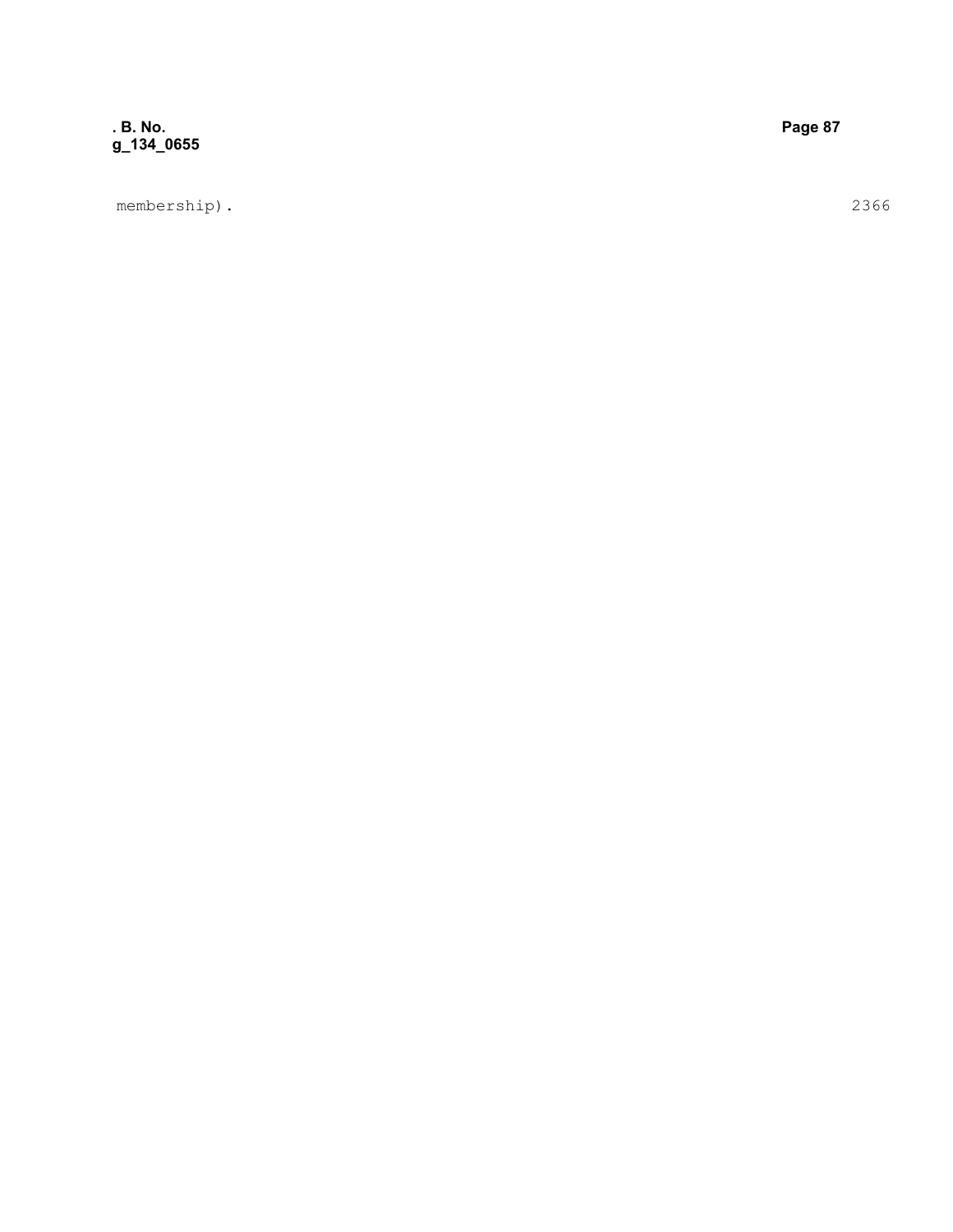membership).